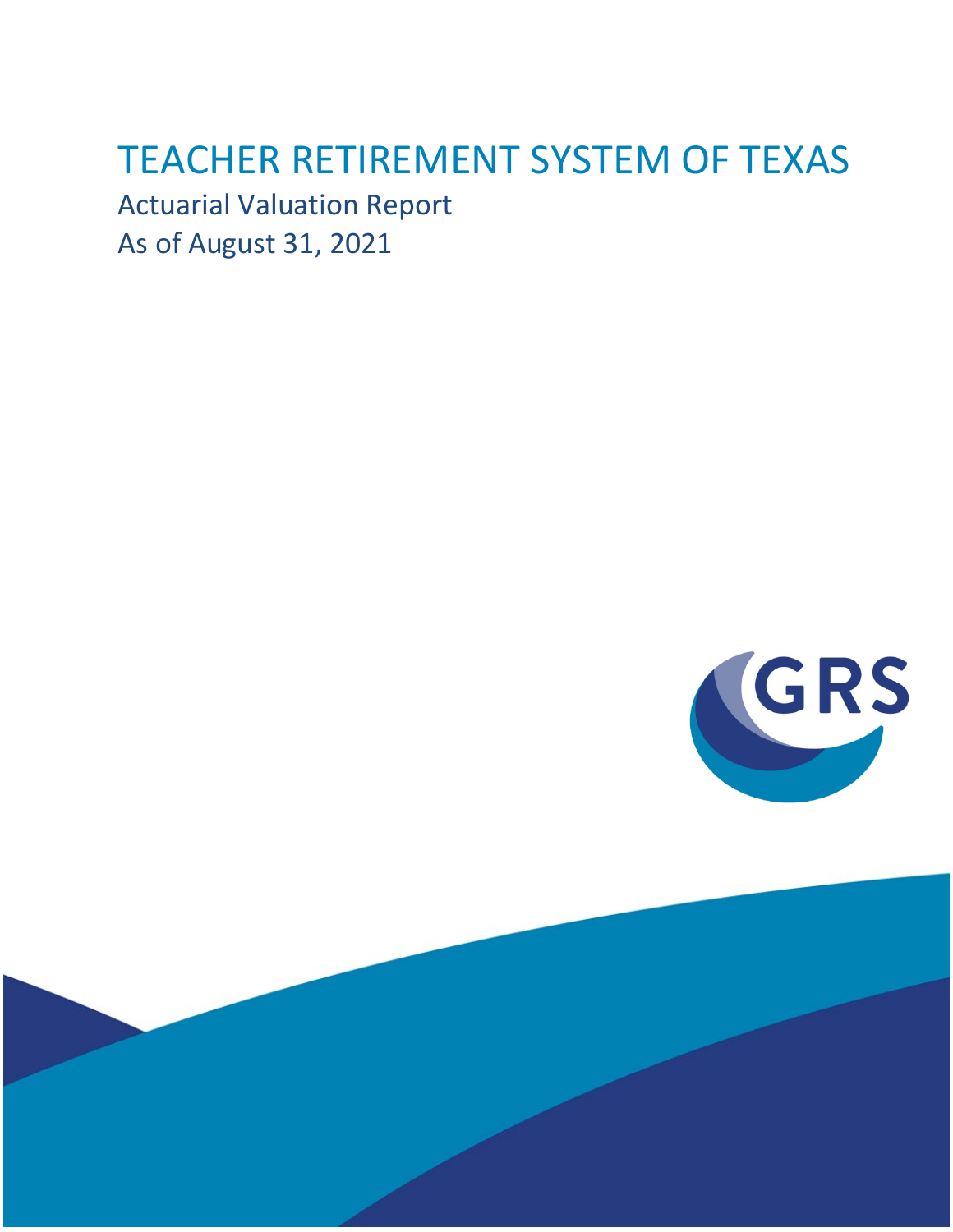# TEACHER RETIREMENT SYSTEM OF TEXAS

Actuarial Valuation Report

As of August 31, 2021

GRS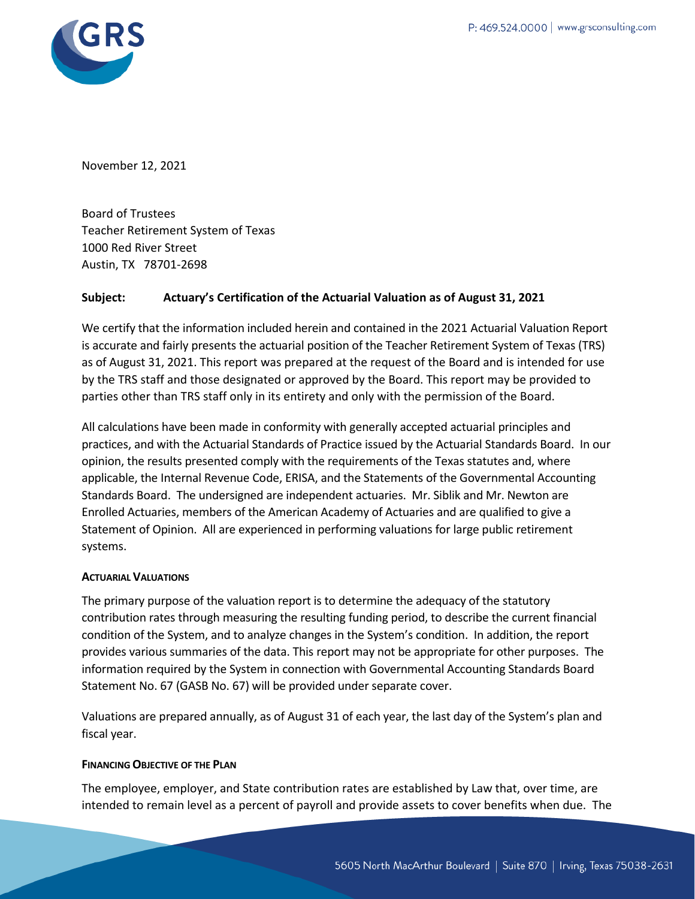November 12, 2021

Board of Trustees
Teacher Retirement System of Texas
1000 Red River Street
Austin, TX 78701-2698

**Subject: Actuary's Certification of the Actuarial Valuation as of August 31, 2021**

We certify that the information included herein and contained in the 2021 Actuarial Valuation Report is accurate and fairly presents the actuarial position of the Teacher Retirement System of Texas (TRS) as of August 31, 2021. This report was prepared at the request of the Board and is intended for use by the TRS staff and those designated or approved by the Board. This report may be provided to parties other than TRS staff only in its entirety and only with the permission of the Board.

All calculations have been made in conformity with generally accepted actuarial principles and practices, and with the Actuarial Standards of Practice issued by the Actuarial Standards Board. In our opinion, the results presented comply with the requirements of the Texas statutes and, where applicable, the Internal Revenue Code, ERISA, and the Statements of the Governmental Accounting Standards Board. The undersigned are independent actuaries. Mr. Siblik and Mr. Newton are Enrolled Actuaries, members of the American Academy of Actuaries and are qualified to give a Statement of Opinion. All are experienced in performing valuations for large public retirement systems.

**ACTUARIAL VALUATIONS**

The primary purpose of the valuation report is to determine the adequacy of the statutory contribution rates through measuring the resulting funding period, to describe the current financial condition of the System, and to analyze changes in the System's condition. In addition, the report provides various summaries of the data. This report may not be appropriate for other purposes. The information required by the System in connection with Governmental Accounting Standards Board Statement No. 67 (GASB No. 67) will be provided under separate cover.

Valuations are prepared annually, as of August 31 of each year, the last day of the System's plan and fiscal year.

**FINANCING OBJECTIVE OF THE PLAN**

The employee, employer, and State contribution rates are established by Law that, over time, are intended to remain level as a percent of payroll and provide assets to cover benefits when due. The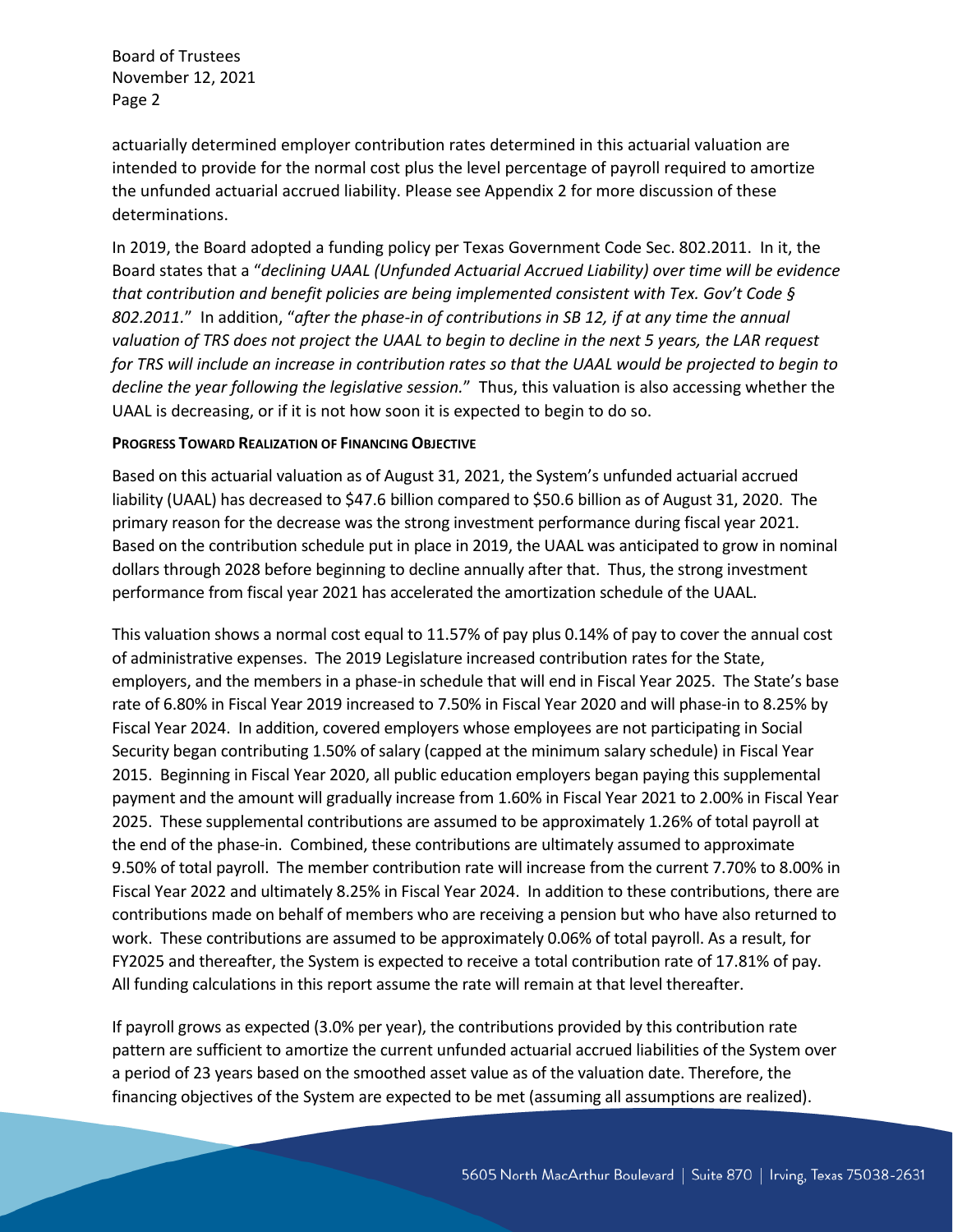actuarially determined employer contribution rates determined in this actuarial valuation are intended to provide for the normal cost plus the level percentage of payroll required to amortize the unfunded actuarial accrued liability. Please see Appendix 2 for more discussion of these determinations.

In 2019, the Board adopted a funding policy per Texas Government Code Sec. 802.2011. In it, the Board states that a "*declining UAAL (Unfunded Actuarial Accrued Liability) over time will be evidence that contribution and benefit policies are being implemented consistent with Tex. Gov't Code § 802.2011.*" In addition, "*after the phase-in of contributions in SB 12, if at any time the annual valuation of TRS does not project the UAAL to begin to decline in the next 5 years, the LAR request for TRS will include an increase in contribution rates so that the UAAL would be projected to begin to decline the year following the legislative session.*" Thus, this valuation is also accessing whether the UAAL is decreasing, or if it is not how soon it is expected to begin to do so.

**PROGRESS TOWARD REALIZATION OF FINANCING OBJECTIVE**

Based on this actuarial valuation as of August 31, 2021, the System's unfunded actuarial accrued liability (UAAL) has decreased to $47.6 billion compared to $50.6 billion as of August 31, 2020. The primary reason for the decrease was the strong investment performance during fiscal year 2021. Based on the contribution schedule put in place in 2019, the UAAL was anticipated to grow in nominal dollars through 2028 before beginning to decline annually after that. Thus, the strong investment performance from fiscal year 2021 has accelerated the amortization schedule of the UAAL.

This valuation shows a normal cost equal to 11.57% of pay plus 0.14% of pay to cover the annual cost of administrative expenses. The 2019 Legislature increased contribution rates for the State, employers, and the members in a phase-in schedule that will end in Fiscal Year 2025. The State's base rate of 6.80% in Fiscal Year 2019 increased to 7.50% in Fiscal Year 2020 and will phase-in to 8.25% by Fiscal Year 2024. In addition, covered employers whose employees are not participating in Social Security began contributing 1.50% of salary (capped at the minimum salary schedule) in Fiscal Year 2015. Beginning in Fiscal Year 2020, all public education employers began paying this supplemental payment and the amount will gradually increase from 1.60% in Fiscal Year 2021 to 2.00% in Fiscal Year 2025. These supplemental contributions are assumed to be approximately 1.26% of total payroll at the end of the phase-in. Combined, these contributions are ultimately assumed to approximate 9.50% of total payroll. The member contribution rate will increase from the current 7.70% to 8.00% in Fiscal Year 2022 and ultimately 8.25% in Fiscal Year 2024. In addition to these contributions, there are contributions made on behalf of members who are receiving a pension but who have also returned to work. These contributions are assumed to be approximately 0.06% of total payroll. As a result, for FY2025 and thereafter, the System is expected to receive a total contribution rate of 17.81% of pay. All funding calculations in this report assume the rate will remain at that level thereafter.

If payroll grows as expected (3.0% per year), the contributions provided by this contribution rate pattern are sufficient to amortize the current unfunded actuarial accrued liabilities of the System over a period of 23 years based on the smoothed asset value as of the valuation date. Therefore, the financing objectives of the System are expected to be met (assuming all assumptions are realized).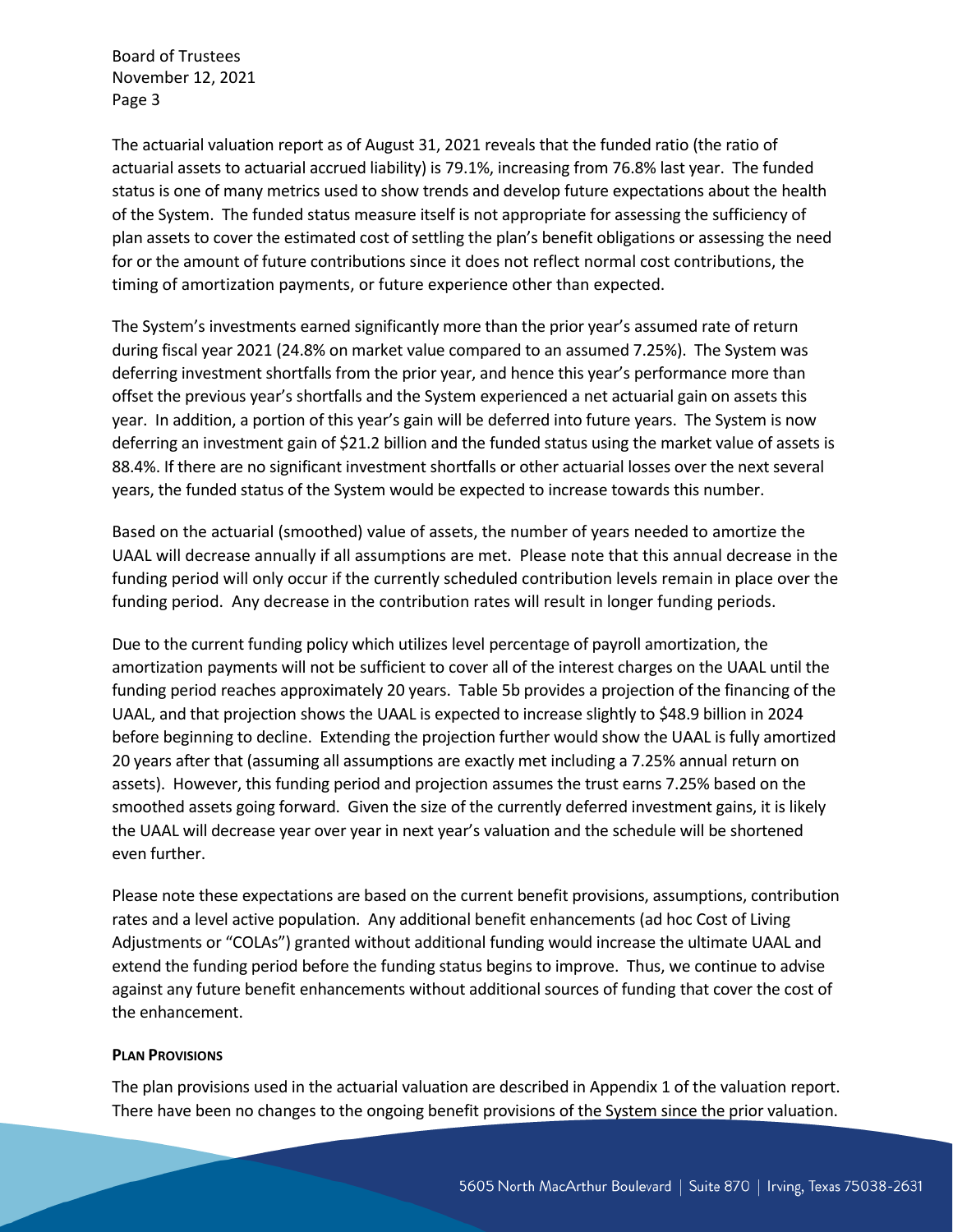The actuarial valuation report as of August 31, 2021 reveals that the funded ratio (the ratio of actuarial assets to actuarial accrued liability) is 79.1%, increasing from 76.8% last year. The funded status is one of many metrics used to show trends and develop future expectations about the health of the System. The funded status measure itself is not appropriate for assessing the sufficiency of plan assets to cover the estimated cost of settling the plan's benefit obligations or assessing the need for or the amount of future contributions since it does not reflect normal cost contributions, the timing of amortization payments, or future experience other than expected.

The System's investments earned significantly more than the prior year's assumed rate of return during fiscal year 2021 (24.8% on market value compared to an assumed 7.25%). The System was deferring investment shortfalls from the prior year, and hence this year's performance more than offset the previous year's shortfalls and the System experienced a net actuarial gain on assets this year. In addition, a portion of this year's gain will be deferred into future years. The System is now deferring an investment gain of $21.2 billion and the funded status using the market value of assets is 88.4%. If there are no significant investment shortfalls or other actuarial losses over the next several years, the funded status of the System would be expected to increase towards this number.

Based on the actuarial (smoothed) value of assets, the number of years needed to amortize the UAAL will decrease annually if all assumptions are met. Please note that this annual decrease in the funding period will only occur if the currently scheduled contribution levels remain in place over the funding period. Any decrease in the contribution rates will result in longer funding periods.

Due to the current funding policy which utilizes level percentage of payroll amortization, the amortization payments will not be sufficient to cover all of the interest charges on the UAAL until the funding period reaches approximately 20 years. Table 5b provides a projection of the financing of the UAAL, and that projection shows the UAAL is expected to increase slightly to $48.9 billion in 2024 before beginning to decline. Extending the projection further would show the UAAL is fully amortized 20 years after that (assuming all assumptions are exactly met including a 7.25% annual return on assets). However, this funding period and projection assumes the trust earns 7.25% based on the smoothed assets going forward. Given the size of the currently deferred investment gains, it is likely the UAAL will decrease year over year in next year's valuation and the schedule will be shortened even further.

Please note these expectations are based on the current benefit provisions, assumptions, contribution rates and a level active population. Any additional benefit enhancements (ad hoc Cost of Living Adjustments or "COLAs") granted without additional funding would increase the ultimate UAAL and extend the funding period before the funding status begins to improve. Thus, we continue to advise against any future benefit enhancements without additional sources of funding that cover the cost of the enhancement.

**PLAN PROVISIONS**

The plan provisions used in the actuarial valuation are described in Appendix 1 of the valuation report. There have been no changes to the ongoing benefit provisions of the System since the prior valuation.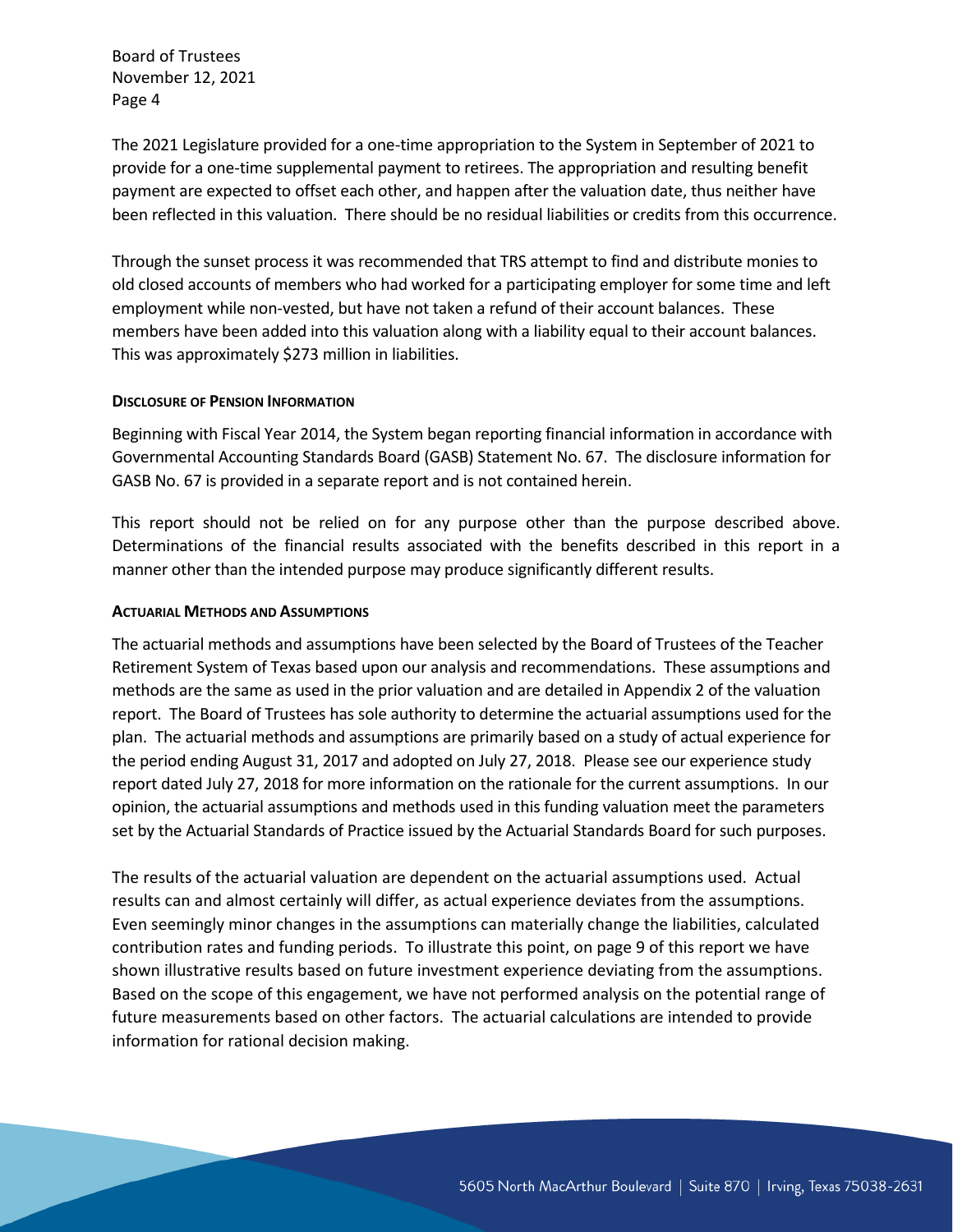The 2021 Legislature provided for a one-time appropriation to the System in September of 2021 to provide for a one-time supplemental payment to retirees. The appropriation and resulting benefit payment are expected to offset each other, and happen after the valuation date, thus neither have been reflected in this valuation. There should be no residual liabilities or credits from this occurrence.

Through the sunset process it was recommended that TRS attempt to find and distribute monies to old closed accounts of members who had worked for a participating employer for some time and left employment while non-vested, but have not taken a refund of their account balances. These members have been added into this valuation along with a liability equal to their account balances. This was approximately $273 million in liabilities.

**DISCLOSURE OF PENSION INFORMATION**

Beginning with Fiscal Year 2014, the System began reporting financial information in accordance with Governmental Accounting Standards Board (GASB) Statement No. 67. The disclosure information for GASB No. 67 is provided in a separate report and is not contained herein.

This report should not be relied on for any purpose other than the purpose described above. Determinations of the financial results associated with the benefits described in this report in a manner other than the intended purpose may produce significantly different results.

**ACTUARIAL METHODS AND ASSUMPTIONS**

The actuarial methods and assumptions have been selected by the Board of Trustees of the Teacher Retirement System of Texas based upon our analysis and recommendations. These assumptions and methods are the same as used in the prior valuation and are detailed in Appendix 2 of the valuation report. The Board of Trustees has sole authority to determine the actuarial assumptions used for the plan. The actuarial methods and assumptions are primarily based on a study of actual experience for the period ending August 31, 2017 and adopted on July 27, 2018. Please see our experience study report dated July 27, 2018 for more information on the rationale for the current assumptions. In our opinion, the actuarial assumptions and methods used in this funding valuation meet the parameters set by the Actuarial Standards of Practice issued by the Actuarial Standards Board for such purposes.

The results of the actuarial valuation are dependent on the actuarial assumptions used. Actual results can and almost certainly will differ, as actual experience deviates from the assumptions. Even seemingly minor changes in the assumptions can materially change the liabilities, calculated contribution rates and funding periods. To illustrate this point, on page 9 of this report we have shown illustrative results based on future investment experience deviating from the assumptions. Based on the scope of this engagement, we have not performed analysis on the potential range of future measurements based on other factors. The actuarial calculations are intended to provide information for rational decision making.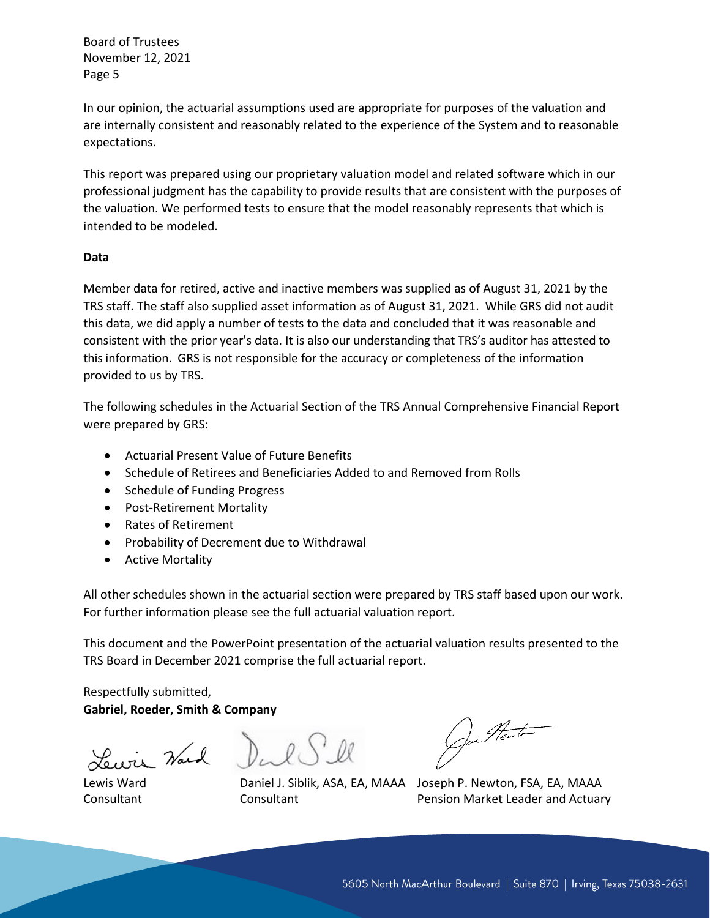Board of Trustees
November 12, 2021
Page 5

In our opinion, the actuarial assumptions used are appropriate for purposes of the valuation and are internally consistent and reasonably related to the experience of the System and to reasonable expectations.

This report was prepared using our proprietary valuation model and related software which in our professional judgment has the capability to provide results that are consistent with the purposes of the valuation. We performed tests to ensure that the model reasonably represents that which is intended to be modeled.

**Data**

Member data for retired, active and inactive members was supplied as of August 31, 2021 by the TRS staff. The staff also supplied asset information as of August 31, 2021. While GRS did not audit this data, we did apply a number of tests to the data and concluded that it was reasonable and consistent with the prior year's data. It is also our understanding that TRS's auditor has attested to this information. GRS is not responsible for the accuracy or completeness of the information provided to us by TRS.

The following schedules in the Actuarial Section of the TRS Annual Comprehensive Financial Report were prepared by GRS:

- Actuarial Present Value of Future Benefits
- Schedule of Retirees and Beneficiaries Added to and Removed from Rolls
- Schedule of Funding Progress
- Post-Retirement Mortality
- Rates of Retirement
- Probability of Decrement due to Withdrawal
- Active Mortality

All other schedules shown in the actuarial section were prepared by TRS staff based upon our work. For further information please see the full actuarial valuation report.

This document and the PowerPoint presentation of the actuarial valuation results presented to the TRS Board in December 2021 comprise the full actuarial report.

Respectfully submitted,
**Gabriel, Roeder, Smith & Company**

| Lewis Ward | Daniel J. Siblik, ASA, EA, MAAA | Joseph P. Newton, FSA, EA, MAAA |
|---|---|---|
| Consultant | Consultant | Pension Market Leader and Actuary |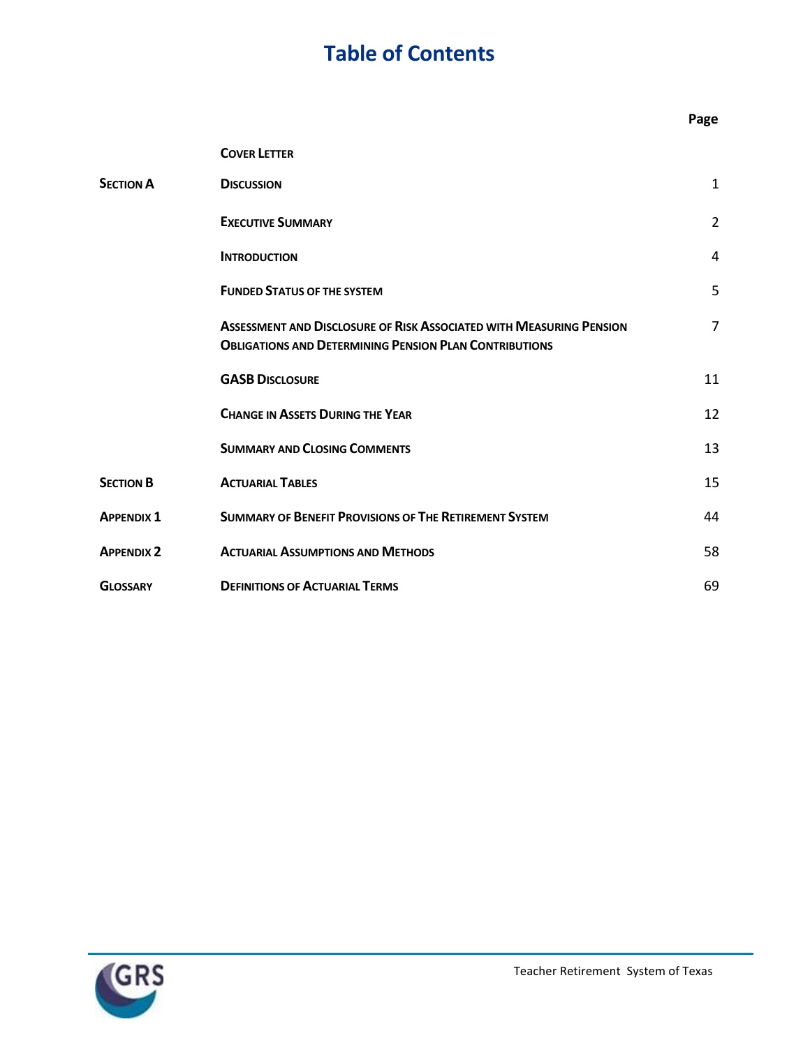# Table of Contents

| | | Page |
|---|---|---|
| | **Cover Letter** | |
| **Section A** | **Discussion** | 1 |
| | **Executive Summary** | 2 |
| | **Introduction** | 4 |
| | **Funded Status of the system** | 5 |
| | **Assessment and Disclosure of Risk Associated with Measuring Pension Obligations and Determining Pension Plan Contributions** | 7 |
| | **GASB Disclosure** | 11 |
| | **Change in Assets During the Year** | 12 |
| | **Summary and Closing Comments** | 13 |
| **Section B** | **Actuarial Tables** | 15 |
| **Appendix 1** | **Summary of Benefit Provisions of The Retirement System** | 44 |
| **Appendix 2** | **Actuarial Assumptions and Methods** | 58 |
| **Glossary** | **Definitions of Actuarial Terms** | 69 |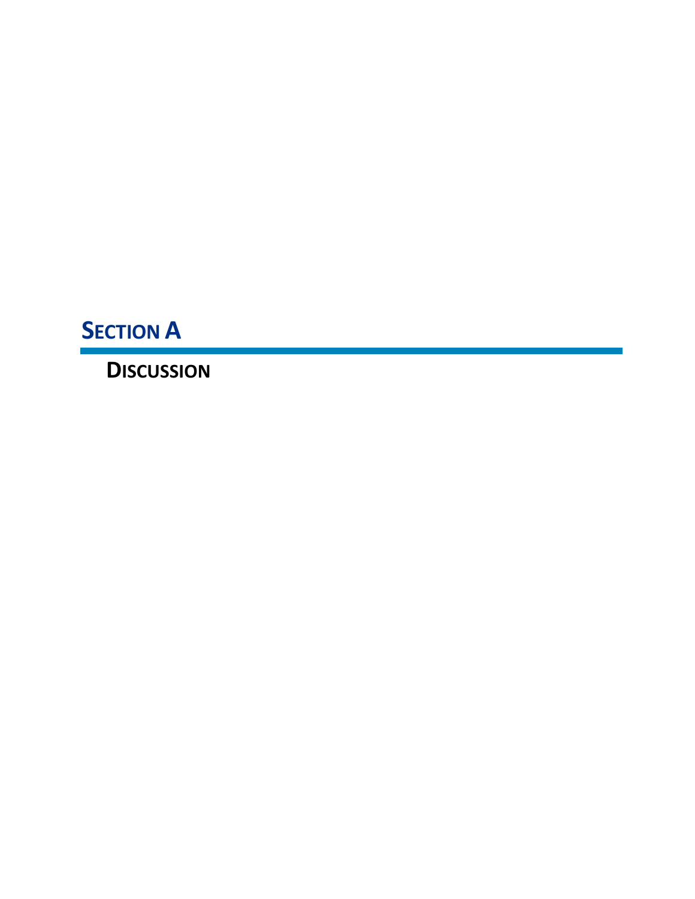# SECTION A

## DISCUSSION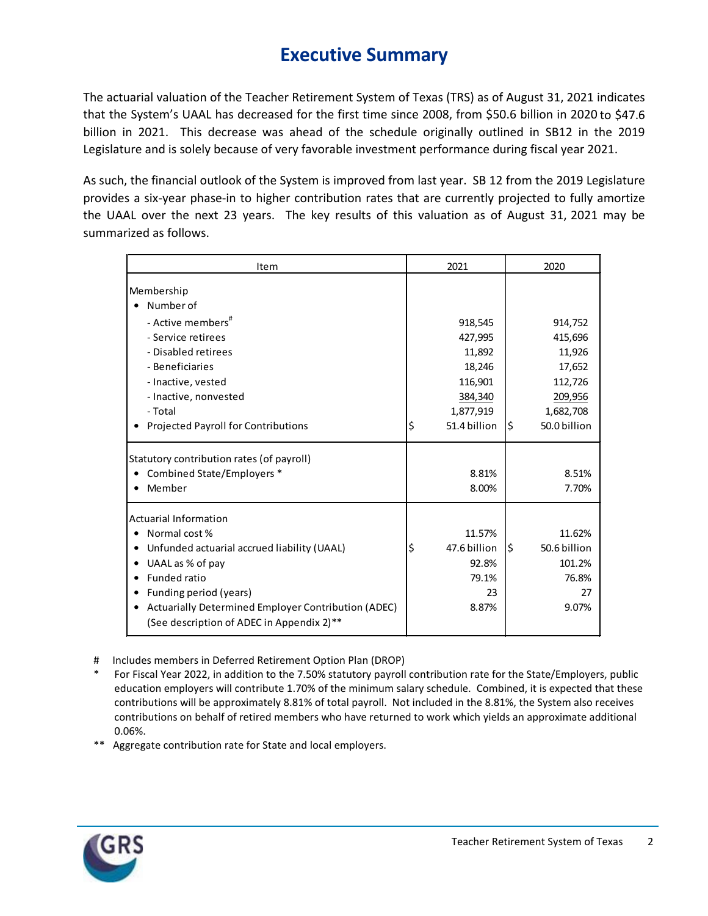# Executive Summary

The actuarial valuation of the Teacher Retirement System of Texas (TRS) as of August 31, 2021 indicates that the System's UAAL has decreased for the first time since 2008, from $50.6 billion in 2020 to $47.6 billion in 2021. This decrease was ahead of the schedule originally outlined in SB12 in the 2019 Legislature and is solely because of very favorable investment performance during fiscal year 2021.

As such, the financial outlook of the System is improved from last year. SB 12 from the 2019 Legislature provides a six-year phase-in to higher contribution rates that are currently projected to fully amortize the UAAL over the next 23 years. The key results of this valuation as of August 31, 2021 may be summarized as follows.

| Item | 2021 | 2020 |
|---|---|---|
| **Membership** | | |
| • Number of | | |
| - Active members# | 918,545 | 914,752 |
| - Service retirees | 427,995 | 415,696 |
| - Disabled retirees | 11,892 | 11,926 |
| - Beneficiaries | 18,246 | 17,652 |
| - Inactive, vested | 116,901 | 112,726 |
| - Inactive, nonvested | 384,340 | 209,956 |
| - Total | 1,877,919 | 1,682,708 |
| • Projected Payroll for Contributions | $ 51.4 billion | $ 50.0 billion |
| **Statutory contribution rates (of payroll)** | | |
| • Combined State/Employers * | 8.81% | 8.51% |
| • Member | 8.00% | 7.70% |
| **Actuarial Information** | | |
| • Normal cost % | 11.57% | 11.62% |
| • Unfunded actuarial accrued liability (UAAL) | $ 47.6 billion | $ 50.6 billion |
| • UAAL as % of pay | 92.8% | 101.2% |
| • Funded ratio | 79.1% | 76.8% |
| • Funding period (years) | 23 | 27 |
| • Actuarially Determined Employer Contribution (ADEC) (See description of ADEC in Appendix 2)** | 8.87% | 9.07% |

\# Includes members in Deferred Retirement Option Plan (DROP)

\* For Fiscal Year 2022, in addition to the 7.50% statutory payroll contribution rate for the State/Employers, public education employers will contribute 1.70% of the minimum salary schedule. Combined, it is expected that these contributions will be approximately 8.81% of total payroll. Not included in the 8.81%, the System also receives contributions on behalf of retired members who have returned to work which yields an approximate additional 0.06%.

\** Aggregate contribution rate for State and local employers.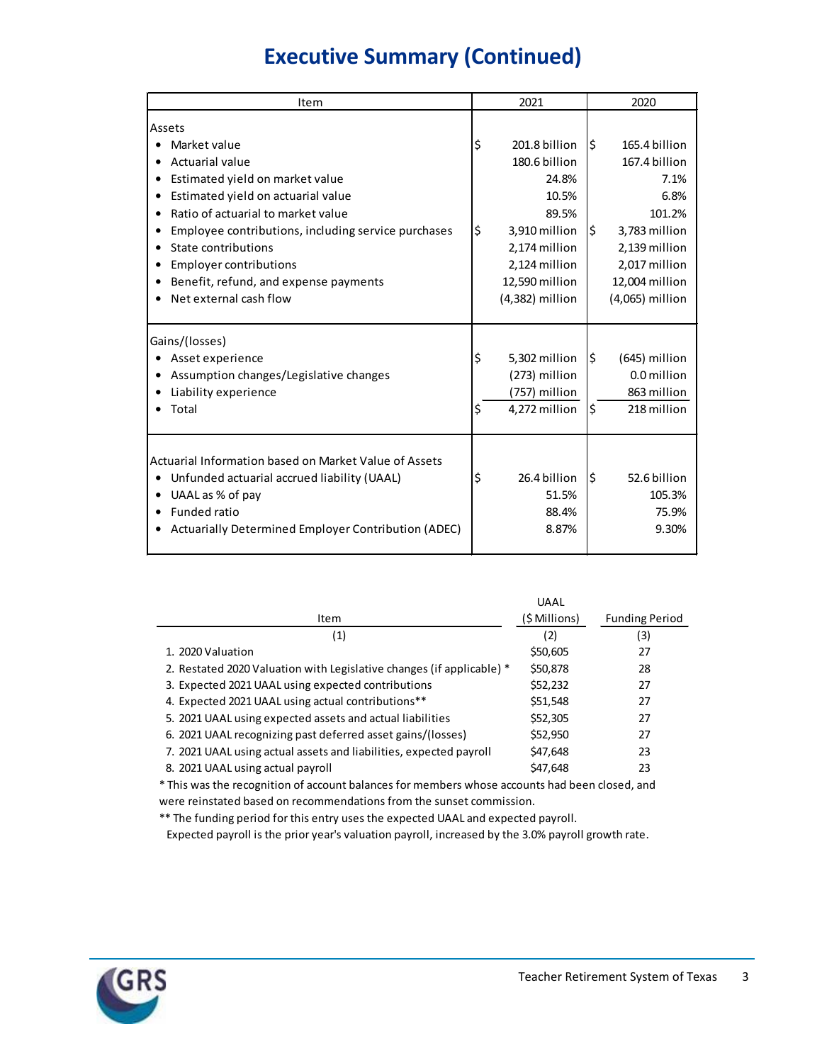# Executive Summary (Continued)

| Item | 2021 | 2020 |
|---|---|---|
| **Assets** | | |
| • Market value | $ 201.8 billion | $ 165.4 billion |
| • Actuarial value | 180.6 billion | 167.4 billion |
| • Estimated yield on market value | 24.8% | 7.1% |
| • Estimated yield on actuarial value | 10.5% | 6.8% |
| • Ratio of actuarial to market value | 89.5% | 101.2% |
| • Employee contributions, including service purchases | $ 3,910 million | $ 3,783 million |
| • State contributions | 2,174 million | 2,139 million |
| • Employer contributions | 2,124 million | 2,017 million |
| • Benefit, refund, and expense payments | 12,590 million | 12,004 million |
| • Net external cash flow | (4,382) million | (4,065) million |
| **Gains/(losses)** | | |
| • Asset experience | $ 5,302 million | $ (645) million |
| • Assumption changes/Legislative changes | (273) million | 0.0 million |
| • Liability experience | (757) million | 863 million |
| • Total | $ 4,272 million | $ 218 million |
| **Actuarial Information based on Market Value of Assets** | | |
| • Unfunded actuarial accrued liability (UAAL) | $ 26.4 billion | $ 52.6 billion |
| • UAAL as % of pay | 51.5% | 105.3% |
| • Funded ratio | 88.4% | 75.9% |
| • Actuarially Determined Employer Contribution (ADEC) | 8.87% | 9.30% |

| Item | UAAL ($ Millions) | Funding Period |
|---|---|---|
| (1) | (2) | (3) |
| 1. 2020 Valuation | $50,605 | 27 |
| 2. Restated 2020 Valuation with Legislative changes (if applicable) * | $50,878 | 28 |
| 3. Expected 2021 UAAL using expected contributions | $52,232 | 27 |
| 4. Expected 2021 UAAL using actual contributions** | $51,548 | 27 |
| 5. 2021 UAAL using expected assets and actual liabilities | $52,305 | 27 |
| 6. 2021 UAAL recognizing past deferred asset gains/(losses) | $52,950 | 27 |
| 7. 2021 UAAL using actual assets and liabilities, expected payroll | $47,648 | 23 |
| 8. 2021 UAAL using actual payroll | $47,648 | 23 |

* This was the recognition of account balances for members whose accounts had been closed, and were reinstated based on recommendations from the sunset commission.

** The funding period for this entry uses the expected UAAL and expected payroll. Expected payroll is the prior year's valuation payroll, increased by the 3.0% payroll growth rate.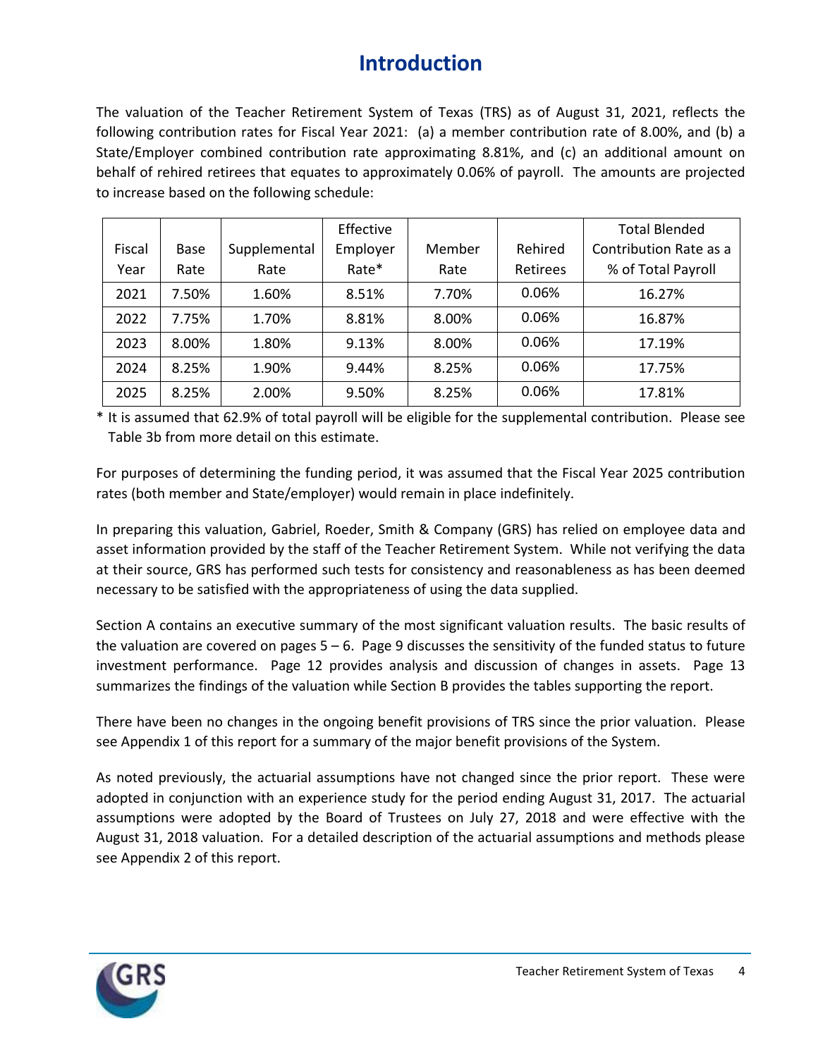# Introduction

The valuation of the Teacher Retirement System of Texas (TRS) as of August 31, 2021, reflects the following contribution rates for Fiscal Year 2021: (a) a member contribution rate of 8.00%, and (b) a State/Employer combined contribution rate approximating 8.81%, and (c) an additional amount on behalf of rehired retirees that equates to approximately 0.06% of payroll. The amounts are projected to increase based on the following schedule:

| Fiscal Year | Base Rate | Supplemental Rate | Effective Employer Rate* | Member Rate | Rehired Retirees | Total Blended Contribution Rate as a % of Total Payroll |
|---|---|---|---|---|---|---|
| 2021 | 7.50% | 1.60% | 8.51% | 7.70% | 0.06% | 16.27% |
| 2022 | 7.75% | 1.70% | 8.81% | 8.00% | 0.06% | 16.87% |
| 2023 | 8.00% | 1.80% | 9.13% | 8.00% | 0.06% | 17.19% |
| 2024 | 8.25% | 1.90% | 9.44% | 8.25% | 0.06% | 17.75% |
| 2025 | 8.25% | 2.00% | 9.50% | 8.25% | 0.06% | 17.81% |

\* It is assumed that 62.9% of total payroll will be eligible for the supplemental contribution. Please see Table 3b from more detail on this estimate.

For purposes of determining the funding period, it was assumed that the Fiscal Year 2025 contribution rates (both member and State/employer) would remain in place indefinitely.

In preparing this valuation, Gabriel, Roeder, Smith & Company (GRS) has relied on employee data and asset information provided by the staff of the Teacher Retirement System. While not verifying the data at their source, GRS has performed such tests for consistency and reasonableness as has been deemed necessary to be satisfied with the appropriateness of using the data supplied.

Section A contains an executive summary of the most significant valuation results. The basic results of the valuation are covered on pages 5 – 6. Page 9 discusses the sensitivity of the funded status to future investment performance. Page 12 provides analysis and discussion of changes in assets. Page 13 summarizes the findings of the valuation while Section B provides the tables supporting the report.

There have been no changes in the ongoing benefit provisions of TRS since the prior valuation. Please see Appendix 1 of this report for a summary of the major benefit provisions of the System.

As noted previously, the actuarial assumptions have not changed since the prior report. These were adopted in conjunction with an experience study for the period ending August 31, 2017. The actuarial assumptions were adopted by the Board of Trustees on July 27, 2018 and were effective with the August 31, 2018 valuation. For a detailed description of the actuarial assumptions and methods please see Appendix 2 of this report.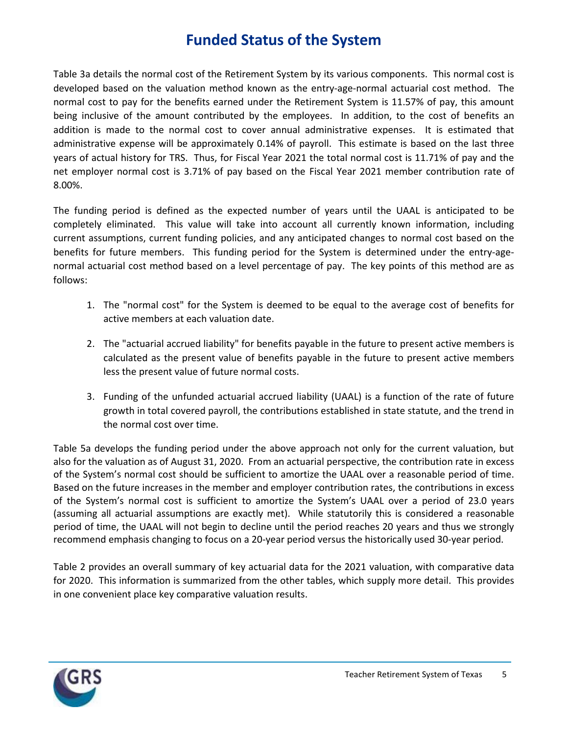# Funded Status of the System

Table 3a details the normal cost of the Retirement System by its various components. This normal cost is developed based on the valuation method known as the entry-age-normal actuarial cost method. The normal cost to pay for the benefits earned under the Retirement System is 11.57% of pay, this amount being inclusive of the amount contributed by the employees. In addition, to the cost of benefits an addition is made to the normal cost to cover annual administrative expenses. It is estimated that administrative expense will be approximately 0.14% of payroll. This estimate is based on the last three years of actual history for TRS. Thus, for Fiscal Year 2021 the total normal cost is 11.71% of pay and the net employer normal cost is 3.71% of pay based on the Fiscal Year 2021 member contribution rate of 8.00%.

The funding period is defined as the expected number of years until the UAAL is anticipated to be completely eliminated. This value will take into account all currently known information, including current assumptions, current funding policies, and any anticipated changes to normal cost based on the benefits for future members. This funding period for the System is determined under the entry-age-normal actuarial cost method based on a level percentage of pay. The key points of this method are as follows:

1. The "normal cost" for the System is deemed to be equal to the average cost of benefits for active members at each valuation date.
2. The "actuarial accrued liability" for benefits payable in the future to present active members is calculated as the present value of benefits payable in the future to present active members less the present value of future normal costs.
3. Funding of the unfunded actuarial accrued liability (UAAL) is a function of the rate of future growth in total covered payroll, the contributions established in state statute, and the trend in the normal cost over time.

Table 5a develops the funding period under the above approach not only for the current valuation, but also for the valuation as of August 31, 2020. From an actuarial perspective, the contribution rate in excess of the System's normal cost should be sufficient to amortize the UAAL over a reasonable period of time. Based on the future increases in the member and employer contribution rates, the contributions in excess of the System's normal cost is sufficient to amortize the System's UAAL over a period of 23.0 years (assuming all actuarial assumptions are exactly met). While statutorily this is considered a reasonable period of time, the UAAL will not begin to decline until the period reaches 20 years and thus we strongly recommend emphasis changing to focus on a 20-year period versus the historically used 30-year period.

Table 2 provides an overall summary of key actuarial data for the 2021 valuation, with comparative data for 2020. This information is summarized from the other tables, which supply more detail. This provides in one convenient place key comparative valuation results.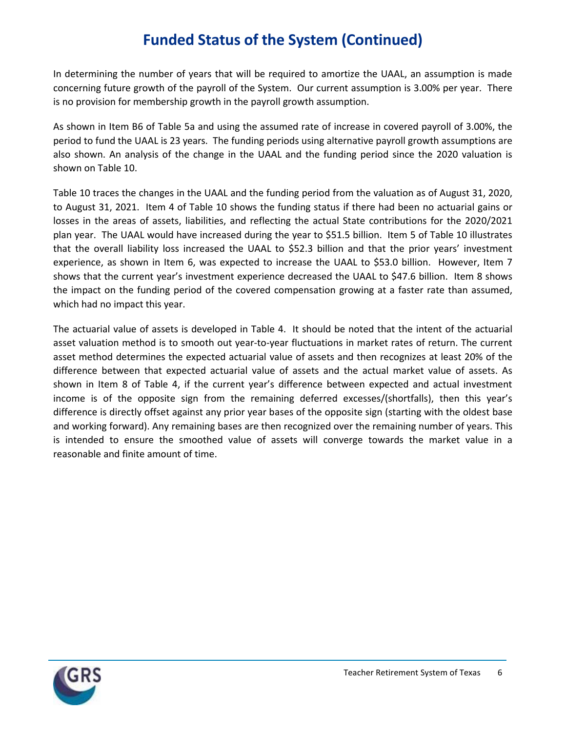# Funded Status of the System (Continued)

In determining the number of years that will be required to amortize the UAAL, an assumption is made concerning future growth of the payroll of the System. Our current assumption is 3.00% per year. There is no provision for membership growth in the payroll growth assumption.

As shown in Item B6 of Table 5a and using the assumed rate of increase in covered payroll of 3.00%, the period to fund the UAAL is 23 years. The funding periods using alternative payroll growth assumptions are also shown. An analysis of the change in the UAAL and the funding period since the 2020 valuation is shown on Table 10.

Table 10 traces the changes in the UAAL and the funding period from the valuation as of August 31, 2020, to August 31, 2021. Item 4 of Table 10 shows the funding status if there had been no actuarial gains or losses in the areas of assets, liabilities, and reflecting the actual State contributions for the 2020/2021 plan year. The UAAL would have increased during the year to $51.5 billion. Item 5 of Table 10 illustrates that the overall liability loss increased the UAAL to $52.3 billion and that the prior years' investment experience, as shown in Item 6, was expected to increase the UAAL to $53.0 billion. However, Item 7 shows that the current year's investment experience decreased the UAAL to $47.6 billion. Item 8 shows the impact on the funding period of the covered compensation growing at a faster rate than assumed, which had no impact this year.

The actuarial value of assets is developed in Table 4. It should be noted that the intent of the actuarial asset valuation method is to smooth out year-to-year fluctuations in market rates of return. The current asset method determines the expected actuarial value of assets and then recognizes at least 20% of the difference between that expected actuarial value of assets and the actual market value of assets. As shown in Item 8 of Table 4, if the current year's difference between expected and actual investment income is of the opposite sign from the remaining deferred excesses/(shortfalls), then this year's difference is directly offset against any prior year bases of the opposite sign (starting with the oldest base and working forward). Any remaining bases are then recognized over the remaining number of years. This is intended to ensure the smoothed value of assets will converge towards the market value in a reasonable and finite amount of time.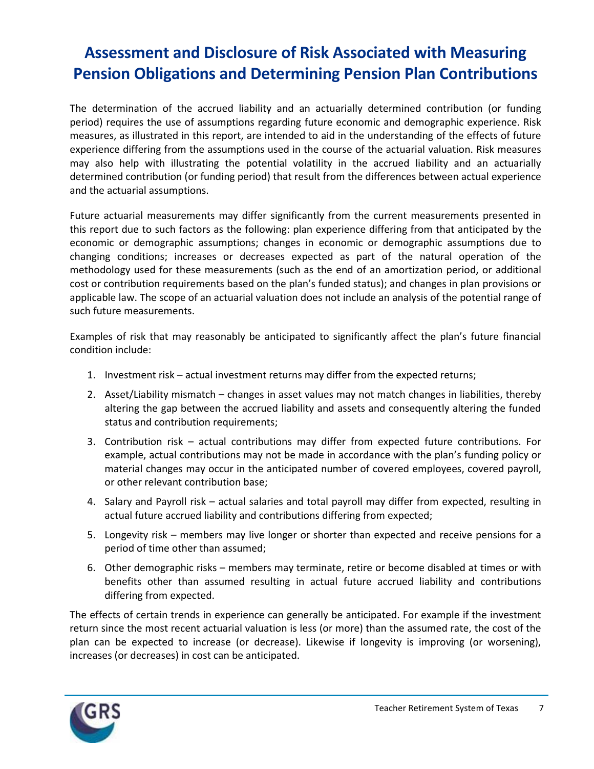# Assessment and Disclosure of Risk Associated with Measuring Pension Obligations and Determining Pension Plan Contributions

The determination of the accrued liability and an actuarially determined contribution (or funding period) requires the use of assumptions regarding future economic and demographic experience. Risk measures, as illustrated in this report, are intended to aid in the understanding of the effects of future experience differing from the assumptions used in the course of the actuarial valuation. Risk measures may also help with illustrating the potential volatility in the accrued liability and an actuarially determined contribution (or funding period) that result from the differences between actual experience and the actuarial assumptions.

Future actuarial measurements may differ significantly from the current measurements presented in this report due to such factors as the following: plan experience differing from that anticipated by the economic or demographic assumptions; changes in economic or demographic assumptions due to changing conditions; increases or decreases expected as part of the natural operation of the methodology used for these measurements (such as the end of an amortization period, or additional cost or contribution requirements based on the plan's funded status); and changes in plan provisions or applicable law. The scope of an actuarial valuation does not include an analysis of the potential range of such future measurements.

Examples of risk that may reasonably be anticipated to significantly affect the plan's future financial condition include:

1. Investment risk – actual investment returns may differ from the expected returns;
2. Asset/Liability mismatch – changes in asset values may not match changes in liabilities, thereby altering the gap between the accrued liability and assets and consequently altering the funded status and contribution requirements;
3. Contribution risk – actual contributions may differ from expected future contributions. For example, actual contributions may not be made in accordance with the plan's funding policy or material changes may occur in the anticipated number of covered employees, covered payroll, or other relevant contribution base;
4. Salary and Payroll risk – actual salaries and total payroll may differ from expected, resulting in actual future accrued liability and contributions differing from expected;
5. Longevity risk – members may live longer or shorter than expected and receive pensions for a period of time other than assumed;
6. Other demographic risks – members may terminate, retire or become disabled at times or with benefits other than assumed resulting in actual future accrued liability and contributions differing from expected.

The effects of certain trends in experience can generally be anticipated. For example if the investment return since the most recent actuarial valuation is less (or more) than the assumed rate, the cost of the plan can be expected to increase (or decrease). Likewise if longevity is improving (or worsening), increases (or decreases) in cost can be anticipated.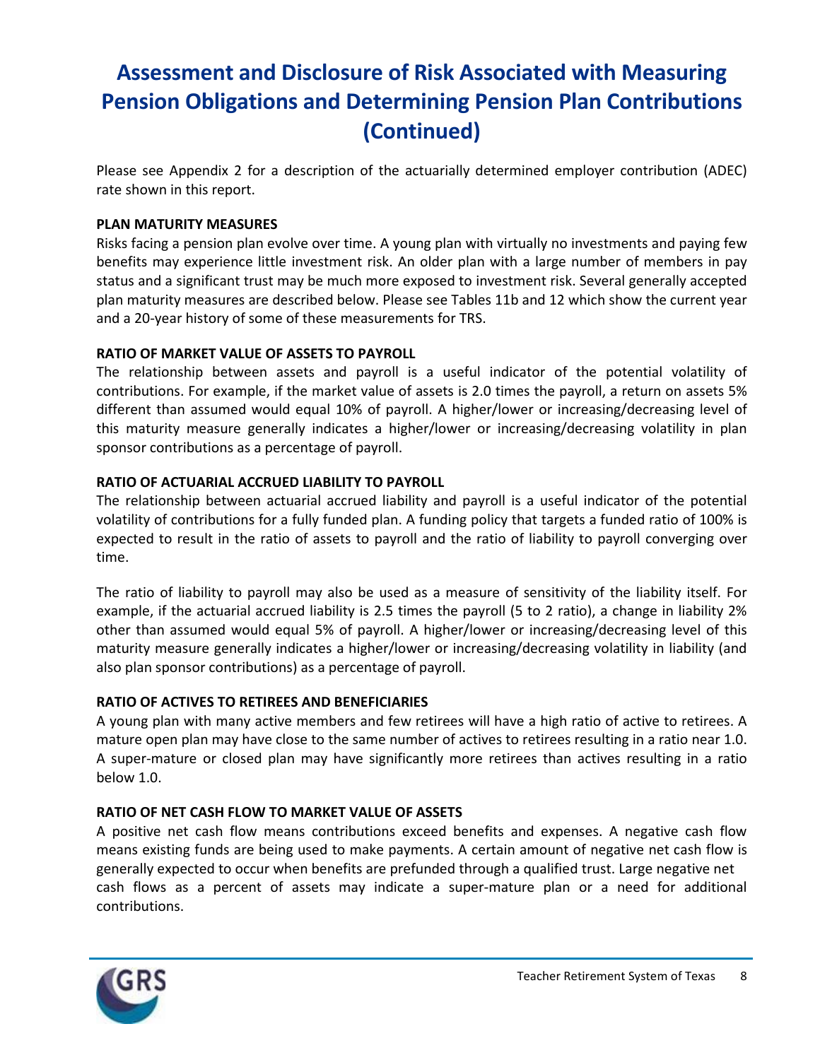# Assessment and Disclosure of Risk Associated with Measuring Pension Obligations and Determining Pension Plan Contributions (Continued)

Please see Appendix 2 for a description of the actuarially determined employer contribution (ADEC) rate shown in this report.

**PLAN MATURITY MEASURES**

Risks facing a pension plan evolve over time. A young plan with virtually no investments and paying few benefits may experience little investment risk. An older plan with a large number of members in pay status and a significant trust may be much more exposed to investment risk. Several generally accepted plan maturity measures are described below. Please see Tables 11b and 12 which show the current year and a 20-year history of some of these measurements for TRS.

**RATIO OF MARKET VALUE OF ASSETS TO PAYROLL**

The relationship between assets and payroll is a useful indicator of the potential volatility of contributions. For example, if the market value of assets is 2.0 times the payroll, a return on assets 5% different than assumed would equal 10% of payroll. A higher/lower or increasing/decreasing level of this maturity measure generally indicates a higher/lower or increasing/decreasing volatility in plan sponsor contributions as a percentage of payroll.

**RATIO OF ACTUARIAL ACCRUED LIABILITY TO PAYROLL**

The relationship between actuarial accrued liability and payroll is a useful indicator of the potential volatility of contributions for a fully funded plan. A funding policy that targets a funded ratio of 100% is expected to result in the ratio of assets to payroll and the ratio of liability to payroll converging over time.

The ratio of liability to payroll may also be used as a measure of sensitivity of the liability itself. For example, if the actuarial accrued liability is 2.5 times the payroll (5 to 2 ratio), a change in liability 2% other than assumed would equal 5% of payroll. A higher/lower or increasing/decreasing level of this maturity measure generally indicates a higher/lower or increasing/decreasing volatility in liability (and also plan sponsor contributions) as a percentage of payroll.

**RATIO OF ACTIVES TO RETIREES AND BENEFICIARIES**

A young plan with many active members and few retirees will have a high ratio of active to retirees. A mature open plan may have close to the same number of actives to retirees resulting in a ratio near 1.0. A super-mature or closed plan may have significantly more retirees than actives resulting in a ratio below 1.0.

**RATIO OF NET CASH FLOW TO MARKET VALUE OF ASSETS**

A positive net cash flow means contributions exceed benefits and expenses. A negative cash flow means existing funds are being used to make payments. A certain amount of negative net cash flow is generally expected to occur when benefits are prefunded through a qualified trust. Large negative net cash flows as a percent of assets may indicate a super-mature plan or a need for additional contributions.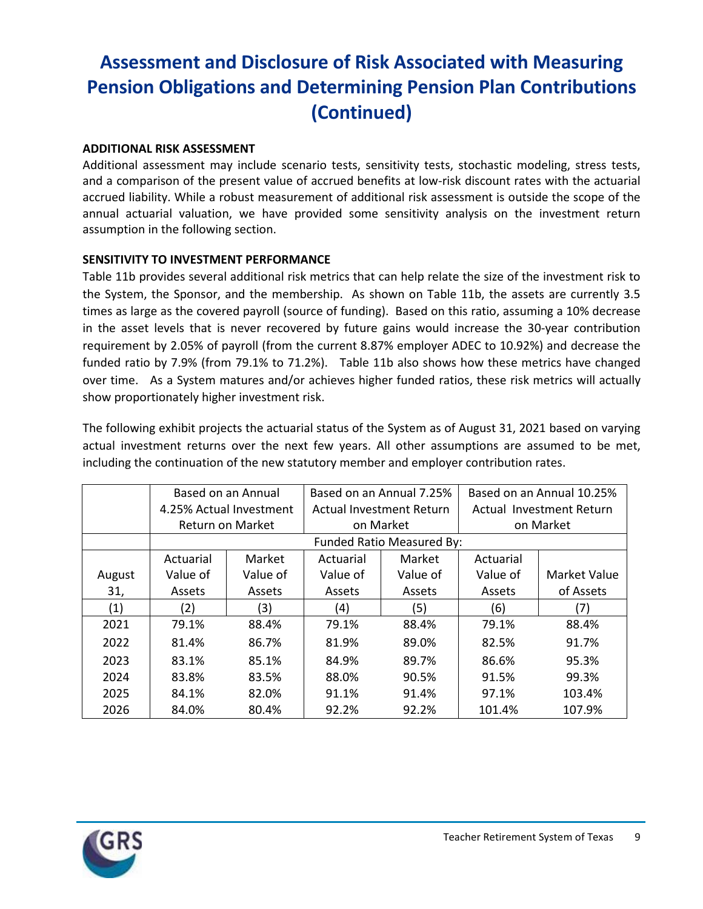# Assessment and Disclosure of Risk Associated with Measuring Pension Obligations and Determining Pension Plan Contributions (Continued)

**ADDITIONAL RISK ASSESSMENT**

Additional assessment may include scenario tests, sensitivity tests, stochastic modeling, stress tests, and a comparison of the present value of accrued benefits at low-risk discount rates with the actuarial accrued liability. While a robust measurement of additional risk assessment is outside the scope of the annual actuarial valuation, we have provided some sensitivity analysis on the investment return assumption in the following section.

**SENSITIVITY TO INVESTMENT PERFORMANCE**

Table 11b provides several additional risk metrics that can help relate the size of the investment risk to the System, the Sponsor, and the membership. As shown on Table 11b, the assets are currently 3.5 times as large as the covered payroll (source of funding). Based on this ratio, assuming a 10% decrease in the asset levels that is never recovered by future gains would increase the 30-year contribution requirement by 2.05% of payroll (from the current 8.87% employer ADEC to 10.92%) and decrease the funded ratio by 7.9% (from 79.1% to 71.2%). Table 11b also shows how these metrics have changed over time. As a System matures and/or achieves higher funded ratios, these risk metrics will actually show proportionately higher investment risk.

The following exhibit projects the actuarial status of the System as of August 31, 2021 based on varying actual investment returns over the next few years. All other assumptions are assumed to be met, including the continuation of the new statutory member and employer contribution rates.

| | Based on an Annual 4.25% Actual Investment Return on Market | | Based on an Annual 7.25% Actual Investment Return on Market | | Based on an Annual 10.25% Actual Investment Return on Market | |
|---|---|---|---|---|---|---|
| | Funded Ratio Measured By: | | | | | |
| August 31, | Actuarial Value of Assets | Market Value of Assets | Actuarial Value of Assets | Market Value of Assets | Actuarial Value of Assets | Market Value of Assets |
| (1) | (2) | (3) | (4) | (5) | (6) | (7) |
| 2021 | 79.1% | 88.4% | 79.1% | 88.4% | 79.1% | 88.4% |
| 2022 | 81.4% | 86.7% | 81.9% | 89.0% | 82.5% | 91.7% |
| 2023 | 83.1% | 85.1% | 84.9% | 89.7% | 86.6% | 95.3% |
| 2024 | 83.8% | 83.5% | 88.0% | 90.5% | 91.5% | 99.3% |
| 2025 | 84.1% | 82.0% | 91.1% | 91.4% | 97.1% | 103.4% |
| 2026 | 84.0% | 80.4% | 92.2% | 92.2% | 101.4% | 107.9% |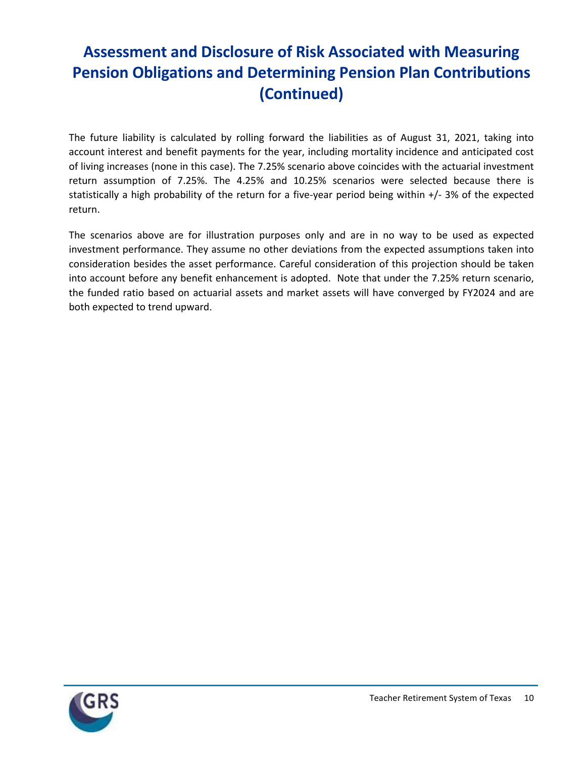# Assessment and Disclosure of Risk Associated with Measuring Pension Obligations and Determining Pension Plan Contributions (Continued)

The future liability is calculated by rolling forward the liabilities as of August 31, 2021, taking into account interest and benefit payments for the year, including mortality incidence and anticipated cost of living increases (none in this case). The 7.25% scenario above coincides with the actuarial investment return assumption of 7.25%. The 4.25% and 10.25% scenarios were selected because there is statistically a high probability of the return for a five-year period being within +/- 3% of the expected return.

The scenarios above are for illustration purposes only and are in no way to be used as expected investment performance. They assume no other deviations from the expected assumptions taken into consideration besides the asset performance. Careful consideration of this projection should be taken into account before any benefit enhancement is adopted. Note that under the 7.25% return scenario, the funded ratio based on actuarial assets and market assets will have converged by FY2024 and are both expected to trend upward.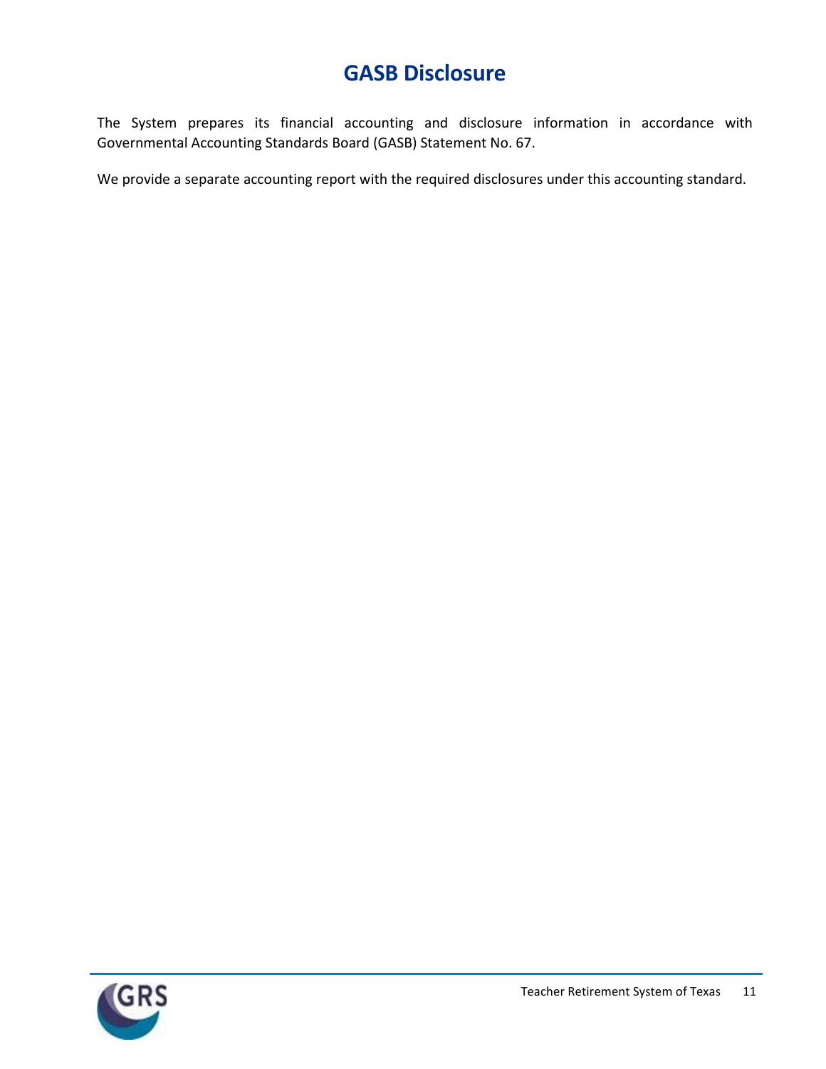# GASB Disclosure

The System prepares its financial accounting and disclosure information in accordance with Governmental Accounting Standards Board (GASB) Statement No. 67.

We provide a separate accounting report with the required disclosures under this accounting standard.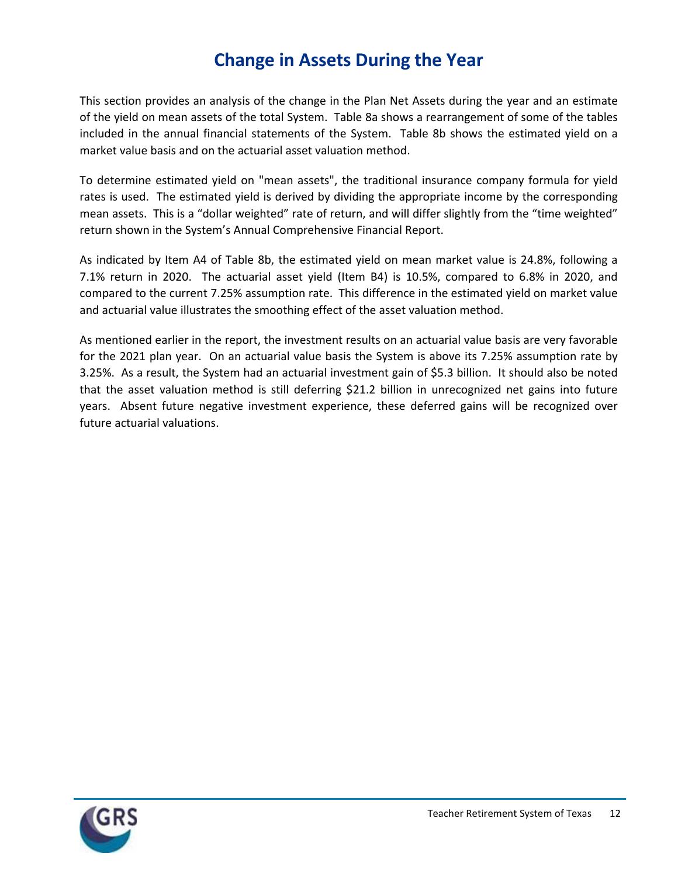# Change in Assets During the Year

This section provides an analysis of the change in the Plan Net Assets during the year and an estimate of the yield on mean assets of the total System. Table 8a shows a rearrangement of some of the tables included in the annual financial statements of the System. Table 8b shows the estimated yield on a market value basis and on the actuarial asset valuation method.

To determine estimated yield on "mean assets", the traditional insurance company formula for yield rates is used. The estimated yield is derived by dividing the appropriate income by the corresponding mean assets. This is a "dollar weighted" rate of return, and will differ slightly from the "time weighted" return shown in the System's Annual Comprehensive Financial Report.

As indicated by Item A4 of Table 8b, the estimated yield on mean market value is 24.8%, following a 7.1% return in 2020. The actuarial asset yield (Item B4) is 10.5%, compared to 6.8% in 2020, and compared to the current 7.25% assumption rate. This difference in the estimated yield on market value and actuarial value illustrates the smoothing effect of the asset valuation method.

As mentioned earlier in the report, the investment results on an actuarial value basis are very favorable for the 2021 plan year. On an actuarial value basis the System is above its 7.25% assumption rate by 3.25%. As a result, the System had an actuarial investment gain of $5.3 billion. It should also be noted that the asset valuation method is still deferring $21.2 billion in unrecognized net gains into future years. Absent future negative investment experience, these deferred gains will be recognized over future actuarial valuations.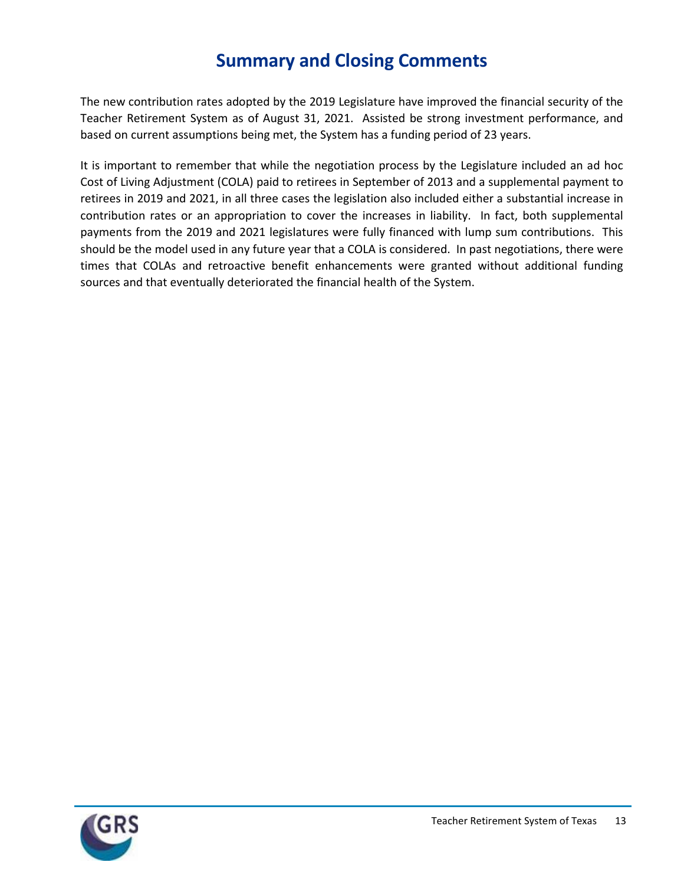# Summary and Closing Comments

The new contribution rates adopted by the 2019 Legislature have improved the financial security of the Teacher Retirement System as of August 31, 2021. Assisted be strong investment performance, and based on current assumptions being met, the System has a funding period of 23 years.

It is important to remember that while the negotiation process by the Legislature included an ad hoc Cost of Living Adjustment (COLA) paid to retirees in September of 2013 and a supplemental payment to retirees in 2019 and 2021, in all three cases the legislation also included either a substantial increase in contribution rates or an appropriation to cover the increases in liability. In fact, both supplemental payments from the 2019 and 2021 legislatures were fully financed with lump sum contributions. This should be the model used in any future year that a COLA is considered. In past negotiations, there were times that COLAs and retroactive benefit enhancements were granted without additional funding sources and that eventually deteriorated the financial health of the System.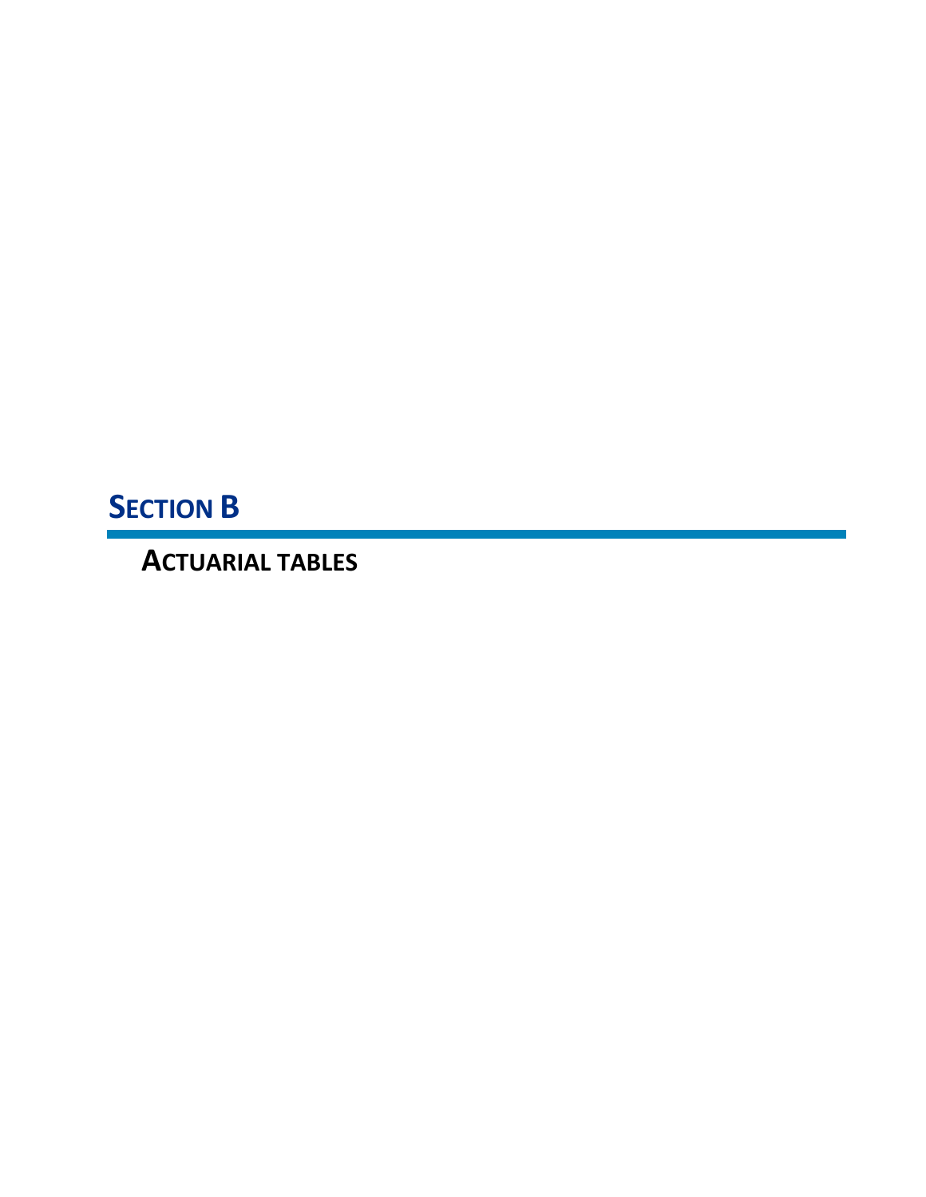# SECTION B

## ACTUARIAL TABLES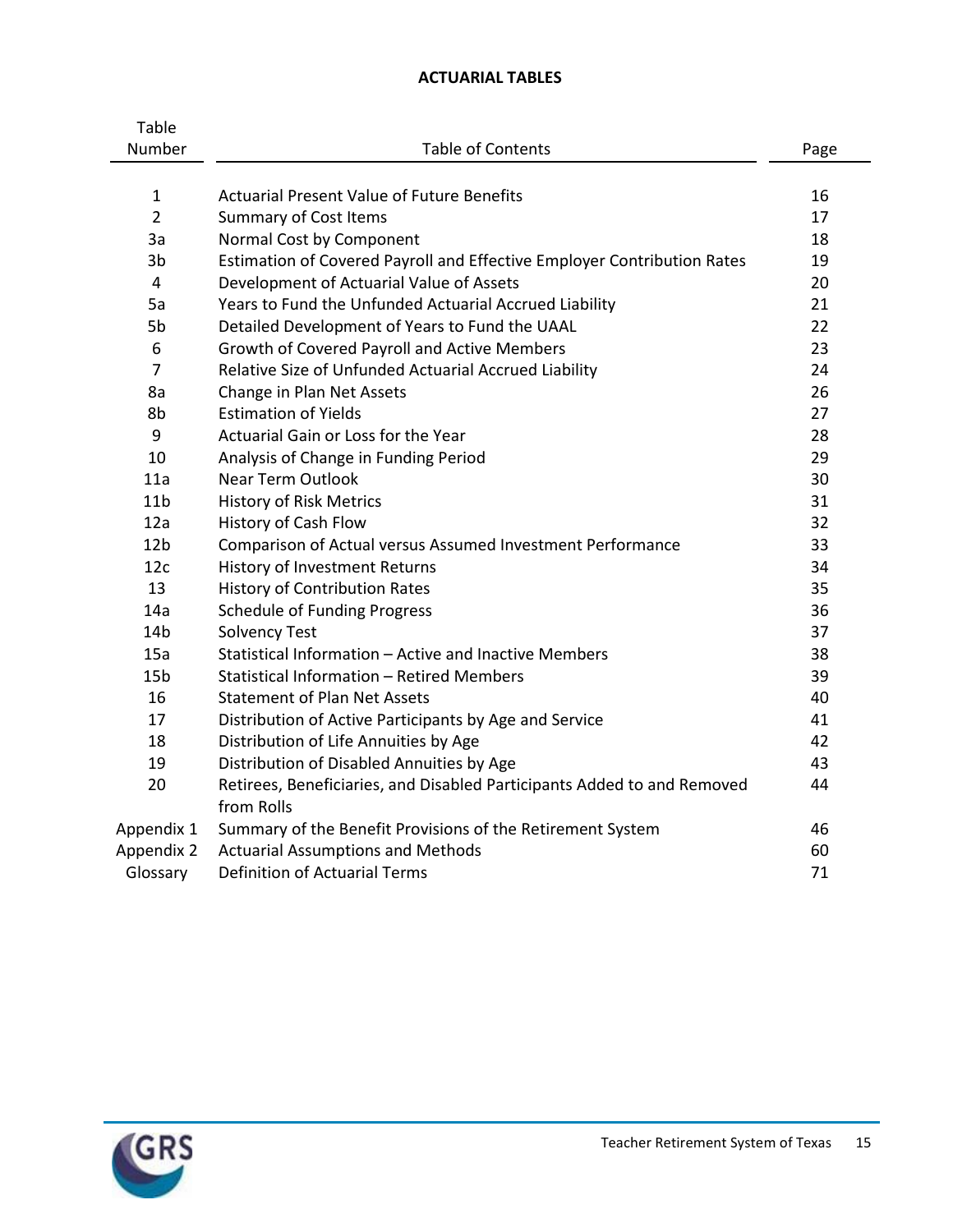## ACTUARIAL TABLES

| Table Number | Table of Contents | Page |
|---|---|---|
| 1 | Actuarial Present Value of Future Benefits | 16 |
| 2 | Summary of Cost Items | 17 |
| 3a | Normal Cost by Component | 18 |
| 3b | Estimation of Covered Payroll and Effective Employer Contribution Rates | 19 |
| 4 | Development of Actuarial Value of Assets | 20 |
| 5a | Years to Fund the Unfunded Actuarial Accrued Liability | 21 |
| 5b | Detailed Development of Years to Fund the UAAL | 22 |
| 6 | Growth of Covered Payroll and Active Members | 23 |
| 7 | Relative Size of Unfunded Actuarial Accrued Liability | 24 |
| 8a | Change in Plan Net Assets | 26 |
| 8b | Estimation of Yields | 27 |
| 9 | Actuarial Gain or Loss for the Year | 28 |
| 10 | Analysis of Change in Funding Period | 29 |
| 11a | Near Term Outlook | 30 |
| 11b | History of Risk Metrics | 31 |
| 12a | History of Cash Flow | 32 |
| 12b | Comparison of Actual versus Assumed Investment Performance | 33 |
| 12c | History of Investment Returns | 34 |
| 13 | History of Contribution Rates | 35 |
| 14a | Schedule of Funding Progress | 36 |
| 14b | Solvency Test | 37 |
| 15a | Statistical Information – Active and Inactive Members | 38 |
| 15b | Statistical Information – Retired Members | 39 |
| 16 | Statement of Plan Net Assets | 40 |
| 17 | Distribution of Active Participants by Age and Service | 41 |
| 18 | Distribution of Life Annuities by Age | 42 |
| 19 | Distribution of Disabled Annuities by Age | 43 |
| 20 | Retirees, Beneficiaries, and Disabled Participants Added to and Removed from Rolls | 44 |
| Appendix 1 | Summary of the Benefit Provisions of the Retirement System | 46 |
| Appendix 2 | Actuarial Assumptions and Methods | 60 |
| Glossary | Definition of Actuarial Terms | 71 |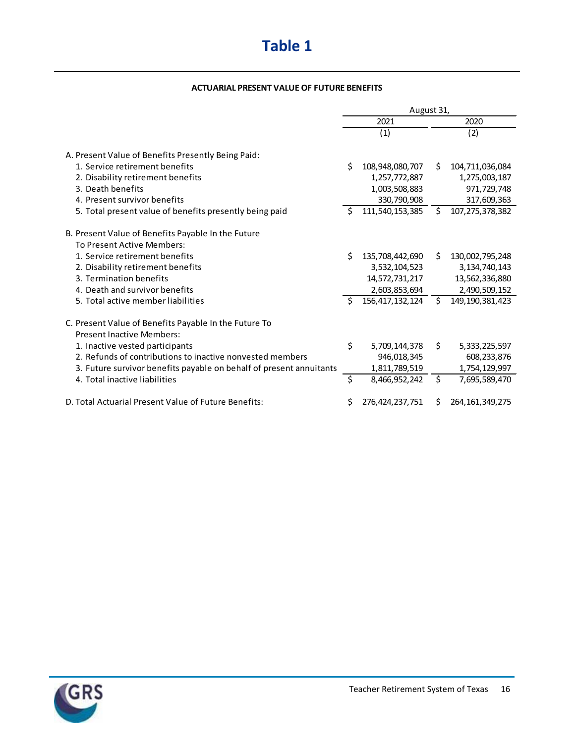# Table 1

**ACTUARIAL PRESENT VALUE OF FUTURE BENEFITS**

| | August 31, 2021 | August 31, 2020 |
|---|---|---|
| | (1) | (2) |
| A. Present Value of Benefits Presently Being Paid: | | |
| 1. Service retirement benefits | $ 108,948,080,707 | $ 104,711,036,084 |
| 2. Disability retirement benefits | 1,257,772,887 | 1,275,003,187 |
| 3. Death benefits | 1,003,508,883 | 971,729,748 |
| 4. Present survivor benefits | 330,790,908 | 317,609,363 |
| 5. Total present value of benefits presently being paid | $ 111,540,153,385 | $ 107,275,378,382 |
| B. Present Value of Benefits Payable In the Future To Present Active Members: | | |
| 1. Service retirement benefits | $ 135,708,442,690 | $ 130,002,795,248 |
| 2. Disability retirement benefits | 3,532,104,523 | 3,134,740,143 |
| 3. Termination benefits | 14,572,731,217 | 13,562,336,880 |
| 4. Death and survivor benefits | 2,603,853,694 | 2,490,509,152 |
| 5. Total active member liabilities | $ 156,417,132,124 | $ 149,190,381,423 |
| C. Present Value of Benefits Payable In the Future To Present Inactive Members: | | |
| 1. Inactive vested participants | $ 5,709,144,378 | $ 5,333,225,597 |
| 2. Refunds of contributions to inactive nonvested members | 946,018,345 | 608,233,876 |
| 3. Future survivor benefits payable on behalf of present annuitants | 1,811,789,519 | 1,754,129,997 |
| 4. Total inactive liabilities | $ 8,466,952,242 | $ 7,695,589,470 |
| D. Total Actuarial Present Value of Future Benefits: | $ 276,424,237,751 | $ 264,161,349,275 |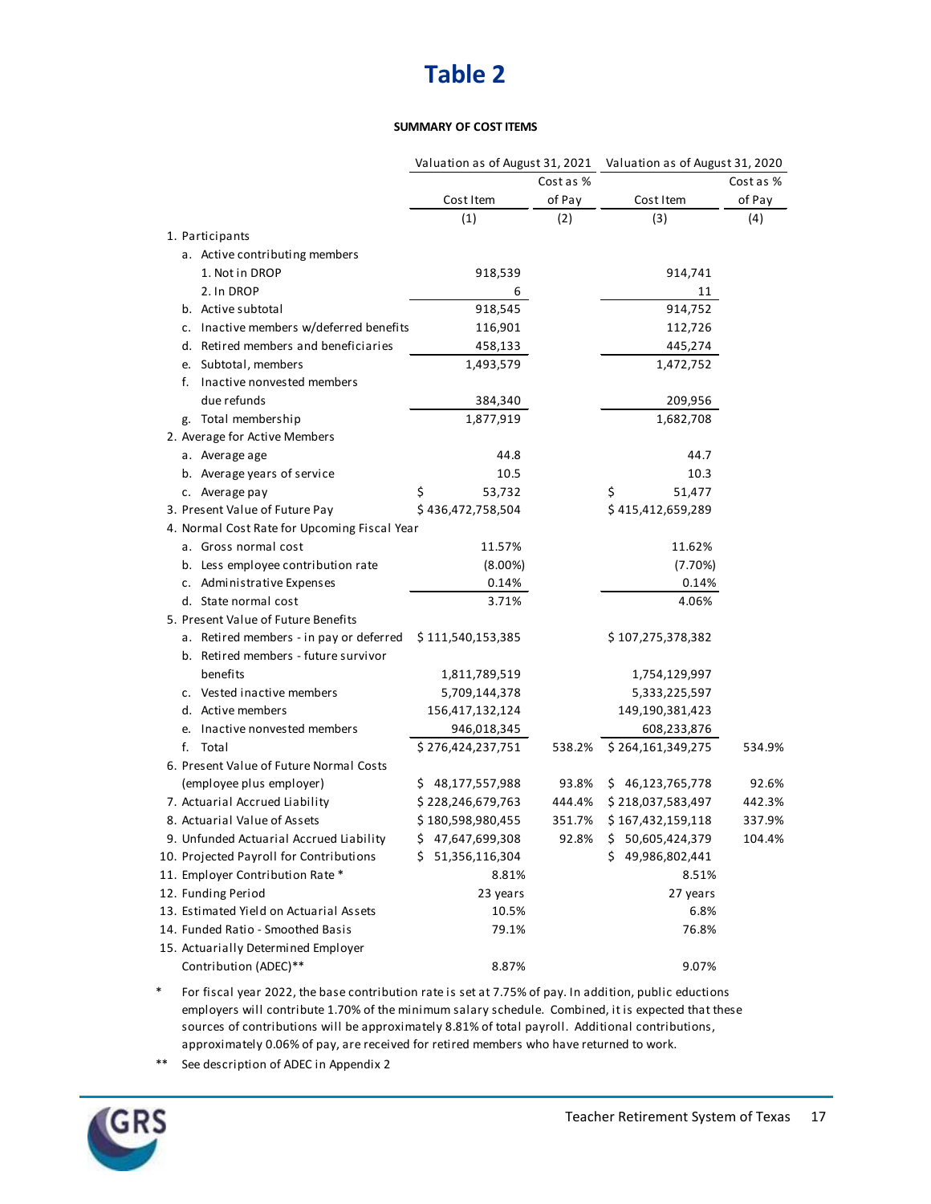# Table 2

**SUMMARY OF COST ITEMS**

| | Valuation as of August 31, 2021 | | Valuation as of August 31, 2020 | |
|---|---|---|---|---|
| | Cost Item | Cost as % of Pay | Cost Item | Cost as % of Pay |
| | (1) | (2) | (3) | (4) |
| 1. Participants | | | | |
| a. Active contributing members | | | | |
| 1. Not in DROP | 918,539 | | 914,741 | |
| 2. In DROP | 6 | | 11 | |
| b. Active subtotal | 918,545 | | 914,752 | |
| c. Inactive members w/deferred benefits | 116,901 | | 112,726 | |
| d. Retired members and beneficiaries | 458,133 | | 445,274 | |
| e. Subtotal, members | 1,493,579 | | 1,472,752 | |
| f. Inactive nonvested members due refunds | 384,340 | | 209,956 | |
| g. Total membership | 1,877,919 | | 1,682,708 | |
| 2. Average for Active Members | | | | |
| a. Average age | 44.8 | | 44.7 | |
| b. Average years of service | 10.5 | | 10.3 | |
| c. Average pay | $ 53,732 | | $ 51,477 | |
| 3. Present Value of Future Pay | $ 436,472,758,504 | | $ 415,412,659,289 | |
| 4. Normal Cost Rate for Upcoming Fiscal Year | | | | |
| a. Gross normal cost | 11.57% | | 11.62% | |
| b. Less employee contribution rate | (8.00%) | | (7.70%) | |
| c. Administrative Expenses | 0.14% | | 0.14% | |
| d. State normal cost | 3.71% | | 4.06% | |
| 5. Present Value of Future Benefits | | | | |
| a. Retired members - in pay or deferred | $ 111,540,153,385 | | $ 107,275,378,382 | |
| b. Retired members - future survivor benefits | 1,811,789,519 | | 1,754,129,997 | |
| c. Vested inactive members | 5,709,144,378 | | 5,333,225,597 | |
| d. Active members | 156,417,132,124 | | 149,190,381,423 | |
| e. Inactive nonvested members | 946,018,345 | | 608,233,876 | |
| f. Total | $ 276,424,237,751 | 538.2% | $ 264,161,349,275 | 534.9% |
| 6. Present Value of Future Normal Costs (employee plus employer) | $ 48,177,557,988 | 93.8% | $ 46,123,765,778 | 92.6% |
| 7. Actuarial Accrued Liability | $ 228,246,679,763 | 444.4% | $ 218,037,583,497 | 442.3% |
| 8. Actuarial Value of Assets | $ 180,598,980,455 | 351.7% | $ 167,432,159,118 | 337.9% |
| 9. Unfunded Actuarial Accrued Liability | $ 47,647,699,308 | 92.8% | $ 50,605,424,379 | 104.4% |
| 10. Projected Payroll for Contributions | $ 51,356,116,304 | | $ 49,986,802,441 | |
| 11. Employer Contribution Rate * | 8.81% | | 8.51% | |
| 12. Funding Period | 23 years | | 27 years | |
| 13. Estimated Yield on Actuarial Assets | 10.5% | | 6.8% | |
| 14. Funded Ratio - Smoothed Basis | 79.1% | | 76.8% | |
| 15. Actuarially Determined Employer Contribution (ADEC)** | 8.87% | | 9.07% | |

\* For fiscal year 2022, the base contribution rate is set at 7.75% of pay. In addition, public eductions employers will contribute 1.70% of the minimum salary schedule. Combined, it is expected that these sources of contributions will be approximately 8.81% of total payroll. Additional contributions, approximately 0.06% of pay, are received for retired members who have returned to work.

\*\* See description of ADEC in Appendix 2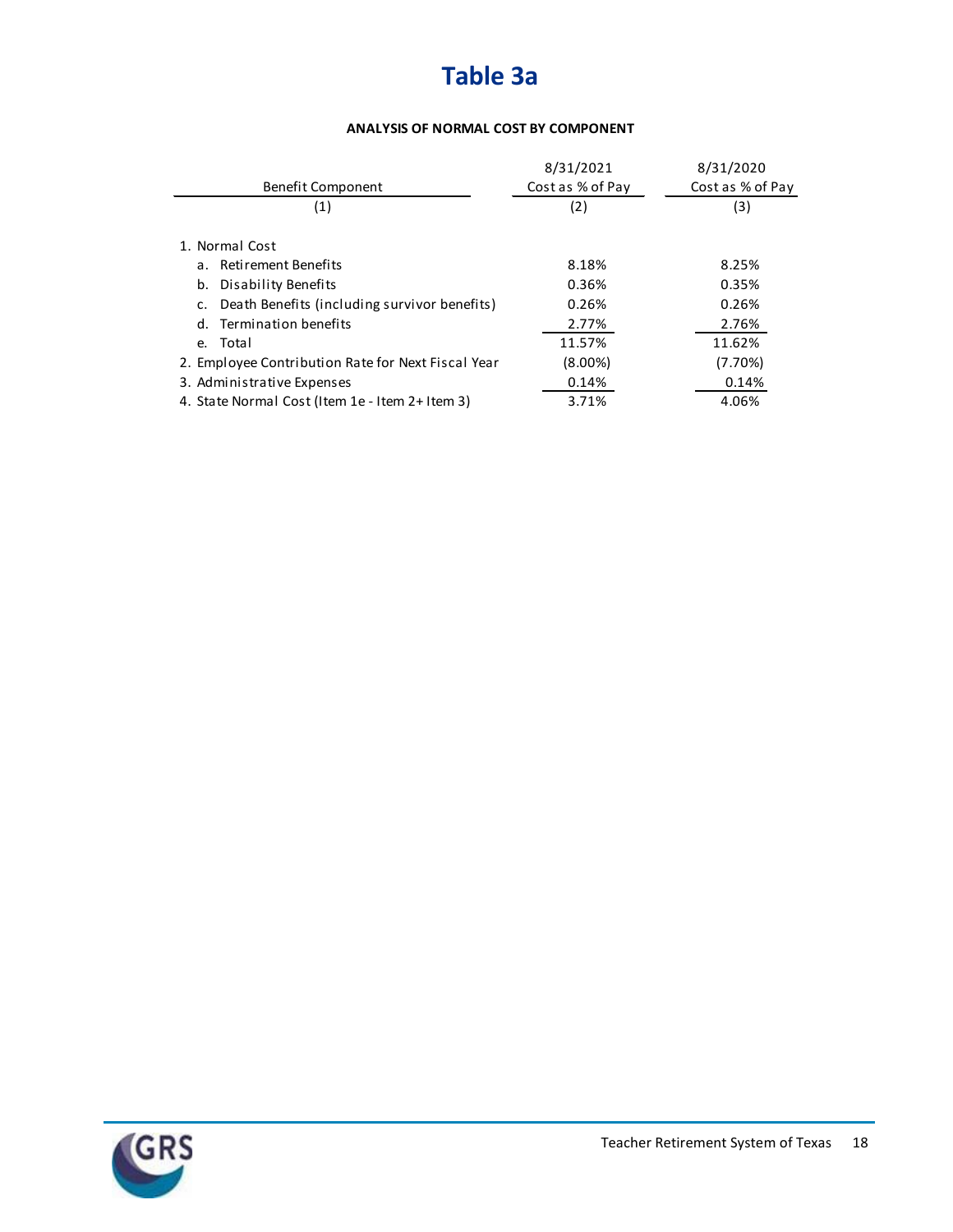# Table 3a

**ANALYSIS OF NORMAL COST BY COMPONENT**

| Benefit Component | 8/31/2021 Cost as % of Pay | 8/31/2020 Cost as % of Pay |
|---|---|---|
| (1) | (2) | (3) |
| 1. Normal Cost | | |
| a. Retirement Benefits | 8.18% | 8.25% |
| b. Disability Benefits | 0.36% | 0.35% |
| c. Death Benefits (including survivor benefits) | 0.26% | 0.26% |
| d. Termination benefits | 2.77% | 2.76% |
| e. Total | 11.57% | 11.62% |
| 2. Employee Contribution Rate for Next Fiscal Year | (8.00%) | (7.70%) |
| 3. Administrative Expenses | 0.14% | 0.14% |
| 4. State Normal Cost (Item 1e - Item 2+ Item 3) | 3.71% | 4.06% |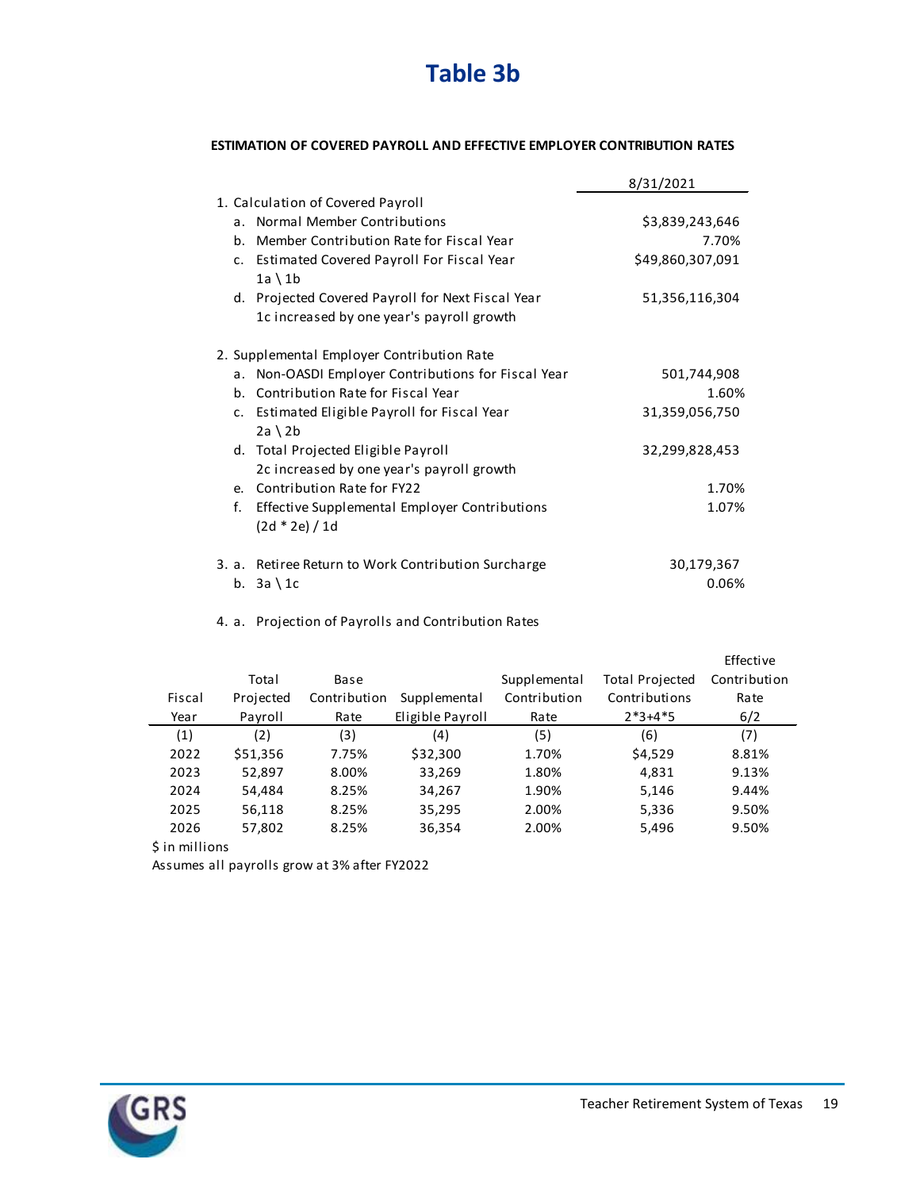# Table 3b

**ESTIMATION OF COVERED PAYROLL AND EFFECTIVE EMPLOYER CONTRIBUTION RATES**

| | 8/31/2021 |
|---|---|
| 1. Calculation of Covered Payroll | |
| a. Normal Member Contributions | $3,839,243,646 |
| b. Member Contribution Rate for Fiscal Year | 7.70% |
| c. Estimated Covered Payroll For Fiscal Year<br>1a \ 1b | $49,860,307,091 |
| d. Projected Covered Payroll for Next Fiscal Year<br>1c increased by one year's payroll growth | 51,356,116,304 |
| 2. Supplemental Employer Contribution Rate | |
| a. Non-OASDI Employer Contributions for Fiscal Year | 501,744,908 |
| b. Contribution Rate for Fiscal Year | 1.60% |
| c. Estimated Eligible Payroll for Fiscal Year<br>2a \ 2b | 31,359,056,750 |
| d. Total Projected Eligible Payroll<br>2c increased by one year's payroll growth | 32,299,828,453 |
| e. Contribution Rate for FY22 | 1.70% |
| f. Effective Supplemental Employer Contributions<br>(2d * 2e) / 1d | 1.07% |
| 3. a. Retiree Return to Work Contribution Surcharge | 30,179,367 |
| b. 3a \ 1c | 0.06% |

4. a. Projection of Payrolls and Contribution Rates

| Fiscal Year | Total Projected Payroll | Base Contribution Rate | Supplemental Eligible Payroll | Supplemental Contribution Rate | Total Projected Contributions 2*3+4*5 | Effective Contribution Rate 6/2 |
|---|---|---|---|---|---|---|
| (1) | (2) | (3) | (4) | (5) | (6) | (7) |
| 2022 | $51,356 | 7.75% | $32,300 | 1.70% | $4,529 | 8.81% |
| 2023 | 52,897 | 8.00% | 33,269 | 1.80% | 4,831 | 9.13% |
| 2024 | 54,484 | 8.25% | 34,267 | 1.90% | 5,146 | 9.44% |
| 2025 | 56,118 | 8.25% | 35,295 | 2.00% | 5,336 | 9.50% |
| 2026 | 57,802 | 8.25% | 36,354 | 2.00% | 5,496 | 9.50% |

$ in millions

Assumes all payrolls grow at 3% after FY2022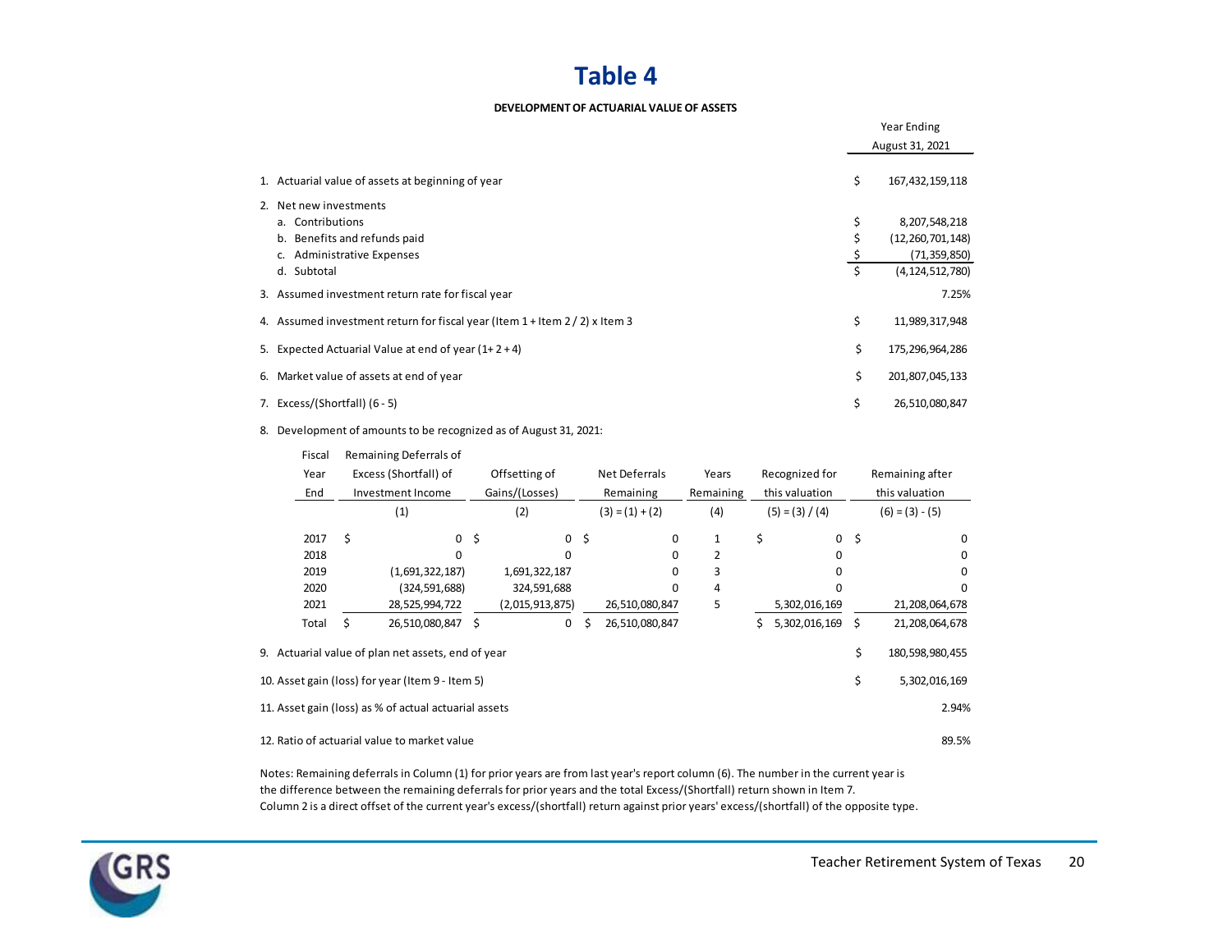# Table 4

**DEVELOPMENT OF ACTUARIAL VALUE OF ASSETS**

| | | Year Ending August 31, 2021 |
|---|---|---|
| 1. Actuarial value of assets at beginning of year | $ | 167,432,159,118 |
| 2. Net new investments | | |
| a. Contributions | $ | 8,207,548,218 |
| b. Benefits and refunds paid | $ | (12,260,701,148) |
| c. Administrative Expenses | $ | (71,359,850) |
| d. Subtotal | $ | (4,124,512,780) |
| 3. Assumed investment return rate for fiscal year | | 7.25% |
| 4. Assumed investment return for fiscal year (Item 1 + Item 2 / 2) x Item 3 | $ | 11,989,317,948 |
| 5. Expected Actuarial Value at end of year (1+ 2 + 4) | $ | 175,296,964,286 |
| 6. Market value of assets at end of year | $ | 201,807,045,133 |
| 7. Excess/(Shortfall) (6 - 5) | $ | 26,510,080,847 |

8. Development of amounts to be recognized as of August 31, 2021:

| Fiscal Year End | Remaining Deferrals of Excess (Shortfall) of Investment Income | Offsetting of Gains/(Losses) | Net Deferrals Remaining | Years Remaining | Recognized for this valuation | Remaining after this valuation |
|---|---|---|---|---|---|---|
| | (1) | (2) | (3) = (1) + (2) | (4) | (5) = (3) / (4) | (6) = (3) - (5) |
| 2017 | $ 0 | $ 0 | $ 0 | 1 | $ 0 | $ 0 |
| 2018 | 0 | 0 | 0 | 2 | 0 | 0 |
| 2019 | (1,691,322,187) | 1,691,322,187 | 0 | 3 | 0 | 0 |
| 2020 | (324,591,688) | 324,591,688 | 0 | 4 | 0 | 0 |
| 2021 | 28,525,994,722 | (2,015,913,875) | 26,510,080,847 | 5 | 5,302,016,169 | 21,208,064,678 |
| Total | $ 26,510,080,847 | $ 0 | $ 26,510,080,847 | | $ 5,302,016,169 | $ 21,208,064,678 |

| | | |
|---|---|---|
| 9. Actuarial value of plan net assets, end of year | $ | 180,598,980,455 |
| 10. Asset gain (loss) for year (Item 9 - Item 5) | $ | 5,302,016,169 |
| 11. Asset gain (loss) as % of actual actuarial assets | | 2.94% |
| 12. Ratio of actuarial value to market value | | 89.5% |

Notes: Remaining deferrals in Column (1) for prior years are from last year's report column (6). The number in the current year is the difference between the remaining deferrals for prior years and the total Excess/(Shortfall) return shown in Item 7.
Column 2 is a direct offset of the current year's excess/(shortfall) return against prior years' excess/(shortfall) of the opposite type.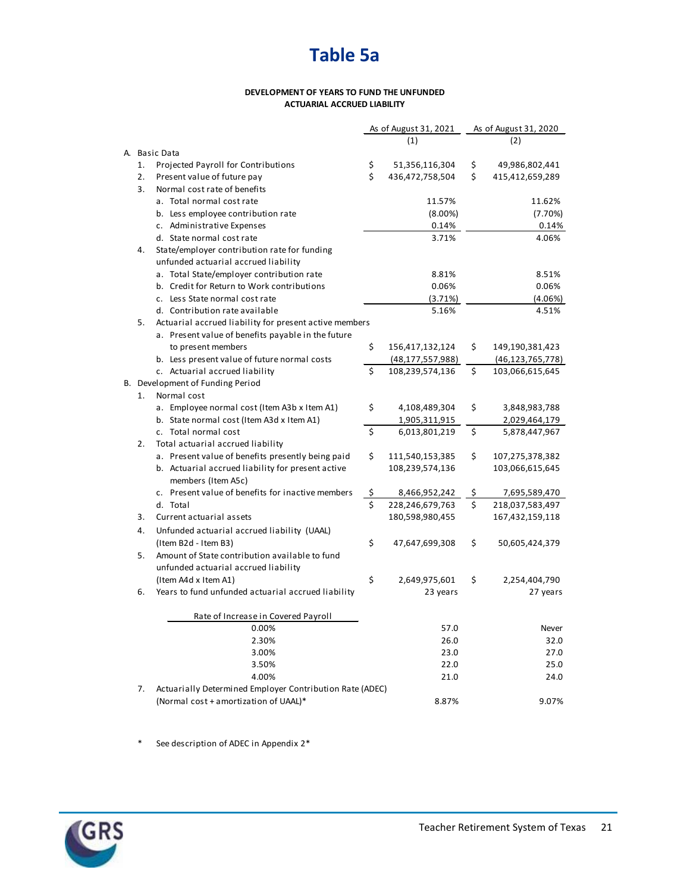# Table 5a

**DEVELOPMENT OF YEARS TO FUND THE UNFUNDED ACTUARIAL ACCRUED LIABILITY**

| | As of August 31, 2021 | As of August 31, 2020 |
|---|---|---|
| | (1) | (2) |
| **A. Basic Data** | | |
| 1. Projected Payroll for Contributions | $ 51,356,116,304 | $ 49,986,802,441 |
| 2. Present value of future pay | $ 436,472,758,504 | $ 415,412,659,289 |
| 3. Normal cost rate of benefits | | |
| a. Total normal cost rate | 11.57% | 11.62% |
| b. Less employee contribution rate | (8.00%) | (7.70%) |
| c. Administrative Expenses | 0.14% | 0.14% |
| d. State normal cost rate | 3.71% | 4.06% |
| 4. State/employer contribution rate for funding unfunded actuarial accrued liability | | |
| a. Total State/employer contribution rate | 8.81% | 8.51% |
| b. Credit for Return to Work contributions | 0.06% | 0.06% |
| c. Less State normal cost rate | (3.71%) | (4.06%) |
| d. Contribution rate available | 5.16% | 4.51% |
| 5. Actuarial accrued liability for present active members | | |
| a. Present value of benefits payable in the future to present members | $ 156,417,132,124 | $ 149,190,381,423 |
| b. Less present value of future normal costs | (48,177,557,988) | (46,123,765,778) |
| c. Actuarial accrued liability | $ 108,239,574,136 | $ 103,066,615,645 |
| **B. Development of Funding Period** | | |
| 1. Normal cost | | |
| a. Employee normal cost (Item A3b x Item A1) | $ 4,108,489,304 | $ 3,848,983,788 |
| b. State normal cost (Item A3d x Item A1) | 1,905,311,915 | 2,029,464,179 |
| c. Total normal cost | $ 6,013,801,219 | $ 5,878,447,967 |
| 2. Total actuarial accrued liability | | |
| a. Present value of benefits presently being paid | $ 111,540,153,385 | $ 107,275,378,382 |
| b. Actuarial accrued liability for present active members (Item A5c) | 108,239,574,136 | 103,066,615,645 |
| c. Present value of benefits for inactive members | $ 8,466,952,242 | $ 7,695,589,470 |
| d. Total | $ 228,246,679,763 | $ 218,037,583,497 |
| 3. Current actuarial assets | 180,598,980,455 | 167,432,159,118 |
| 4. Unfunded actuarial accrued liability (UAAL) (Item B2d - Item B3) | $ 47,647,699,308 | $ 50,605,424,379 |
| 5. Amount of State contribution available to fund unfunded actuarial accrued liability (Item A4d x Item A1) | $ 2,649,975,601 | $ 2,254,404,790 |
| 6. Years to fund unfunded actuarial accrued liability | 23 years | 27 years |
| Rate of Increase in Covered Payroll | | |
| 0.00% | 57.0 | Never |
| 2.30% | 26.0 | 32.0 |
| 3.00% | 23.0 | 27.0 |
| 3.50% | 22.0 | 25.0 |
| 4.00% | 21.0 | 24.0 |
| 7. Actuarially Determined Employer Contribution Rate (ADEC) (Normal cost + amortization of UAAL)* | 8.87% | 9.07% |

\* See description of ADEC in Appendix 2*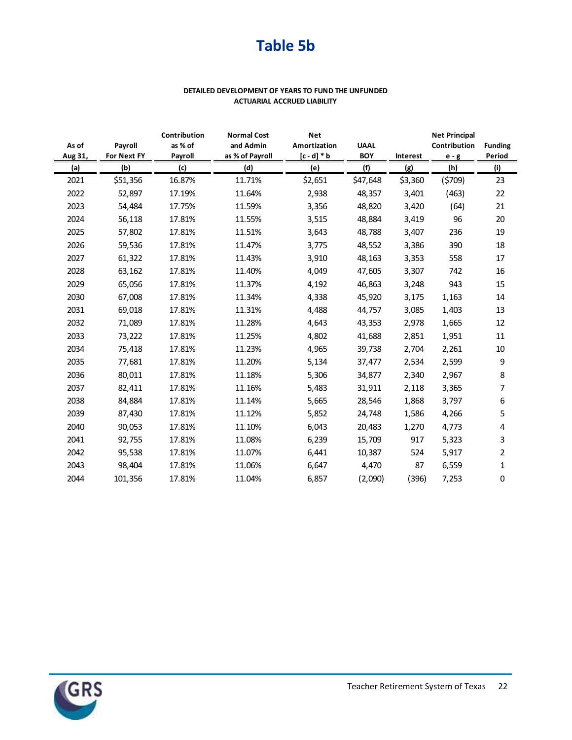# Table 5b

**DETAILED DEVELOPMENT OF YEARS TO FUND THE UNFUNDED ACTUARIAL ACCRUED LIABILITY**

| As of Aug 31, | Payroll For Next FY | Contribution as % of Payroll | Normal Cost and Admin as % of Payroll | Net Amortization [c - d] * b | UAAL BOY | Interest | Net Principal Contribution e - g | Funding Period |
|---|---|---|---|---|---|---|---|---|
| (a) | (b) | (c) | (d) | (e) | (f) | (g) | (h) | (i) |
| 2021 | $51,356 | 16.87% | 11.71% | $2,651 | $47,648 | $3,360 | ($709) | 23 |
| 2022 | 52,897 | 17.19% | 11.64% | 2,938 | 48,357 | 3,401 | (463) | 22 |
| 2023 | 54,484 | 17.75% | 11.59% | 3,356 | 48,820 | 3,420 | (64) | 21 |
| 2024 | 56,118 | 17.81% | 11.55% | 3,515 | 48,884 | 3,419 | 96 | 20 |
| 2025 | 57,802 | 17.81% | 11.51% | 3,643 | 48,788 | 3,407 | 236 | 19 |
| 2026 | 59,536 | 17.81% | 11.47% | 3,775 | 48,552 | 3,386 | 390 | 18 |
| 2027 | 61,322 | 17.81% | 11.43% | 3,910 | 48,163 | 3,353 | 558 | 17 |
| 2028 | 63,162 | 17.81% | 11.40% | 4,049 | 47,605 | 3,307 | 742 | 16 |
| 2029 | 65,056 | 17.81% | 11.37% | 4,192 | 46,863 | 3,248 | 943 | 15 |
| 2030 | 67,008 | 17.81% | 11.34% | 4,338 | 45,920 | 3,175 | 1,163 | 14 |
| 2031 | 69,018 | 17.81% | 11.31% | 4,488 | 44,757 | 3,085 | 1,403 | 13 |
| 2032 | 71,089 | 17.81% | 11.28% | 4,643 | 43,353 | 2,978 | 1,665 | 12 |
| 2033 | 73,222 | 17.81% | 11.25% | 4,802 | 41,688 | 2,851 | 1,951 | 11 |
| 2034 | 75,418 | 17.81% | 11.23% | 4,965 | 39,738 | 2,704 | 2,261 | 10 |
| 2035 | 77,681 | 17.81% | 11.20% | 5,134 | 37,477 | 2,534 | 2,599 | 9 |
| 2036 | 80,011 | 17.81% | 11.18% | 5,306 | 34,877 | 2,340 | 2,967 | 8 |
| 2037 | 82,411 | 17.81% | 11.16% | 5,483 | 31,911 | 2,118 | 3,365 | 7 |
| 2038 | 84,884 | 17.81% | 11.14% | 5,665 | 28,546 | 1,868 | 3,797 | 6 |
| 2039 | 87,430 | 17.81% | 11.12% | 5,852 | 24,748 | 1,586 | 4,266 | 5 |
| 2040 | 90,053 | 17.81% | 11.10% | 6,043 | 20,483 | 1,270 | 4,773 | 4 |
| 2041 | 92,755 | 17.81% | 11.08% | 6,239 | 15,709 | 917 | 5,323 | 3 |
| 2042 | 95,538 | 17.81% | 11.07% | 6,441 | 10,387 | 524 | 5,917 | 2 |
| 2043 | 98,404 | 17.81% | 11.06% | 6,647 | 4,470 | 87 | 6,559 | 1 |
| 2044 | 101,356 | 17.81% | 11.04% | 6,857 | (2,090) | (396) | 7,253 | 0 |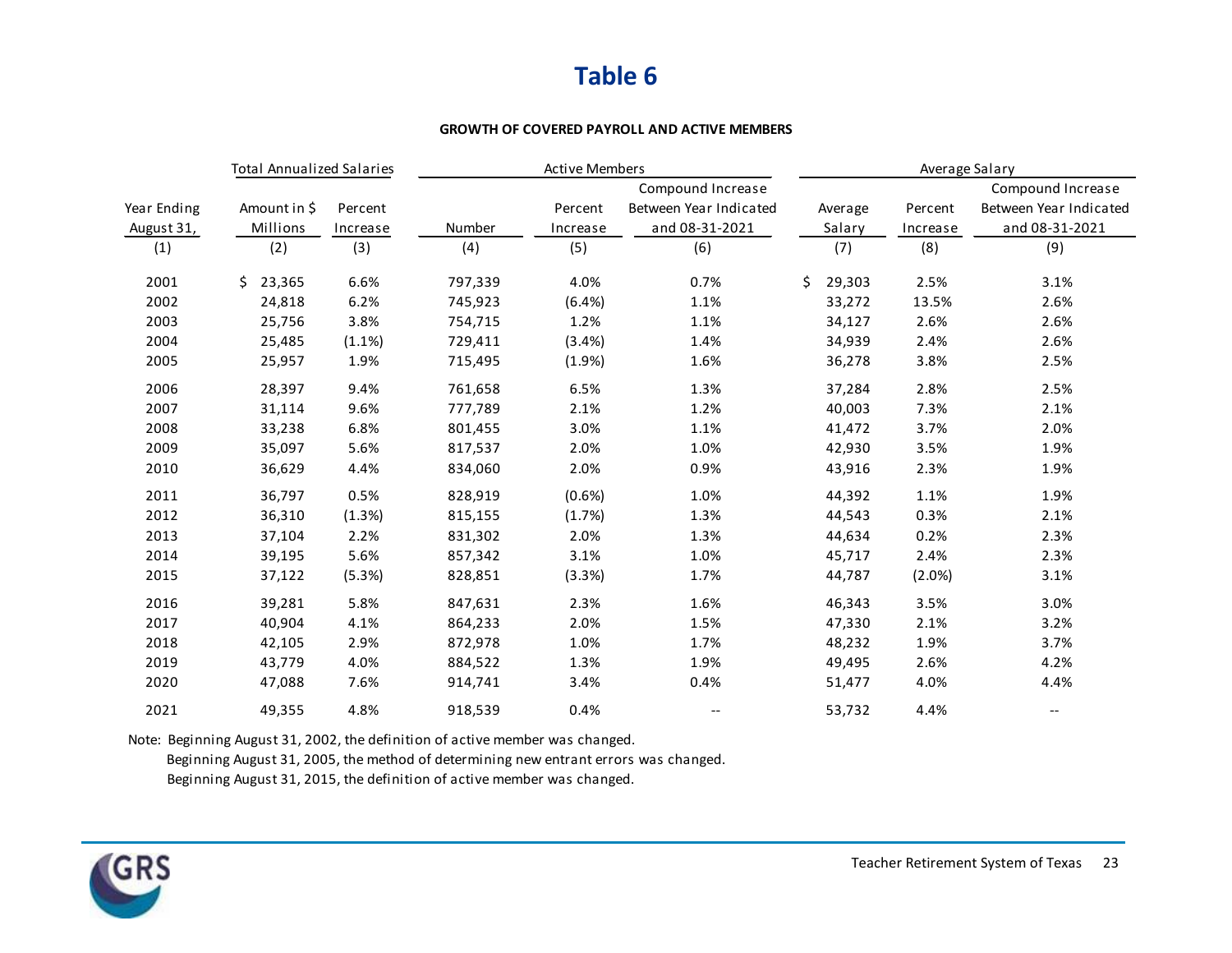# Table 6

**GROWTH OF COVERED PAYROLL AND ACTIVE MEMBERS**

| | Total Annualized Salaries | | Active Members | | | Average Salary | | |
|---|---|---|---|---|---|---|---|---|
| Year Ending August 31, | Amount in $ Millions | Percent Increase | Number | Percent Increase | Compound Increase Between Year Indicated and 08-31-2021 | Average Salary | Percent Increase | Compound Increase Between Year Indicated and 08-31-2021 |
| (1) | (2) | (3) | (4) | (5) | (6) | (7) | (8) | (9) |
| 2001 | $ 23,365 | 6.6% | 797,339 | 4.0% | 0.7% | $ 29,303 | 2.5% | 3.1% |
| 2002 | 24,818 | 6.2% | 745,923 | (6.4%) | 1.1% | 33,272 | 13.5% | 2.6% |
| 2003 | 25,756 | 3.8% | 754,715 | 1.2% | 1.1% | 34,127 | 2.6% | 2.6% |
| 2004 | 25,485 | (1.1%) | 729,411 | (3.4%) | 1.4% | 34,939 | 2.4% | 2.6% |
| 2005 | 25,957 | 1.9% | 715,495 | (1.9%) | 1.6% | 36,278 | 3.8% | 2.5% |
| 2006 | 28,397 | 9.4% | 761,658 | 6.5% | 1.3% | 37,284 | 2.8% | 2.5% |
| 2007 | 31,114 | 9.6% | 777,789 | 2.1% | 1.2% | 40,003 | 7.3% | 2.1% |
| 2008 | 33,238 | 6.8% | 801,455 | 3.0% | 1.1% | 41,472 | 3.7% | 2.0% |
| 2009 | 35,097 | 5.6% | 817,537 | 2.0% | 1.0% | 42,930 | 3.5% | 1.9% |
| 2010 | 36,629 | 4.4% | 834,060 | 2.0% | 0.9% | 43,916 | 2.3% | 1.9% |
| 2011 | 36,797 | 0.5% | 828,919 | (0.6%) | 1.0% | 44,392 | 1.1% | 1.9% |
| 2012 | 36,310 | (1.3%) | 815,155 | (1.7%) | 1.3% | 44,543 | 0.3% | 2.1% |
| 2013 | 37,104 | 2.2% | 831,302 | 2.0% | 1.3% | 44,634 | 0.2% | 2.3% |
| 2014 | 39,195 | 5.6% | 857,342 | 3.1% | 1.0% | 45,717 | 2.4% | 2.3% |
| 2015 | 37,122 | (5.3%) | 828,851 | (3.3%) | 1.7% | 44,787 | (2.0%) | 3.1% |
| 2016 | 39,281 | 5.8% | 847,631 | 2.3% | 1.6% | 46,343 | 3.5% | 3.0% |
| 2017 | 40,904 | 4.1% | 864,233 | 2.0% | 1.5% | 47,330 | 2.1% | 3.2% |
| 2018 | 42,105 | 2.9% | 872,978 | 1.0% | 1.7% | 48,232 | 1.9% | 3.7% |
| 2019 | 43,779 | 4.0% | 884,522 | 1.3% | 1.9% | 49,495 | 2.6% | 4.2% |
| 2020 | 47,088 | 7.6% | 914,741 | 3.4% | 0.4% | 51,477 | 4.0% | 4.4% |
| 2021 | 49,355 | 4.8% | 918,539 | 0.4% | -- | 53,732 | 4.4% | -- |

Note: Beginning August 31, 2002, the definition of active member was changed.
Beginning August 31, 2005, the method of determining new entrant errors was changed.
Beginning August 31, 2015, the definition of active member was changed.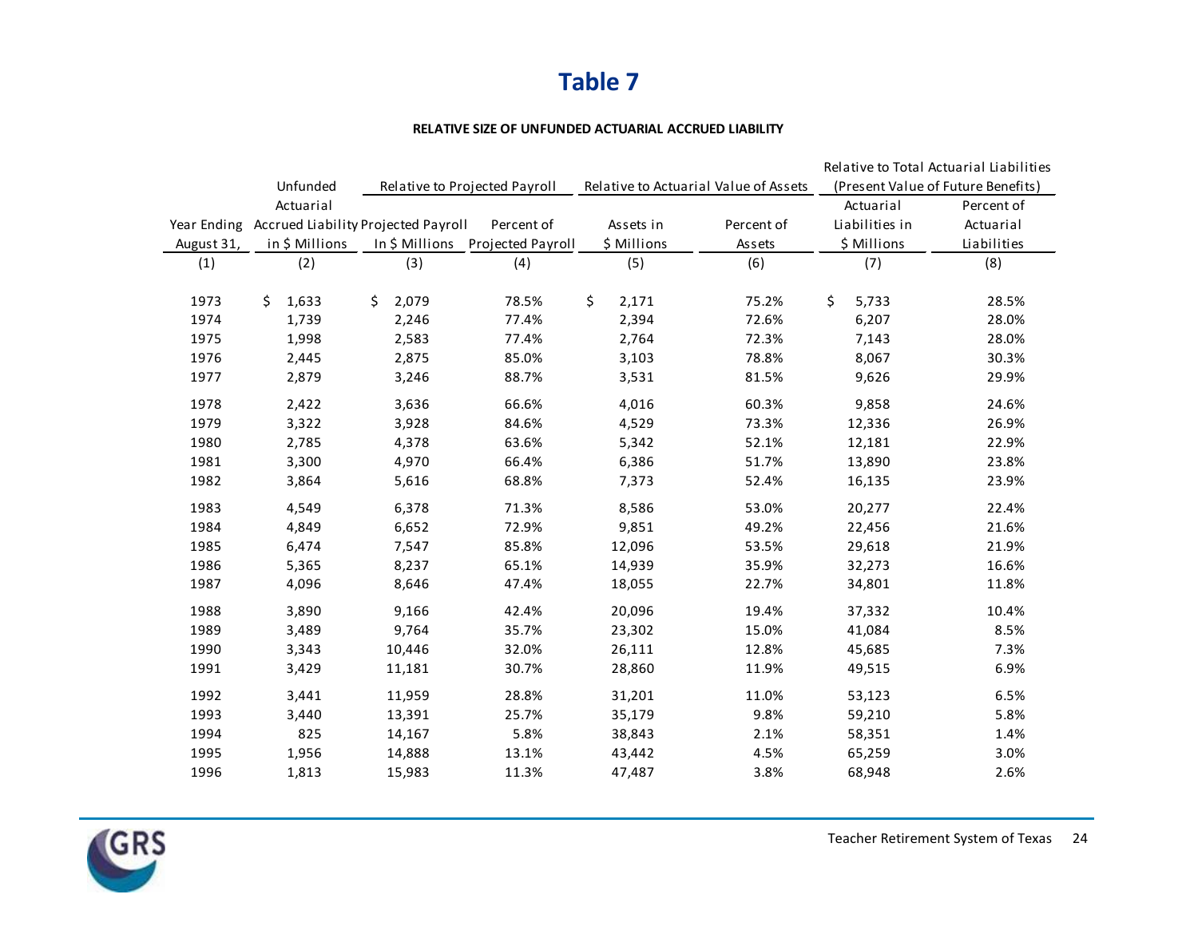# Table 7

**RELATIVE SIZE OF UNFUNDED ACTUARIAL ACCRUED LIABILITY**

| | | Relative to Projected Payroll | | Relative to Actuarial Value of Assets | | Relative to Total Actuarial Liabilities (Present Value of Future Benefits) | |
|---|---|---|---|---|---|---|---|
| Year Ending August 31, | Unfunded Actuarial Accrued Liability in $ Millions | Projected Payroll In $ Millions | Percent of Projected Payroll | Assets in $ Millions | Percent of Assets | Actuarial Liabilities in $ Millions | Percent of Actuarial Liabilities |
| (1) | (2) | (3) | (4) | (5) | (6) | (7) | (8) |
| 1973 | $ 1,633 | $ 2,079 | 78.5% | $ 2,171 | 75.2% | $ 5,733 | 28.5% |
| 1974 | 1,739 | 2,246 | 77.4% | 2,394 | 72.6% | 6,207 | 28.0% |
| 1975 | 1,998 | 2,583 | 77.4% | 2,764 | 72.3% | 7,143 | 28.0% |
| 1976 | 2,445 | 2,875 | 85.0% | 3,103 | 78.8% | 8,067 | 30.3% |
| 1977 | 2,879 | 3,246 | 88.7% | 3,531 | 81.5% | 9,626 | 29.9% |
| 1978 | 2,422 | 3,636 | 66.6% | 4,016 | 60.3% | 9,858 | 24.6% |
| 1979 | 3,322 | 3,928 | 84.6% | 4,529 | 73.3% | 12,336 | 26.9% |
| 1980 | 2,785 | 4,378 | 63.6% | 5,342 | 52.1% | 12,181 | 22.9% |
| 1981 | 3,300 | 4,970 | 66.4% | 6,386 | 51.7% | 13,890 | 23.8% |
| 1982 | 3,864 | 5,616 | 68.8% | 7,373 | 52.4% | 16,135 | 23.9% |
| 1983 | 4,549 | 6,378 | 71.3% | 8,586 | 53.0% | 20,277 | 22.4% |
| 1984 | 4,849 | 6,652 | 72.9% | 9,851 | 49.2% | 22,456 | 21.6% |
| 1985 | 6,474 | 7,547 | 85.8% | 12,096 | 53.5% | 29,618 | 21.9% |
| 1986 | 5,365 | 8,237 | 65.1% | 14,939 | 35.9% | 32,273 | 16.6% |
| 1987 | 4,096 | 8,646 | 47.4% | 18,055 | 22.7% | 34,801 | 11.8% |
| 1988 | 3,890 | 9,166 | 42.4% | 20,096 | 19.4% | 37,332 | 10.4% |
| 1989 | 3,489 | 9,764 | 35.7% | 23,302 | 15.0% | 41,084 | 8.5% |
| 1990 | 3,343 | 10,446 | 32.0% | 26,111 | 12.8% | 45,685 | 7.3% |
| 1991 | 3,429 | 11,181 | 30.7% | 28,860 | 11.9% | 49,515 | 6.9% |
| 1992 | 3,441 | 11,959 | 28.8% | 31,201 | 11.0% | 53,123 | 6.5% |
| 1993 | 3,440 | 13,391 | 25.7% | 35,179 | 9.8% | 59,210 | 5.8% |
| 1994 | 825 | 14,167 | 5.8% | 38,843 | 2.1% | 58,351 | 1.4% |
| 1995 | 1,956 | 14,888 | 13.1% | 43,442 | 4.5% | 65,259 | 3.0% |
| 1996 | 1,813 | 15,983 | 11.3% | 47,487 | 3.8% | 68,948 | 2.6% |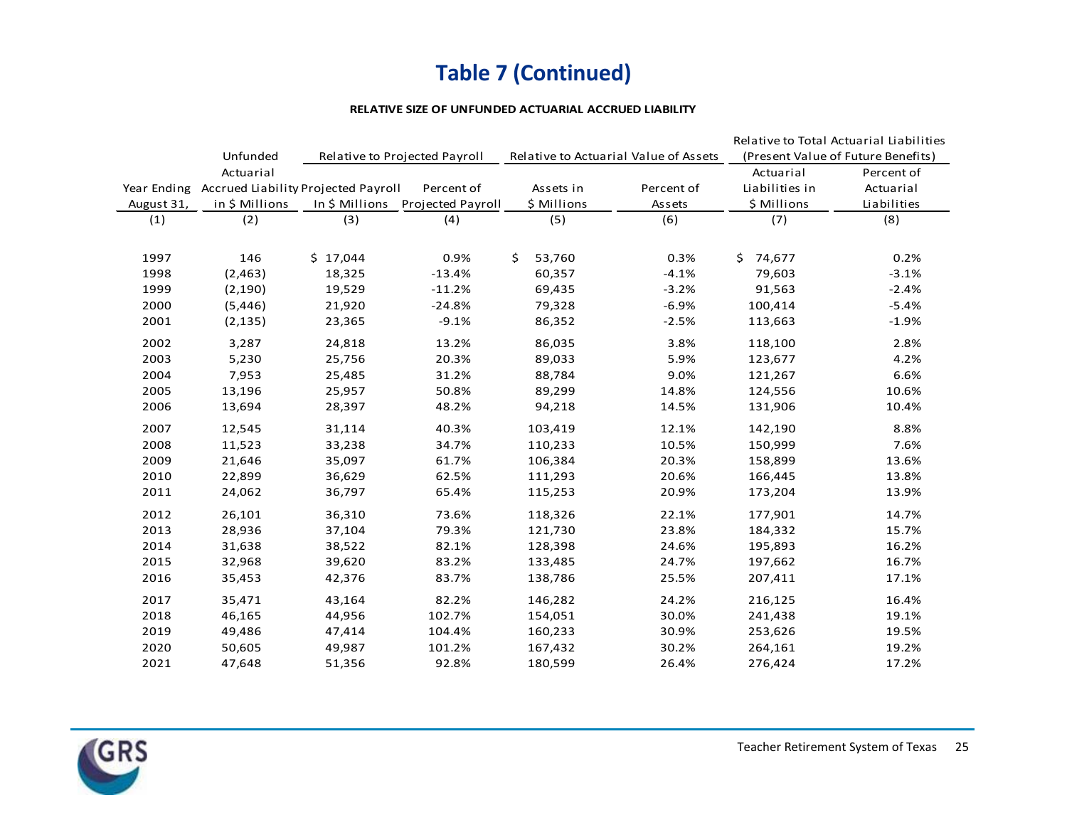# Table 7 (Continued)

**RELATIVE SIZE OF UNFUNDED ACTUARIAL ACCRUED LIABILITY**

| Year Ending August 31, | Unfunded Actuarial Accrued Liability in $ Millions | Relative to Projected Payroll | | Relative to Actuarial Value of Assets | | Relative to Total Actuarial Liabilities (Present Value of Future Benefits) | |
|---|---|---|---|---|---|---|---|
| | | Projected Payroll In $ Millions | Percent of Projected Payroll | Assets in $ Millions | Percent of Assets | Actuarial Liabilities in $ Millions | Percent of Actuarial Liabilities |
| (1) | (2) | (3) | (4) | (5) | (6) | (7) | (8) |
| 1997 | 146 | $ 17,044 | 0.9% | $ 53,760 | 0.3% | $ 74,677 | 0.2% |
| 1998 | (2,463) | 18,325 | -13.4% | 60,357 | -4.1% | 79,603 | -3.1% |
| 1999 | (2,190) | 19,529 | -11.2% | 69,435 | -3.2% | 91,563 | -2.4% |
| 2000 | (5,446) | 21,920 | -24.8% | 79,328 | -6.9% | 100,414 | -5.4% |
| 2001 | (2,135) | 23,365 | -9.1% | 86,352 | -2.5% | 113,663 | -1.9% |
| 2002 | 3,287 | 24,818 | 13.2% | 86,035 | 3.8% | 118,100 | 2.8% |
| 2003 | 5,230 | 25,756 | 20.3% | 89,033 | 5.9% | 123,677 | 4.2% |
| 2004 | 7,953 | 25,485 | 31.2% | 88,784 | 9.0% | 121,267 | 6.6% |
| 2005 | 13,196 | 25,957 | 50.8% | 89,299 | 14.8% | 124,556 | 10.6% |
| 2006 | 13,694 | 28,397 | 48.2% | 94,218 | 14.5% | 131,906 | 10.4% |
| 2007 | 12,545 | 31,114 | 40.3% | 103,419 | 12.1% | 142,190 | 8.8% |
| 2008 | 11,523 | 33,238 | 34.7% | 110,233 | 10.5% | 150,999 | 7.6% |
| 2009 | 21,646 | 35,097 | 61.7% | 106,384 | 20.3% | 158,899 | 13.6% |
| 2010 | 22,899 | 36,629 | 62.5% | 111,293 | 20.6% | 166,445 | 13.8% |
| 2011 | 24,062 | 36,797 | 65.4% | 115,253 | 20.9% | 173,204 | 13.9% |
| 2012 | 26,101 | 36,310 | 73.6% | 118,326 | 22.1% | 177,901 | 14.7% |
| 2013 | 28,936 | 37,104 | 79.3% | 121,730 | 23.8% | 184,332 | 15.7% |
| 2014 | 31,638 | 38,522 | 82.1% | 128,398 | 24.6% | 195,893 | 16.2% |
| 2015 | 32,968 | 39,620 | 83.2% | 133,485 | 24.7% | 197,662 | 16.7% |
| 2016 | 35,453 | 42,376 | 83.7% | 138,786 | 25.5% | 207,411 | 17.1% |
| 2017 | 35,471 | 43,164 | 82.2% | 146,282 | 24.2% | 216,125 | 16.4% |
| 2018 | 46,165 | 44,956 | 102.7% | 154,051 | 30.0% | 241,438 | 19.1% |
| 2019 | 49,486 | 47,414 | 104.4% | 160,233 | 30.9% | 253,626 | 19.5% |
| 2020 | 50,605 | 49,987 | 101.2% | 167,432 | 30.2% | 264,161 | 19.2% |
| 2021 | 47,648 | 51,356 | 92.8% | 180,599 | 26.4% | 276,424 | 17.2% |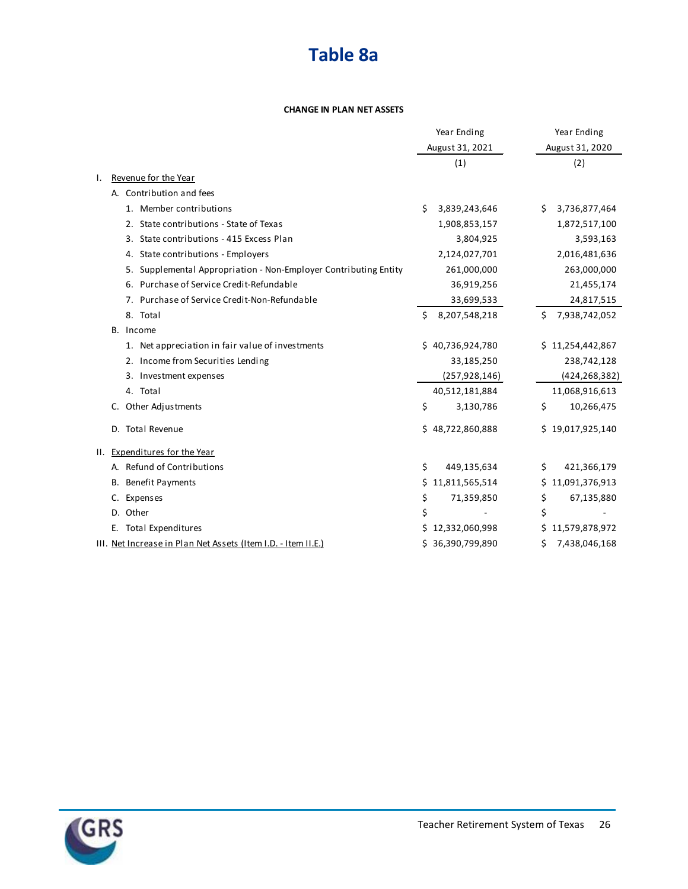# Table 8a

**CHANGE IN PLAN NET ASSETS**

| | Year Ending August 31, 2021 | Year Ending August 31, 2020 |
|---|---|---|
| | (1) | (2) |
| I. Revenue for the Year | | |
| A. Contribution and fees | | |
| 1. Member contributions | $ 3,839,243,646 | $ 3,736,877,464 |
| 2. State contributions - State of Texas | 1,908,853,157 | 1,872,517,100 |
| 3. State contributions - 415 Excess Plan | 3,804,925 | 3,593,163 |
| 4. State contributions - Employers | 2,124,027,701 | 2,016,481,636 |
| 5. Supplemental Appropriation - Non-Employer Contributing Entity | 261,000,000 | 263,000,000 |
| 6. Purchase of Service Credit-Refundable | 36,919,256 | 21,455,174 |
| 7. Purchase of Service Credit-Non-Refundable | 33,699,533 | 24,817,515 |
| 8. Total | $ 8,207,548,218 | $ 7,938,742,052 |
| B. Income | | |
| 1. Net appreciation in fair value of investments | $ 40,736,924,780 | $ 11,254,442,867 |
| 2. Income from Securities Lending | 33,185,250 | 238,742,128 |
| 3. Investment expenses | (257,928,146) | (424,268,382) |
| 4. Total | 40,512,181,884 | 11,068,916,613 |
| C. Other Adjustments | $ 3,130,786 | $ 10,266,475 |
| D. Total Revenue | $ 48,722,860,888 | $ 19,017,925,140 |
| II. Expenditures for the Year | | |
| A. Refund of Contributions | $ 449,135,634 | $ 421,366,179 |
| B. Benefit Payments | $ 11,811,565,514 | $ 11,091,376,913 |
| C. Expenses | $ 71,359,850 | $ 67,135,880 |
| D. Other | $ - | $ - |
| E. Total Expenditures | $ 12,332,060,998 | $ 11,579,878,972 |
| III. Net Increase in Plan Net Assets (Item I.D. - Item II.E.) | $ 36,390,799,890 | $ 7,438,046,168 |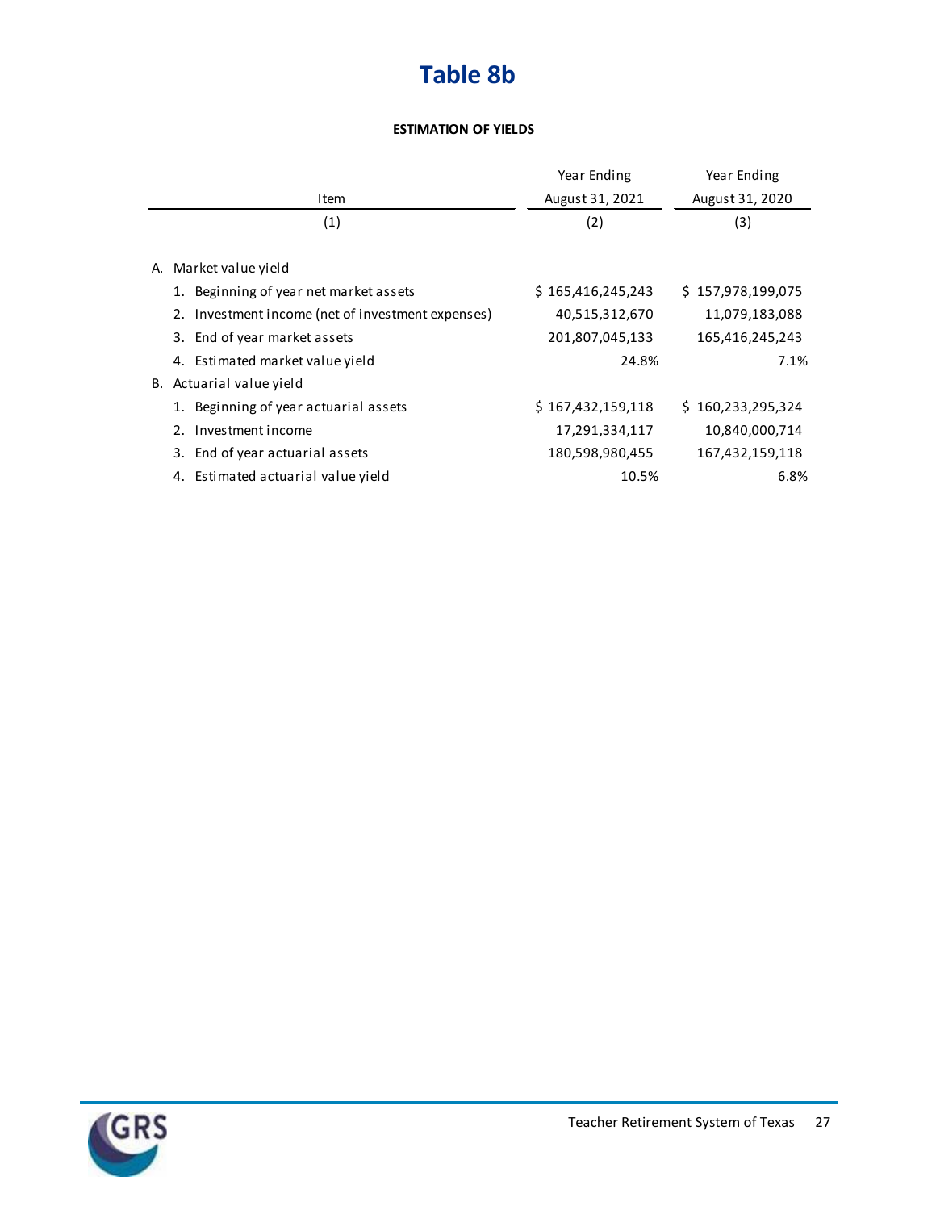# Table 8b

**ESTIMATION OF YIELDS**

| Item | Year Ending August 31, 2021 | Year Ending August 31, 2020 |
|---|---|---|
| (1) | (2) | (3) |
| A. Market value yield | | |
| 1. Beginning of year net market assets | $ 165,416,245,243 | $ 157,978,199,075 |
| 2. Investment income (net of investment expenses) | 40,515,312,670 | 11,079,183,088 |
| 3. End of year market assets | 201,807,045,133 | 165,416,245,243 |
| 4. Estimated market value yield | 24.8% | 7.1% |
| B. Actuarial value yield | | |
| 1. Beginning of year actuarial assets | $ 167,432,159,118 | $ 160,233,295,324 |
| 2. Investment income | 17,291,334,117 | 10,840,000,714 |
| 3. End of year actuarial assets | 180,598,980,455 | 167,432,159,118 |
| 4. Estimated actuarial value yield | 10.5% | 6.8% |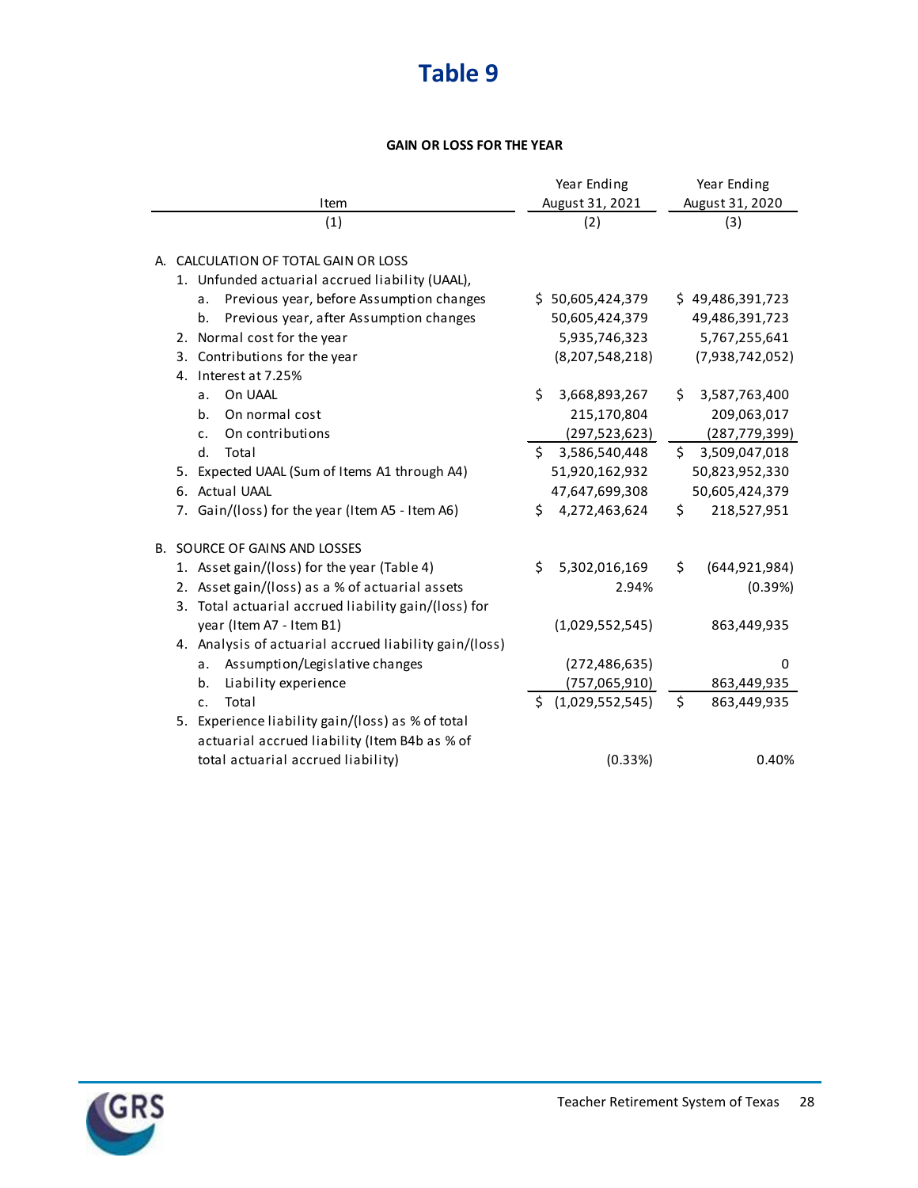# Table 9

**GAIN OR LOSS FOR THE YEAR**

| Item<br>(1) | Year Ending August 31, 2021<br>(2) | Year Ending August 31, 2020<br>(3) |
|---|---|---|
| A. CALCULATION OF TOTAL GAIN OR LOSS | | |
| 1. Unfunded actuarial accrued liability (UAAL), | | |
| a. Previous year, before Assumption changes | $ 50,605,424,379 | $ 49,486,391,723 |
| b. Previous year, after Assumption changes | 50,605,424,379 | 49,486,391,723 |
| 2. Normal cost for the year | 5,935,746,323 | 5,767,255,641 |
| 3. Contributions for the year | (8,207,548,218) | (7,938,742,052) |
| 4. Interest at 7.25% | | |
| a. On UAAL | $ 3,668,893,267 | $ 3,587,763,400 |
| b. On normal cost | 215,170,804 | 209,063,017 |
| c. On contributions | (297,523,623) | (287,779,399) |
| d. Total | $ 3,586,540,448 | $ 3,509,047,018 |
| 5. Expected UAAL (Sum of Items A1 through A4) | 51,920,162,932 | 50,823,952,330 |
| 6. Actual UAAL | 47,647,699,308 | 50,605,424,379 |
| 7. Gain/(loss) for the year (Item A5 - Item A6) | $ 4,272,463,624 | $ 218,527,951 |
| B. SOURCE OF GAINS AND LOSSES | | |
| 1. Asset gain/(loss) for the year (Table 4) | $ 5,302,016,169 | $ (644,921,984) |
| 2. Asset gain/(loss) as a % of actuarial assets | 2.94% | (0.39%) |
| 3. Total actuarial accrued liability gain/(loss) for year (Item A7 - Item B1) | (1,029,552,545) | 863,449,935 |
| 4. Analysis of actuarial accrued liability gain/(loss) | | |
| a. Assumption/Legislative changes | (272,486,635) | 0 |
| b. Liability experience | (757,065,910) | 863,449,935 |
| c. Total | $ (1,029,552,545) | $ 863,449,935 |
| 5. Experience liability gain/(loss) as % of total actuarial accrued liability (Item B4b as % of total actuarial accrued liability) | (0.33%) | 0.40% |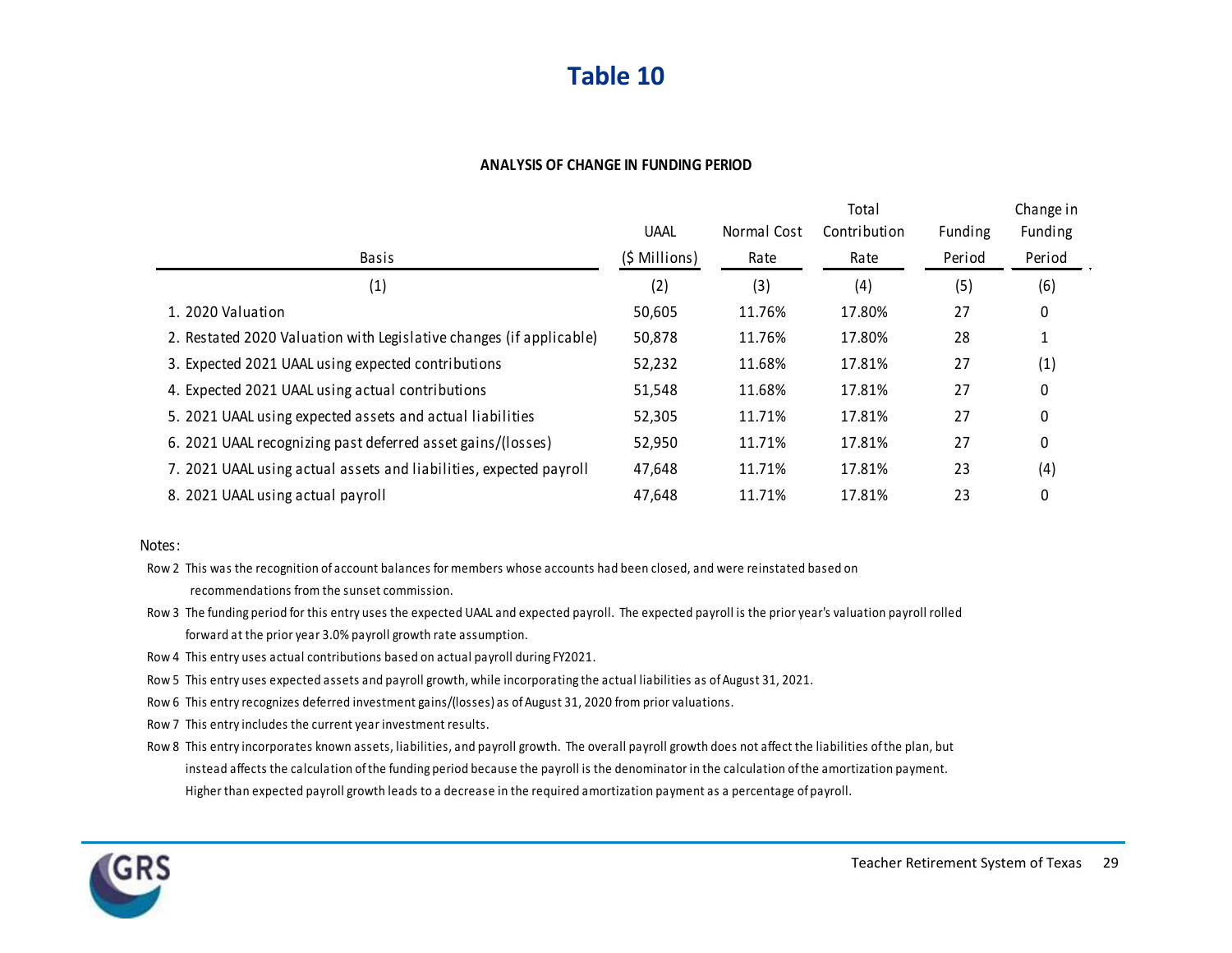# Table 10

**ANALYSIS OF CHANGE IN FUNDING PERIOD**

| Basis | UAAL ($ Millions) | Normal Cost Rate | Total Contribution Rate | Funding Period | Change in Funding Period |
|---|---|---|---|---|---|
| (1) | (2) | (3) | (4) | (5) | (6) |
| 1. 2020 Valuation | 50,605 | 11.76% | 17.80% | 27 | 0 |
| 2. Restated 2020 Valuation with Legislative changes (if applicable) | 50,878 | 11.76% | 17.80% | 28 | 1 |
| 3. Expected 2021 UAAL using expected contributions | 52,232 | 11.68% | 17.81% | 27 | (1) |
| 4. Expected 2021 UAAL using actual contributions | 51,548 | 11.68% | 17.81% | 27 | 0 |
| 5. 2021 UAAL using expected assets and actual liabilities | 52,305 | 11.71% | 17.81% | 27 | 0 |
| 6. 2021 UAAL recognizing past deferred asset gains/(losses) | 52,950 | 11.71% | 17.81% | 27 | 0 |
| 7. 2021 UAAL using actual assets and liabilities, expected payroll | 47,648 | 11.71% | 17.81% | 23 | (4) |
| 8. 2021 UAAL using actual payroll | 47,648 | 11.71% | 17.81% | 23 | 0 |

Notes:

Row 2 This was the recognition of account balances for members whose accounts had been closed, and were reinstated based on recommendations from the sunset commission.

Row 3 The funding period for this entry uses the expected UAAL and expected payroll. The expected payroll is the prior year's valuation payroll rolled forward at the prior year 3.0% payroll growth rate assumption.

Row 4 This entry uses actual contributions based on actual payroll during FY2021.

Row 5 This entry uses expected assets and payroll growth, while incorporating the actual liabilities as of August 31, 2021.

Row 6 This entry recognizes deferred investment gains/(losses) as of August 31, 2020 from prior valuations.

Row 7 This entry includes the current year investment results.

Row 8 This entry incorporates known assets, liabilities, and payroll growth. The overall payroll growth does not affect the liabilities of the plan, but instead affects the calculation of the funding period because the payroll is the denominator in the calculation of the amortization payment. Higher than expected payroll growth leads to a decrease in the required amortization payment as a percentage of payroll.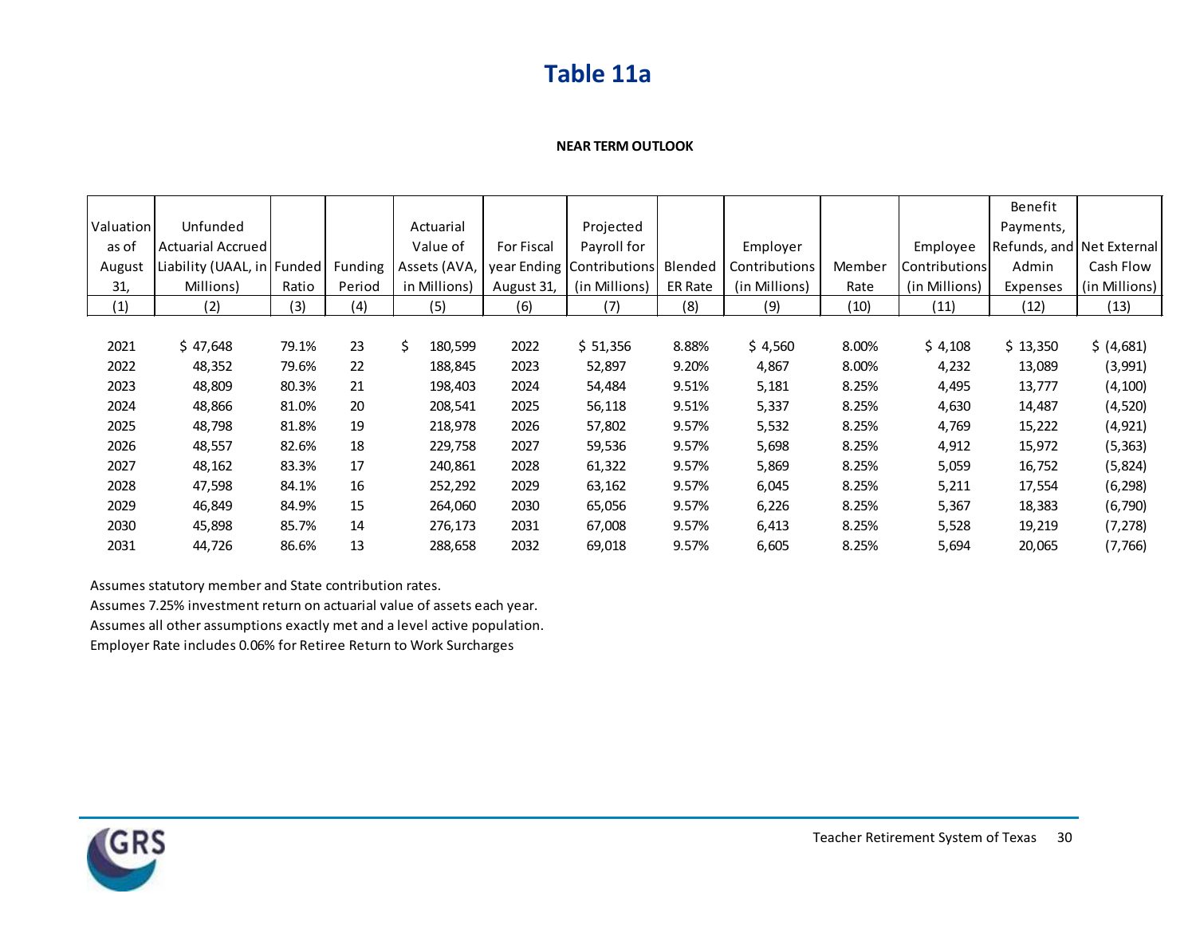# Table 11a

**NEAR TERM OUTLOOK**

| Valuation as of August 31, | Unfunded Actuarial Accrued Liability (UAAL, in Millions) | Funded Ratio | Funding Period | Actuarial Value of Assets (AVA, in Millions) | For Fiscal year Ending August 31, | Projected Payroll for Contributions (in Millions) | Blended ER Rate | Employer Contributions (in Millions) | Member Rate | Employee Contributions (in Millions) | Benefit Payments, Refunds, and Admin Expenses | Net External Cash Flow (in Millions) |
|---|---|---|---|---|---|---|---|---|---|---|---|---|
| (1) | (2) | (3) | (4) | (5) | (6) | (7) | (8) | (9) | (10) | (11) | (12) | (13) |
| 2021 | $ 47,648 | 79.1% | 23 | $ 180,599 | 2022 | $ 51,356 | 8.88% | $ 4,560 | 8.00% | $ 4,108 | $ 13,350 | $ (4,681) |
| 2022 | 48,352 | 79.6% | 22 | 188,845 | 2023 | 52,897 | 9.20% | 4,867 | 8.00% | 4,232 | 13,089 | (3,991) |
| 2023 | 48,809 | 80.3% | 21 | 198,403 | 2024 | 54,484 | 9.51% | 5,181 | 8.25% | 4,495 | 13,777 | (4,100) |
| 2024 | 48,866 | 81.0% | 20 | 208,541 | 2025 | 56,118 | 9.51% | 5,337 | 8.25% | 4,630 | 14,487 | (4,520) |
| 2025 | 48,798 | 81.8% | 19 | 218,978 | 2026 | 57,802 | 9.57% | 5,532 | 8.25% | 4,769 | 15,222 | (4,921) |
| 2026 | 48,557 | 82.6% | 18 | 229,758 | 2027 | 59,536 | 9.57% | 5,698 | 8.25% | 4,912 | 15,972 | (5,363) |
| 2027 | 48,162 | 83.3% | 17 | 240,861 | 2028 | 61,322 | 9.57% | 5,869 | 8.25% | 5,059 | 16,752 | (5,824) |
| 2028 | 47,598 | 84.1% | 16 | 252,292 | 2029 | 63,162 | 9.57% | 6,045 | 8.25% | 5,211 | 17,554 | (6,298) |
| 2029 | 46,849 | 84.9% | 15 | 264,060 | 2030 | 65,056 | 9.57% | 6,226 | 8.25% | 5,367 | 18,383 | (6,790) |
| 2030 | 45,898 | 85.7% | 14 | 276,173 | 2031 | 67,008 | 9.57% | 6,413 | 8.25% | 5,528 | 19,219 | (7,278) |
| 2031 | 44,726 | 86.6% | 13 | 288,658 | 2032 | 69,018 | 9.57% | 6,605 | 8.25% | 5,694 | 20,065 | (7,766) |

Assumes statutory member and State contribution rates.
Assumes 7.25% investment return on actuarial value of assets each year.
Assumes all other assumptions exactly met and a level active population.
Employer Rate includes 0.06% for Retiree Return to Work Surcharges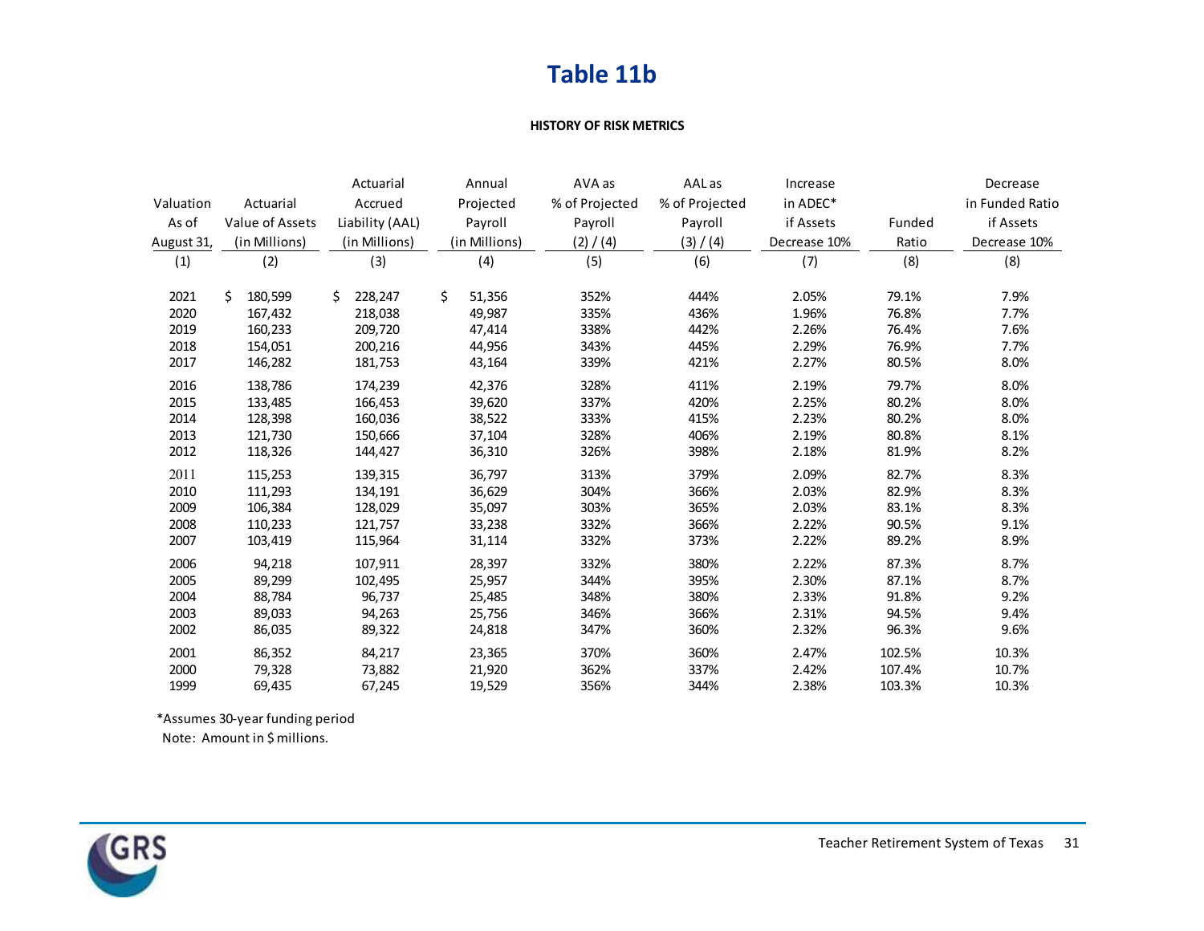# Table 11b

**HISTORY OF RISK METRICS**

| Valuation As of August 31, | Actuarial Value of Assets (in Millions) | Actuarial Accrued Liability (AAL) (in Millions) | Annual Projected Payroll (in Millions) | AVA as % of Projected Payroll (2) / (4) | AAL as % of Projected Payroll (3) / (4) | Increase in ADEC* if Assets Decrease 10% | Funded Ratio | Decrease in Funded Ratio if Assets Decrease 10% |
|---|---|---|---|---|---|---|---|---|
| (1) | (2) | (3) | (4) | (5) | (6) | (7) | (8) | (8) |
| 2021 | $ 180,599 | $ 228,247 | $ 51,356 | 352% | 444% | 2.05% | 79.1% | 7.9% |
| 2020 | 167,432 | 218,038 | 49,987 | 335% | 436% | 1.96% | 76.8% | 7.7% |
| 2019 | 160,233 | 209,720 | 47,414 | 338% | 442% | 2.26% | 76.4% | 7.6% |
| 2018 | 154,051 | 200,216 | 44,956 | 343% | 445% | 2.29% | 76.9% | 7.7% |
| 2017 | 146,282 | 181,753 | 43,164 | 339% | 421% | 2.27% | 80.5% | 8.0% |
| 2016 | 138,786 | 174,239 | 42,376 | 328% | 411% | 2.19% | 79.7% | 8.0% |
| 2015 | 133,485 | 166,453 | 39,620 | 337% | 420% | 2.25% | 80.2% | 8.0% |
| 2014 | 128,398 | 160,036 | 38,522 | 333% | 415% | 2.23% | 80.2% | 8.0% |
| 2013 | 121,730 | 150,666 | 37,104 | 328% | 406% | 2.19% | 80.8% | 8.1% |
| 2012 | 118,326 | 144,427 | 36,310 | 326% | 398% | 2.18% | 81.9% | 8.2% |
| 2011 | 115,253 | 139,315 | 36,797 | 313% | 379% | 2.09% | 82.7% | 8.3% |
| 2010 | 111,293 | 134,191 | 36,629 | 304% | 366% | 2.03% | 82.9% | 8.3% |
| 2009 | 106,384 | 128,029 | 35,097 | 303% | 365% | 2.03% | 83.1% | 8.3% |
| 2008 | 110,233 | 121,757 | 33,238 | 332% | 366% | 2.22% | 90.5% | 9.1% |
| 2007 | 103,419 | 115,964 | 31,114 | 332% | 373% | 2.22% | 89.2% | 8.9% |
| 2006 | 94,218 | 107,911 | 28,397 | 332% | 380% | 2.22% | 87.3% | 8.7% |
| 2005 | 89,299 | 102,495 | 25,957 | 344% | 395% | 2.30% | 87.1% | 8.7% |
| 2004 | 88,784 | 96,737 | 25,485 | 348% | 380% | 2.33% | 91.8% | 9.2% |
| 2003 | 89,033 | 94,263 | 25,756 | 346% | 366% | 2.31% | 94.5% | 9.4% |
| 2002 | 86,035 | 89,322 | 24,818 | 347% | 360% | 2.32% | 96.3% | 9.6% |
| 2001 | 86,352 | 84,217 | 23,365 | 370% | 360% | 2.47% | 102.5% | 10.3% |
| 2000 | 79,328 | 73,882 | 21,920 | 362% | 337% | 2.42% | 107.4% | 10.7% |
| 1999 | 69,435 | 67,245 | 19,529 | 356% | 344% | 2.38% | 103.3% | 10.3% |

*Assumes 30-year funding period

Note: Amount in $ millions.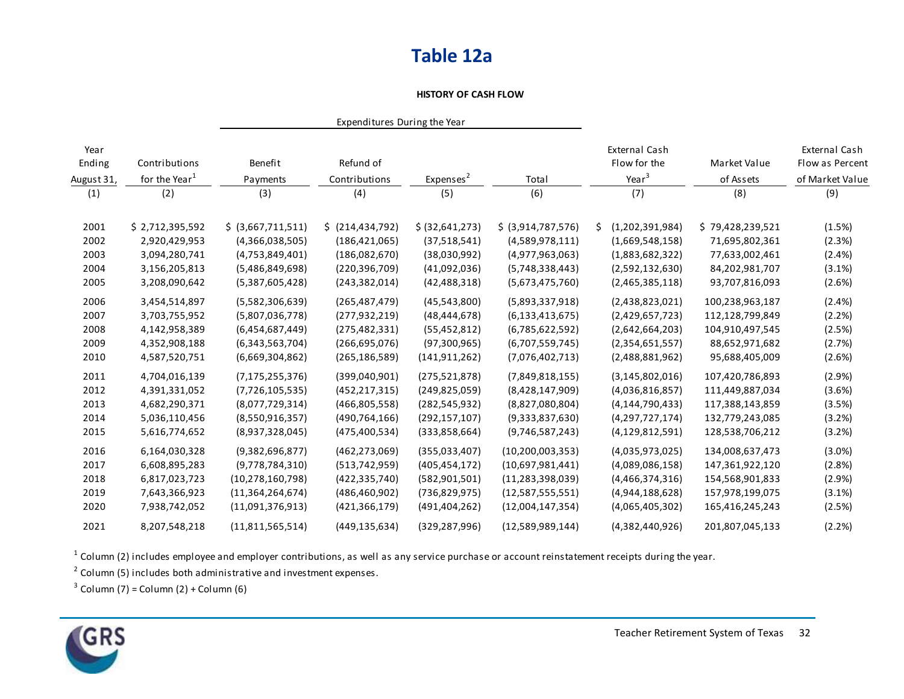# Table 12a

**HISTORY OF CASH FLOW**

| Year Ending August 31, | Contributions for the Year[1] | Expenditures During the Year: Benefit Payments | Refund of Contributions | Expenses[2] | Total | External Cash Flow for the Year[3] | Market Value of Assets | External Cash Flow as Percent of Market Value |
|---|---|---|---|---|---|---|---|---|
| (1) | (2) | (3) | (4) | (5) | (6) | (7) | (8) | (9) |
| 2001 | $ 2,712,395,592 | $ (3,667,711,511) | $ (214,434,792) | $ (32,641,273) | $ (3,914,787,576) | $ (1,202,391,984) | $ 79,428,239,521 | (1.5%) |
| 2002 | 2,920,429,953 | (4,366,038,505) | (186,421,065) | (37,518,541) | (4,589,978,111) | (1,669,548,158) | 71,695,802,361 | (2.3%) |
| 2003 | 3,094,280,741 | (4,753,849,401) | (186,082,670) | (38,030,992) | (4,977,963,063) | (1,883,682,322) | 77,633,002,461 | (2.4%) |
| 2004 | 3,156,205,813 | (5,486,849,698) | (220,396,709) | (41,092,036) | (5,748,338,443) | (2,592,132,630) | 84,202,981,707 | (3.1%) |
| 2005 | 3,208,090,642 | (5,387,605,428) | (243,382,014) | (42,488,318) | (5,673,475,760) | (2,465,385,118) | 93,707,816,093 | (2.6%) |
| 2006 | 3,454,514,897 | (5,582,306,639) | (265,487,479) | (45,543,800) | (5,893,337,918) | (2,438,823,021) | 100,238,963,187 | (2.4%) |
| 2007 | 3,703,755,952 | (5,807,036,778) | (277,932,219) | (48,444,678) | (6,133,413,675) | (2,429,657,723) | 112,128,799,849 | (2.2%) |
| 2008 | 4,142,958,389 | (6,454,687,449) | (275,482,331) | (55,452,812) | (6,785,622,592) | (2,642,664,203) | 104,910,497,545 | (2.5%) |
| 2009 | 4,352,908,188 | (6,343,563,704) | (266,695,076) | (97,300,965) | (6,707,559,745) | (2,354,651,557) | 88,652,971,682 | (2.7%) |
| 2010 | 4,587,520,751 | (6,669,304,862) | (265,186,589) | (141,911,262) | (7,076,402,713) | (2,488,881,962) | 95,688,405,009 | (2.6%) |
| 2011 | 4,704,016,139 | (7,175,255,376) | (399,040,901) | (275,521,878) | (7,849,818,155) | (3,145,802,016) | 107,420,786,893 | (2.9%) |
| 2012 | 4,391,331,052 | (7,726,105,535) | (452,217,315) | (249,825,059) | (8,428,147,909) | (4,036,816,857) | 111,449,887,034 | (3.6%) |
| 2013 | 4,682,290,371 | (8,077,729,314) | (466,805,558) | (282,545,932) | (8,827,080,804) | (4,144,790,433) | 117,388,143,859 | (3.5%) |
| 2014 | 5,036,110,456 | (8,550,916,357) | (490,764,166) | (292,157,107) | (9,333,837,630) | (4,297,727,174) | 132,779,243,085 | (3.2%) |
| 2015 | 5,616,774,652 | (8,937,328,045) | (475,400,534) | (333,858,664) | (9,746,587,243) | (4,129,812,591) | 128,538,706,212 | (3.2%) |
| 2016 | 6,164,030,328 | (9,382,696,877) | (462,273,069) | (355,033,407) | (10,200,003,353) | (4,035,973,025) | 134,008,637,473 | (3.0%) |
| 2017 | 6,608,895,283 | (9,778,784,310) | (513,742,959) | (405,454,172) | (10,697,981,441) | (4,089,086,158) | 147,361,922,120 | (2.8%) |
| 2018 | 6,817,023,723 | (10,278,160,798) | (422,335,740) | (582,901,501) | (11,283,398,039) | (4,466,374,316) | 154,568,901,833 | (2.9%) |
| 2019 | 7,643,366,923 | (11,364,264,674) | (486,460,902) | (736,829,975) | (12,587,555,551) | (4,944,188,628) | 157,978,199,075 | (3.1%) |
| 2020 | 7,938,742,052 | (11,091,376,913) | (421,366,179) | (491,404,262) | (12,004,147,354) | (4,065,405,302) | 165,416,245,243 | (2.5%) |
| 2021 | 8,207,548,218 | (11,811,565,514) | (449,135,634) | (329,287,996) | (12,589,989,144) | (4,382,440,926) | 201,807,045,133 | (2.2%) |

[1] Column (2) includes employee and employer contributions, as well as any service purchase or account reinstatement receipts during the year.

[2] Column (5) includes both administrative and investment expenses.

[3] Column (7) = Column (2) + Column (6)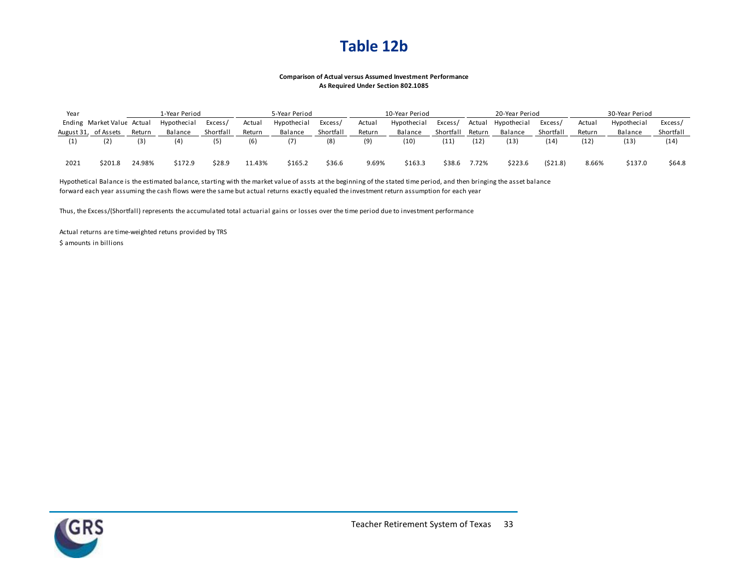# Table 12b

**Comparison of Actual versus Assumed Investment Performance**
**As Required Under Section 802.1085**

| Year | | 1-Year Period | | | 5-Year Period | | | 10-Year Period | | | 20-Year Period | | | 30-Year Period | | |
|---|---|---|---|---|---|---|---|---|---|---|---|---|---|---|---|---|
| Ending August 31, | Market Value of Assets | Actual Return | Hypothecial Balance | Excess/ Shortfall | Actual Return | Hypothecial Balance | Excess/ Shortfall | Actual Return | Hypothecial Balance | Excess/ Shortfall | Actual Return | Hypothecial Balance | Excess/ Shortfall | Actual Return | Hypothecial Balance | Excess/ Shortfall |
| (1) | (2) | (3) | (4) | (5) | (6) | (7) | (8) | (9) | (10) | (11) | (12) | (13) | (14) | (12) | (13) | (14) |
| 2021 | $201.8 | 24.98% | $172.9 | $28.9 | 11.43% | $165.2 | $36.6 | 9.69% | $163.3 | $38.6 | 7.72% | $223.6 | ($21.8) | 8.66% | $137.0 | $64.8 |

Hypothetical Balance is the estimated balance, starting with the market value of assts at the beginning of the stated time period, and then bringing the asset balance forward each year assuming the cash flows were the same but actual returns exactly equaled the investment return assumption for each year

Thus, the Excess/(Shortfall) represents the accumulated total actuarial gains or losses over the time period due to investment performance

Actual returns are time-weighted retuns provided by TRS

$ amounts in billions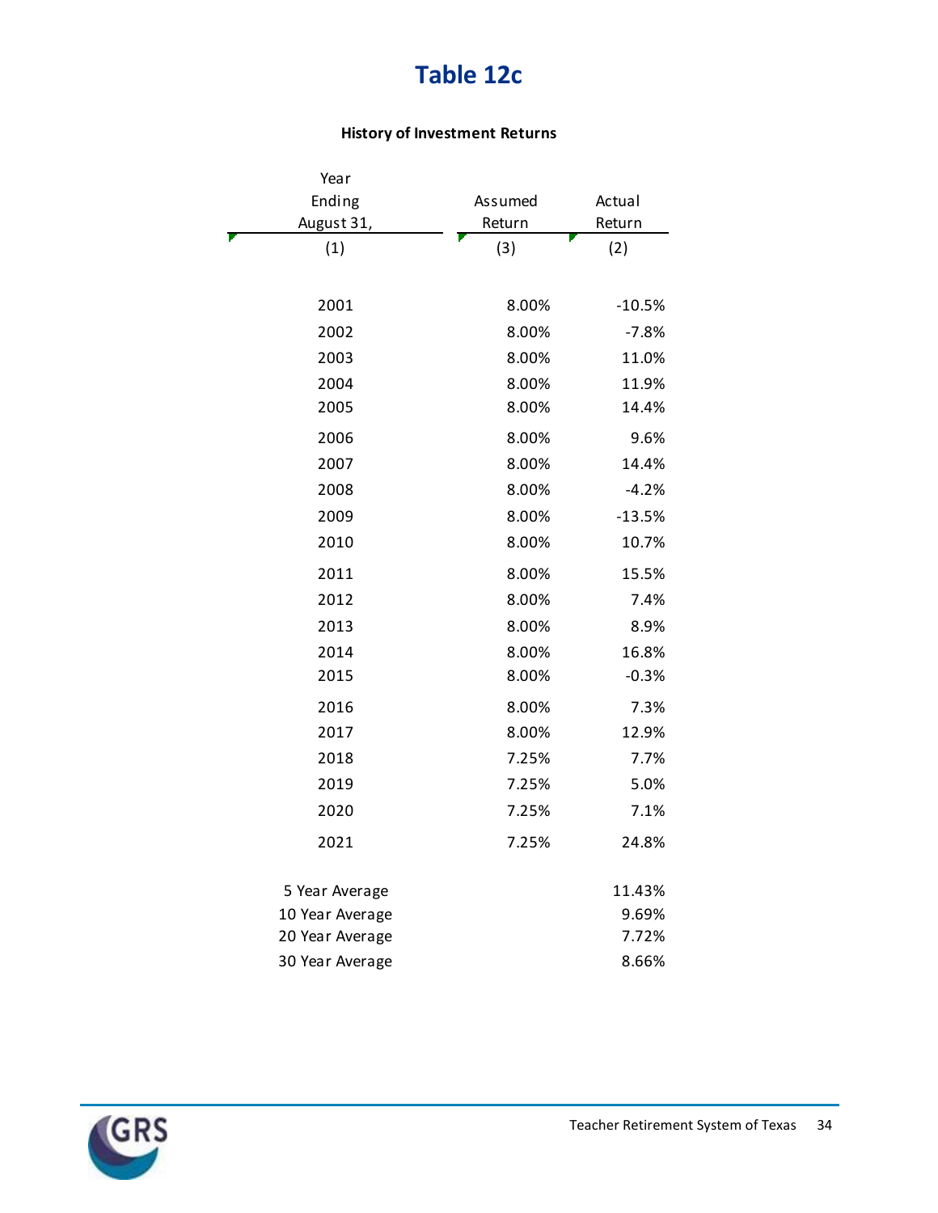# Table 12c

**History of Investment Returns**

| Year Ending August 31, (1) | Assumed Return (3) | Actual Return (2) |
|---|---|---|
| 2001 | 8.00% | -10.5% |
| 2002 | 8.00% | -7.8% |
| 2003 | 8.00% | 11.0% |
| 2004 | 8.00% | 11.9% |
| 2005 | 8.00% | 14.4% |
| 2006 | 8.00% | 9.6% |
| 2007 | 8.00% | 14.4% |
| 2008 | 8.00% | -4.2% |
| 2009 | 8.00% | -13.5% |
| 2010 | 8.00% | 10.7% |
| 2011 | 8.00% | 15.5% |
| 2012 | 8.00% | 7.4% |
| 2013 | 8.00% | 8.9% |
| 2014 | 8.00% | 16.8% |
| 2015 | 8.00% | -0.3% |
| 2016 | 8.00% | 7.3% |
| 2017 | 8.00% | 12.9% |
| 2018 | 7.25% | 7.7% |
| 2019 | 7.25% | 5.0% |
| 2020 | 7.25% | 7.1% |
| 2021 | 7.25% | 24.8% |
| 5 Year Average | | 11.43% |
| 10 Year Average | | 9.69% |
| 20 Year Average | | 7.72% |
| 30 Year Average | | 8.66% |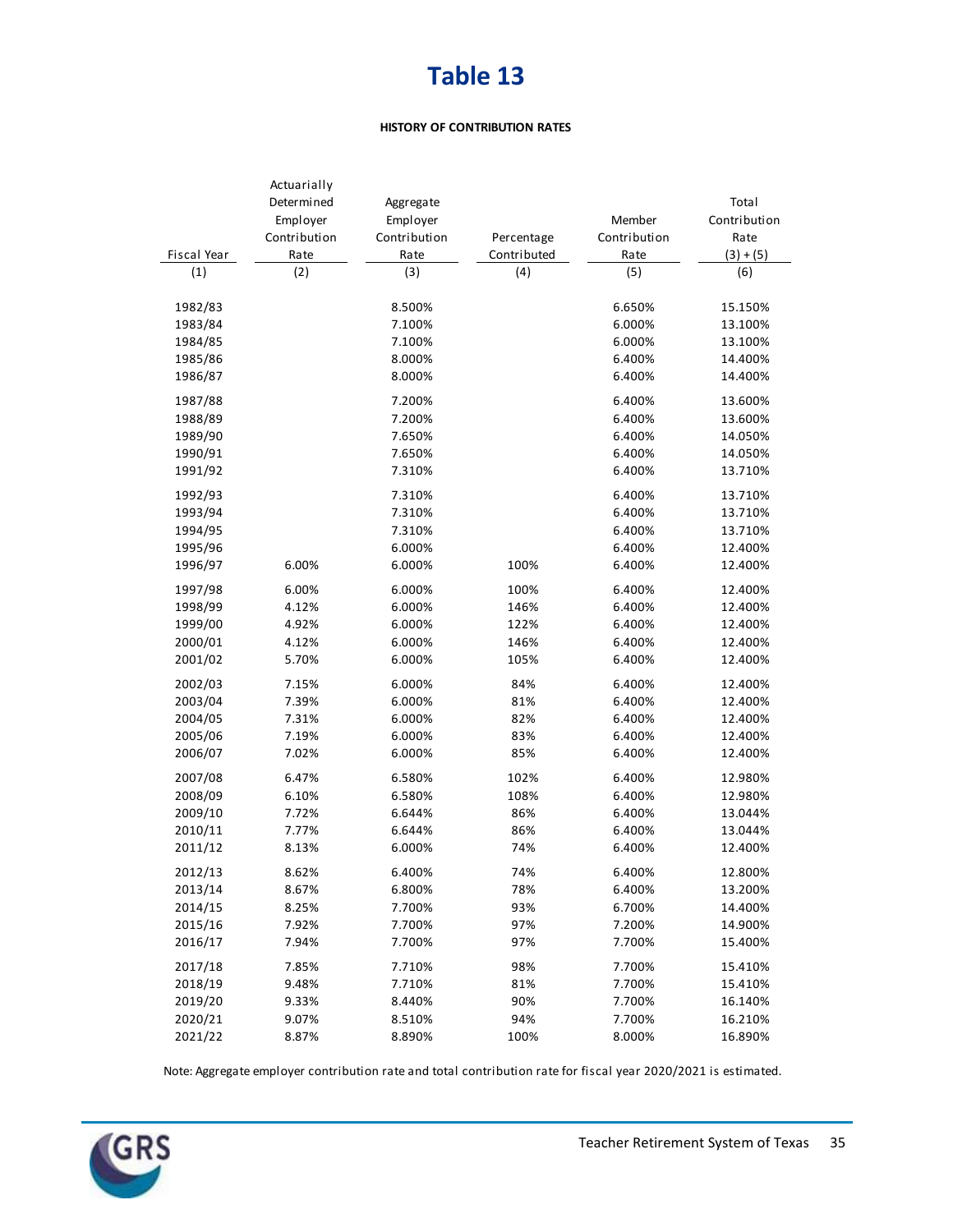# Table 13

**HISTORY OF CONTRIBUTION RATES**

| Fiscal Year | Actuarially Determined Employer Contribution Rate | Aggregate Employer Contribution Rate | Percentage Contributed | Member Contribution Rate | Total Contribution Rate (3) + (5) |
|---|---|---|---|---|---|
| (1) | (2) | (3) | (4) | (5) | (6) |
| 1982/83 | | 8.500% | | 6.650% | 15.150% |
| 1983/84 | | 7.100% | | 6.000% | 13.100% |
| 1984/85 | | 7.100% | | 6.000% | 13.100% |
| 1985/86 | | 8.000% | | 6.400% | 14.400% |
| 1986/87 | | 8.000% | | 6.400% | 14.400% |
| 1987/88 | | 7.200% | | 6.400% | 13.600% |
| 1988/89 | | 7.200% | | 6.400% | 13.600% |
| 1989/90 | | 7.650% | | 6.400% | 14.050% |
| 1990/91 | | 7.650% | | 6.400% | 14.050% |
| 1991/92 | | 7.310% | | 6.400% | 13.710% |
| 1992/93 | | 7.310% | | 6.400% | 13.710% |
| 1993/94 | | 7.310% | | 6.400% | 13.710% |
| 1994/95 | | 7.310% | | 6.400% | 13.710% |
| 1995/96 | | 6.000% | | 6.400% | 12.400% |
| 1996/97 | 6.00% | 6.000% | 100% | 6.400% | 12.400% |
| 1997/98 | 6.00% | 6.000% | 100% | 6.400% | 12.400% |
| 1998/99 | 4.12% | 6.000% | 146% | 6.400% | 12.400% |
| 1999/00 | 4.92% | 6.000% | 122% | 6.400% | 12.400% |
| 2000/01 | 4.12% | 6.000% | 146% | 6.400% | 12.400% |
| 2001/02 | 5.70% | 6.000% | 105% | 6.400% | 12.400% |
| 2002/03 | 7.15% | 6.000% | 84% | 6.400% | 12.400% |
| 2003/04 | 7.39% | 6.000% | 81% | 6.400% | 12.400% |
| 2004/05 | 7.31% | 6.000% | 82% | 6.400% | 12.400% |
| 2005/06 | 7.19% | 6.000% | 83% | 6.400% | 12.400% |
| 2006/07 | 7.02% | 6.000% | 85% | 6.400% | 12.400% |
| 2007/08 | 6.47% | 6.580% | 102% | 6.400% | 12.980% |
| 2008/09 | 6.10% | 6.580% | 108% | 6.400% | 12.980% |
| 2009/10 | 7.72% | 6.644% | 86% | 6.400% | 13.044% |
| 2010/11 | 7.77% | 6.644% | 86% | 6.400% | 13.044% |
| 2011/12 | 8.13% | 6.000% | 74% | 6.400% | 12.400% |
| 2012/13 | 8.62% | 6.400% | 74% | 6.400% | 12.800% |
| 2013/14 | 8.67% | 6.800% | 78% | 6.400% | 13.200% |
| 2014/15 | 8.25% | 7.700% | 93% | 6.700% | 14.400% |
| 2015/16 | 7.92% | 7.700% | 97% | 7.200% | 14.900% |
| 2016/17 | 7.94% | 7.700% | 97% | 7.700% | 15.400% |
| 2017/18 | 7.85% | 7.710% | 98% | 7.700% | 15.410% |
| 2018/19 | 9.48% | 7.710% | 81% | 7.700% | 15.410% |
| 2019/20 | 9.33% | 8.440% | 90% | 7.700% | 16.140% |
| 2020/21 | 9.07% | 8.510% | 94% | 7.700% | 16.210% |
| 2021/22 | 8.87% | 8.890% | 100% | 8.000% | 16.890% |

Note: Aggregate employer contribution rate and total contribution rate for fiscal year 2020/2021 is estimated.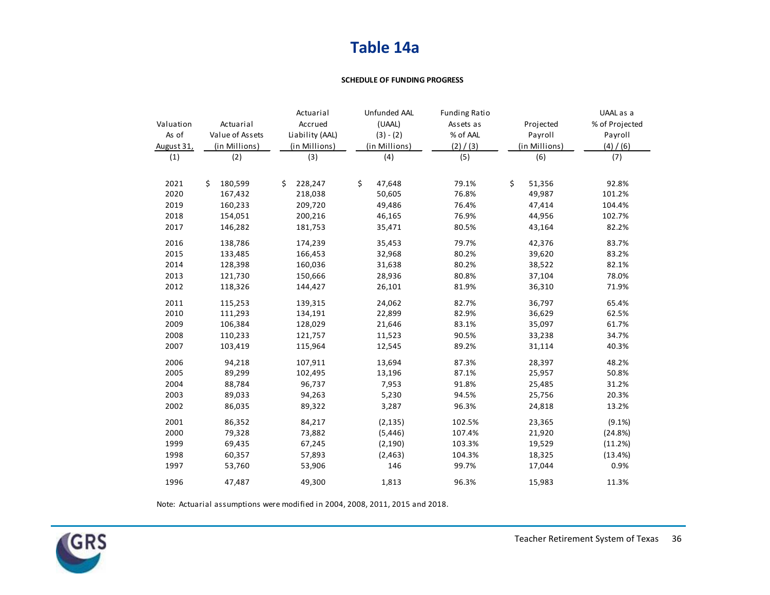# Table 14a

**SCHEDULE OF FUNDING PROGRESS**

| Valuation As of August 31, (1) | Actuarial Value of Assets (in Millions) (2) | Actuarial Accrued Liability (AAL) (in Millions) (3) | Unfunded AAL (UAAL) (3) - (2) (in Millions) (4) | Funding Ratio Assets as % of AAL (2) / (3) (5) | Projected Payroll (in Millions) (6) | UAAL as a % of Projected Payroll (4) / (6) (7) |
|---|---|---|---|---|---|---|
| 2021 | $ 180,599 | $ 228,247 | $ 47,648 | 79.1% | $ 51,356 | 92.8% |
| 2020 | 167,432 | 218,038 | 50,605 | 76.8% | 49,987 | 101.2% |
| 2019 | 160,233 | 209,720 | 49,486 | 76.4% | 47,414 | 104.4% |
| 2018 | 154,051 | 200,216 | 46,165 | 76.9% | 44,956 | 102.7% |
| 2017 | 146,282 | 181,753 | 35,471 | 80.5% | 43,164 | 82.2% |
| 2016 | 138,786 | 174,239 | 35,453 | 79.7% | 42,376 | 83.7% |
| 2015 | 133,485 | 166,453 | 32,968 | 80.2% | 39,620 | 83.2% |
| 2014 | 128,398 | 160,036 | 31,638 | 80.2% | 38,522 | 82.1% |
| 2013 | 121,730 | 150,666 | 28,936 | 80.8% | 37,104 | 78.0% |
| 2012 | 118,326 | 144,427 | 26,101 | 81.9% | 36,310 | 71.9% |
| 2011 | 115,253 | 139,315 | 24,062 | 82.7% | 36,797 | 65.4% |
| 2010 | 111,293 | 134,191 | 22,899 | 82.9% | 36,629 | 62.5% |
| 2009 | 106,384 | 128,029 | 21,646 | 83.1% | 35,097 | 61.7% |
| 2008 | 110,233 | 121,757 | 11,523 | 90.5% | 33,238 | 34.7% |
| 2007 | 103,419 | 115,964 | 12,545 | 89.2% | 31,114 | 40.3% |
| 2006 | 94,218 | 107,911 | 13,694 | 87.3% | 28,397 | 48.2% |
| 2005 | 89,299 | 102,495 | 13,196 | 87.1% | 25,957 | 50.8% |
| 2004 | 88,784 | 96,737 | 7,953 | 91.8% | 25,485 | 31.2% |
| 2003 | 89,033 | 94,263 | 5,230 | 94.5% | 25,756 | 20.3% |
| 2002 | 86,035 | 89,322 | 3,287 | 96.3% | 24,818 | 13.2% |
| 2001 | 86,352 | 84,217 | (2,135) | 102.5% | 23,365 | (9.1%) |
| 2000 | 79,328 | 73,882 | (5,446) | 107.4% | 21,920 | (24.8%) |
| 1999 | 69,435 | 67,245 | (2,190) | 103.3% | 19,529 | (11.2%) |
| 1998 | 60,357 | 57,893 | (2,463) | 104.3% | 18,325 | (13.4%) |
| 1997 | 53,760 | 53,906 | 146 | 99.7% | 17,044 | 0.9% |
| 1996 | 47,487 | 49,300 | 1,813 | 96.3% | 15,983 | 11.3% |

Note: Actuarial assumptions were modified in 2004, 2008, 2011, 2015 and 2018.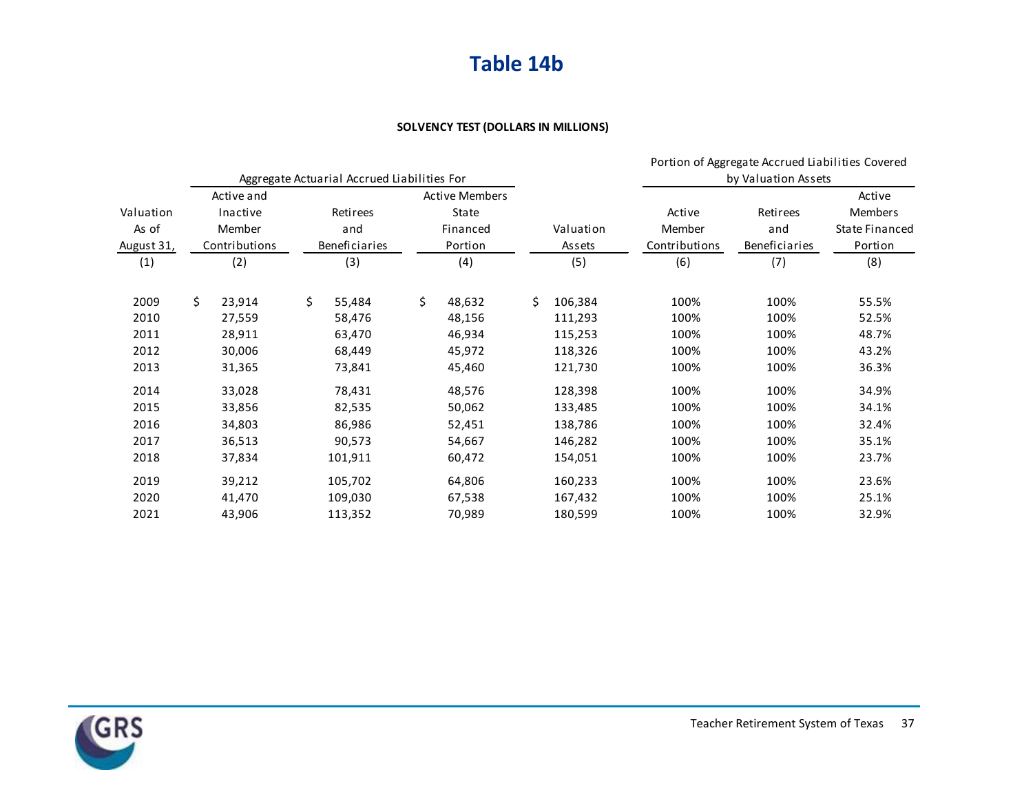# Table 14b

**SOLVENCY TEST (DOLLARS IN MILLIONS)**

| | Aggregate Actuarial Accrued Liabilities For | | | | Portion of Aggregate Accrued Liabilities Covered by Valuation Assets | | |
|---|---|---|---|---|---|---|---|
| Valuation As of August 31, | Active and Inactive Member Contributions | Retirees and Beneficiaries | Active Members State Financed Portion | Valuation Assets | Active Member Contributions | Retirees and Beneficiaries | Active Members State Financed Portion |
| (1) | (2) | (3) | (4) | (5) | (6) | (7) | (8) |
| 2009 | $ 23,914 | $ 55,484 | $ 48,632 | $ 106,384 | 100% | 100% | 55.5% |
| 2010 | 27,559 | 58,476 | 48,156 | 111,293 | 100% | 100% | 52.5% |
| 2011 | 28,911 | 63,470 | 46,934 | 115,253 | 100% | 100% | 48.7% |
| 2012 | 30,006 | 68,449 | 45,972 | 118,326 | 100% | 100% | 43.2% |
| 2013 | 31,365 | 73,841 | 45,460 | 121,730 | 100% | 100% | 36.3% |
| 2014 | 33,028 | 78,431 | 48,576 | 128,398 | 100% | 100% | 34.9% |
| 2015 | 33,856 | 82,535 | 50,062 | 133,485 | 100% | 100% | 34.1% |
| 2016 | 34,803 | 86,986 | 52,451 | 138,786 | 100% | 100% | 32.4% |
| 2017 | 36,513 | 90,573 | 54,667 | 146,282 | 100% | 100% | 35.1% |
| 2018 | 37,834 | 101,911 | 60,472 | 154,051 | 100% | 100% | 23.7% |
| 2019 | 39,212 | 105,702 | 64,806 | 160,233 | 100% | 100% | 23.6% |
| 2020 | 41,470 | 109,030 | 67,538 | 167,432 | 100% | 100% | 25.1% |
| 2021 | 43,906 | 113,352 | 70,989 | 180,599 | 100% | 100% | 32.9% |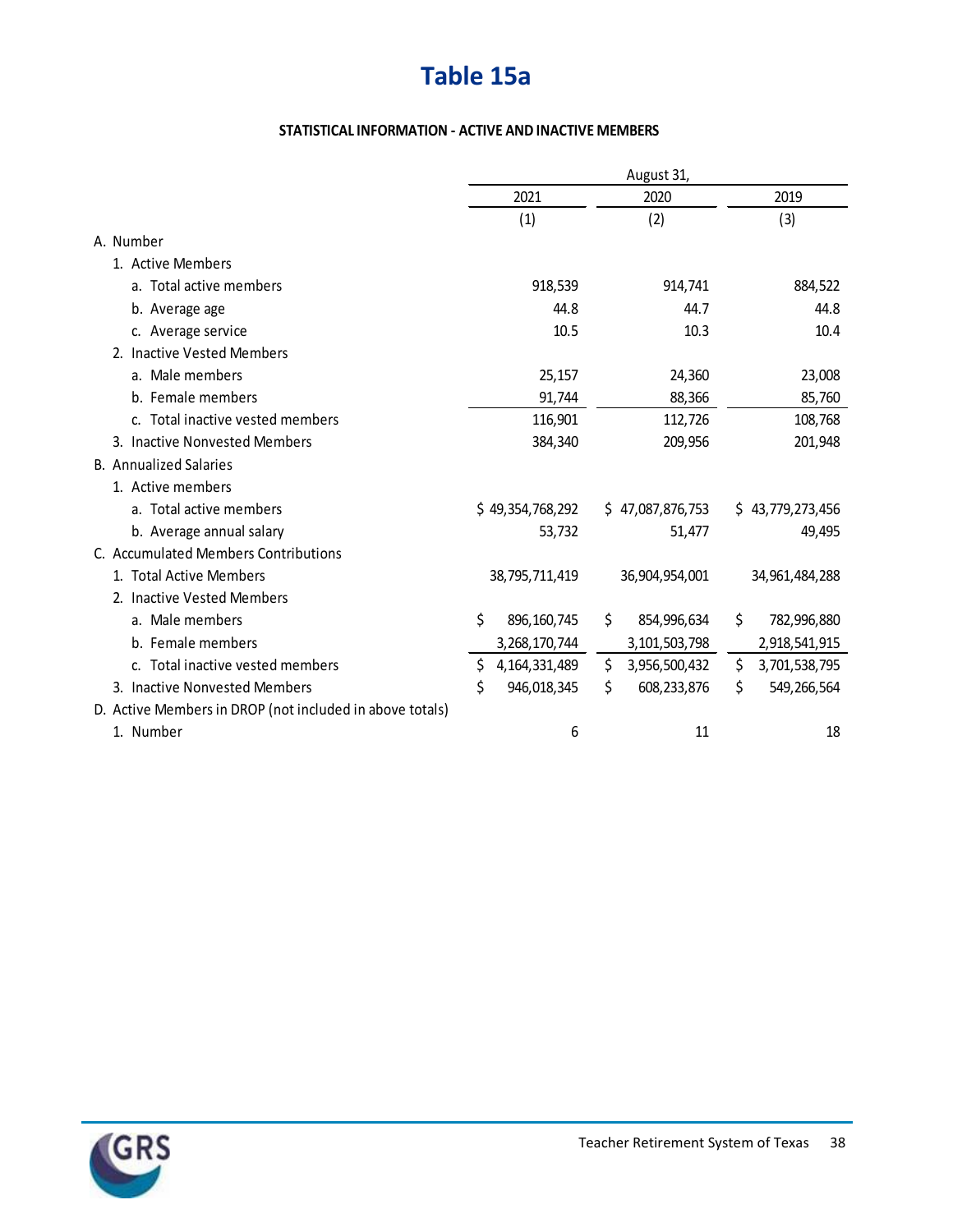# Table 15a

**STATISTICAL INFORMATION - ACTIVE AND INACTIVE MEMBERS**

| | August 31, | | |
|---|---|---|---|
| | 2021 | 2020 | 2019 |
| | (1) | (2) | (3) |
| A. Number | | | |
| 1. Active Members | | | |
| a. Total active members | 918,539 | 914,741 | 884,522 |
| b. Average age | 44.8 | 44.7 | 44.8 |
| c. Average service | 10.5 | 10.3 | 10.4 |
| 2. Inactive Vested Members | | | |
| a. Male members | 25,157 | 24,360 | 23,008 |
| b. Female members | 91,744 | 88,366 | 85,760 |
| c. Total inactive vested members | 116,901 | 112,726 | 108,768 |
| 3. Inactive Nonvested Members | 384,340 | 209,956 | 201,948 |
| B. Annualized Salaries | | | |
| 1. Active members | | | |
| a. Total active members | $ 49,354,768,292 | $ 47,087,876,753 | $ 43,779,273,456 |
| b. Average annual salary | 53,732 | 51,477 | 49,495 |
| C. Accumulated Members Contributions | | | |
| 1. Total Active Members | 38,795,711,419 | 36,904,954,001 | 34,961,484,288 |
| 2. Inactive Vested Members | | | |
| a. Male members | $ 896,160,745 | $ 854,996,634 | $ 782,996,880 |
| b. Female members | 3,268,170,744 | 3,101,503,798 | 2,918,541,915 |
| c. Total inactive vested members | $ 4,164,331,489 | $ 3,956,500,432 | $ 3,701,538,795 |
| 3. Inactive Nonvested Members | $ 946,018,345 | $ 608,233,876 | $ 549,266,564 |
| D. Active Members in DROP (not included in above totals) | | | |
| 1. Number | 6 | 11 | 18 |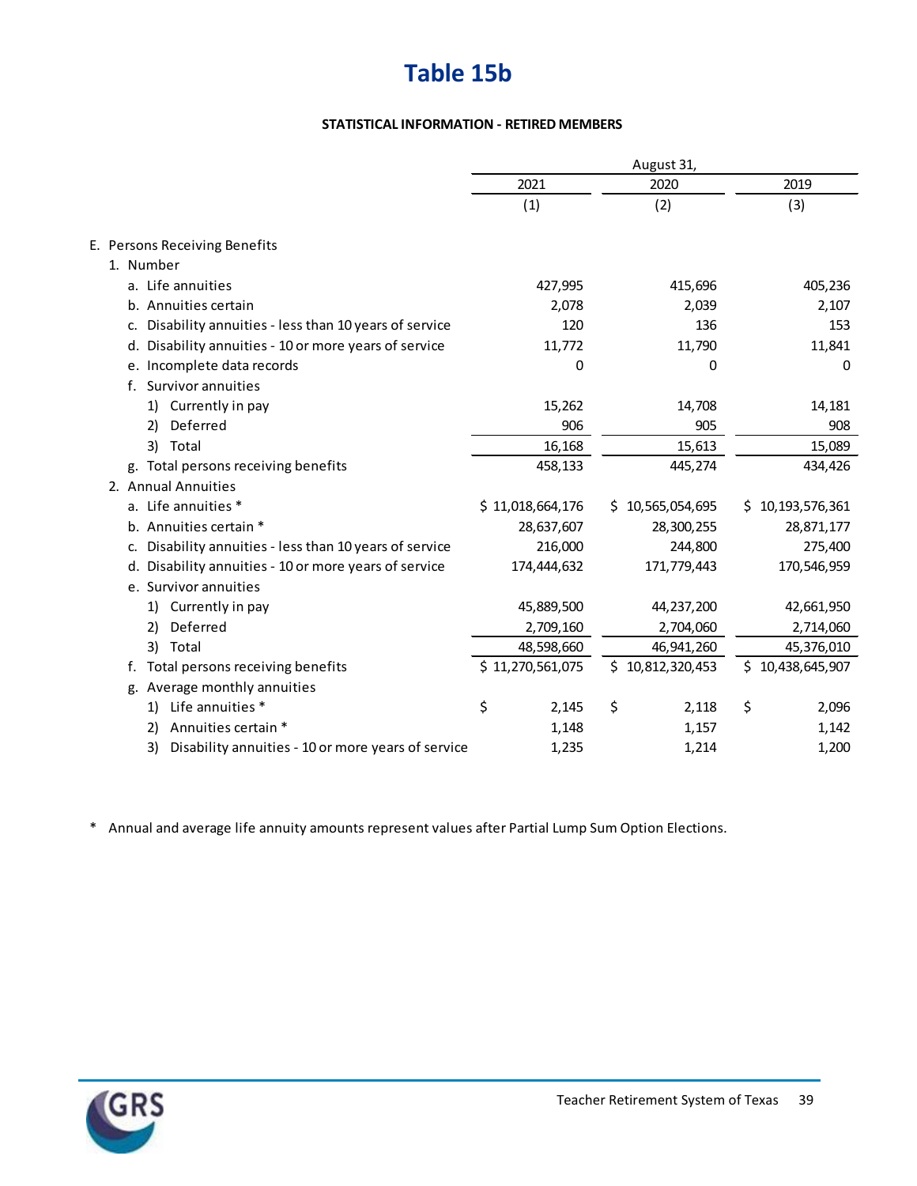# Table 15b

**STATISTICAL INFORMATION - RETIRED MEMBERS**

| | August 31, | | |
|---|---|---|---|
| | 2021 | 2020 | 2019 |
| | (1) | (2) | (3) |
| E. Persons Receiving Benefits | | | |
| 1. Number | | | |
| a. Life annuities | 427,995 | 415,696 | 405,236 |
| b. Annuities certain | 2,078 | 2,039 | 2,107 |
| c. Disability annuities - less than 10 years of service | 120 | 136 | 153 |
| d. Disability annuities - 10 or more years of service | 11,772 | 11,790 | 11,841 |
| e. Incomplete data records | 0 | 0 | 0 |
| f. Survivor annuities | | | |
| 1) Currently in pay | 15,262 | 14,708 | 14,181 |
| 2) Deferred | 906 | 905 | 908 |
| 3) Total | 16,168 | 15,613 | 15,089 |
| g. Total persons receiving benefits | 458,133 | 445,274 | 434,426 |
| 2. Annual Annuities | | | |
| a. Life annuities * | $ 11,018,664,176 | $ 10,565,054,695 | $ 10,193,576,361 |
| b. Annuities certain * | 28,637,607 | 28,300,255 | 28,871,177 |
| c. Disability annuities - less than 10 years of service | 216,000 | 244,800 | 275,400 |
| d. Disability annuities - 10 or more years of service | 174,444,632 | 171,779,443 | 170,546,959 |
| e. Survivor annuities | | | |
| 1) Currently in pay | 45,889,500 | 44,237,200 | 42,661,950 |
| 2) Deferred | 2,709,160 | 2,704,060 | 2,714,060 |
| 3) Total | 48,598,660 | 46,941,260 | 45,376,010 |
| f. Total persons receiving benefits | $ 11,270,561,075 | $ 10,812,320,453 | $ 10,438,645,907 |
| g. Average monthly annuities | | | |
| 1) Life annuities * | $ 2,145 | $ 2,118 | $ 2,096 |
| 2) Annuities certain * | 1,148 | 1,157 | 1,142 |
| 3) Disability annuities - 10 or more years of service | 1,235 | 1,214 | 1,200 |

* Annual and average life annuity amounts represent values after Partial Lump Sum Option Elections.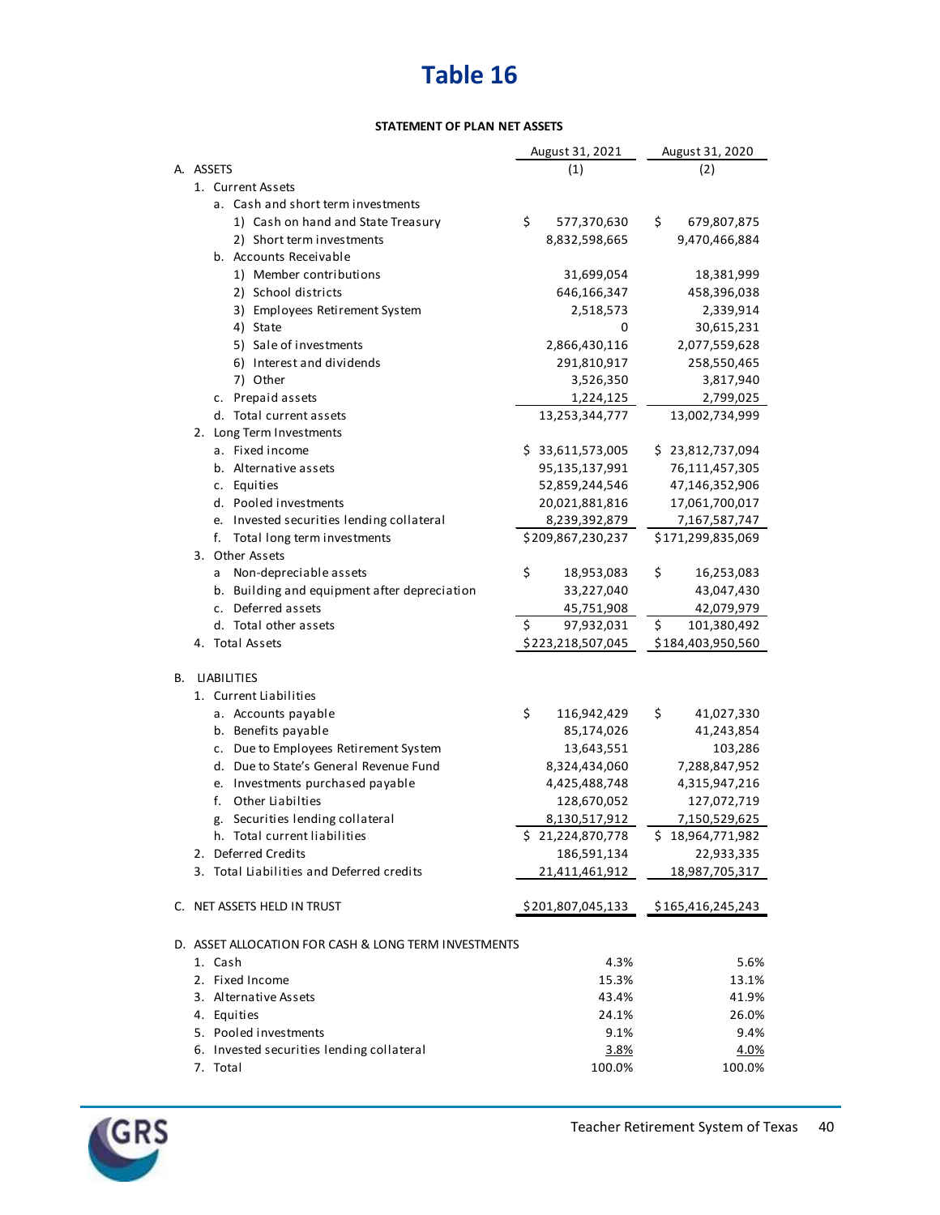# Table 16

**STATEMENT OF PLAN NET ASSETS**

| | August 31, 2021 (1) | August 31, 2020 (2) |
|---|---|---|
| A. ASSETS | | |
| 1. Current Assets | | |
| a. Cash and short term investments | | |
| 1) Cash on hand and State Treasury | $ 577,370,630 | $ 679,807,875 |
| 2) Short term investments | 8,832,598,665 | 9,470,466,884 |
| b. Accounts Receivable | | |
| 1) Member contributions | 31,699,054 | 18,381,999 |
| 2) School districts | 646,166,347 | 458,396,038 |
| 3) Employees Retirement System | 2,518,573 | 2,339,914 |
| 4) State | 0 | 30,615,231 |
| 5) Sale of investments | 2,866,430,116 | 2,077,559,628 |
| 6) Interest and dividends | 291,810,917 | 258,550,465 |
| 7) Other | 3,526,350 | 3,817,940 |
| c. Prepaid assets | 1,224,125 | 2,799,025 |
| d. Total current assets | 13,253,344,777 | 13,002,734,999 |
| 2. Long Term Investments | | |
| a. Fixed income | $ 33,611,573,005 | $ 23,812,737,094 |
| b. Alternative assets | 95,135,137,991 | 76,111,457,305 |
| c. Equities | 52,859,244,546 | 47,146,352,906 |
| d. Pooled investments | 20,021,881,816 | 17,061,700,017 |
| e. Invested securities lending collateral | 8,239,392,879 | 7,167,587,747 |
| f. Total long term investments | $209,867,230,237 | $171,299,835,069 |
| 3. Other Assets | | |
| a Non-depreciable assets | $ 18,953,083 | $ 16,253,083 |
| b. Building and equipment after depreciation | 33,227,040 | 43,047,430 |
| c. Deferred assets | 45,751,908 | 42,079,979 |
| d. Total other assets | $ 97,932,031 | $ 101,380,492 |
| 4. Total Assets | $223,218,507,045 | $184,403,950,560 |
| | | |
| B. LIABILITIES | | |
| 1. Current Liabilities | | |
| a. Accounts payable | $ 116,942,429 | $ 41,027,330 |
| b. Benefits payable | 85,174,026 | 41,243,854 |
| c. Due to Employees Retirement System | 13,643,551 | 103,286 |
| d. Due to State's General Revenue Fund | 8,324,434,060 | 7,288,847,952 |
| e. Investments purchased payable | 4,425,488,748 | 4,315,947,216 |
| f. Other Liabilties | 128,670,052 | 127,072,719 |
| g. Securities lending collateral | 8,130,517,912 | 7,150,529,625 |
| h. Total current liabilities | $ 21,224,870,778 | $ 18,964,771,982 |
| 2. Deferred Credits | 186,591,134 | 22,933,335 |
| 3. Total Liabilities and Deferred credits | 21,411,461,912 | 18,987,705,317 |
| | | |
| C. NET ASSETS HELD IN TRUST | $201,807,045,133 | $165,416,245,243 |
| | | |
| D. ASSET ALLOCATION FOR CASH & LONG TERM INVESTMENTS | | |
| 1. Cash | 4.3% | 5.6% |
| 2. Fixed Income | 15.3% | 13.1% |
| 3. Alternative Assets | 43.4% | 41.9% |
| 4. Equities | 24.1% | 26.0% |
| 5. Pooled investments | 9.1% | 9.4% |
| 6. Invested securities lending collateral | 3.8% | 4.0% |
| 7. Total | 100.0% | 100.0% |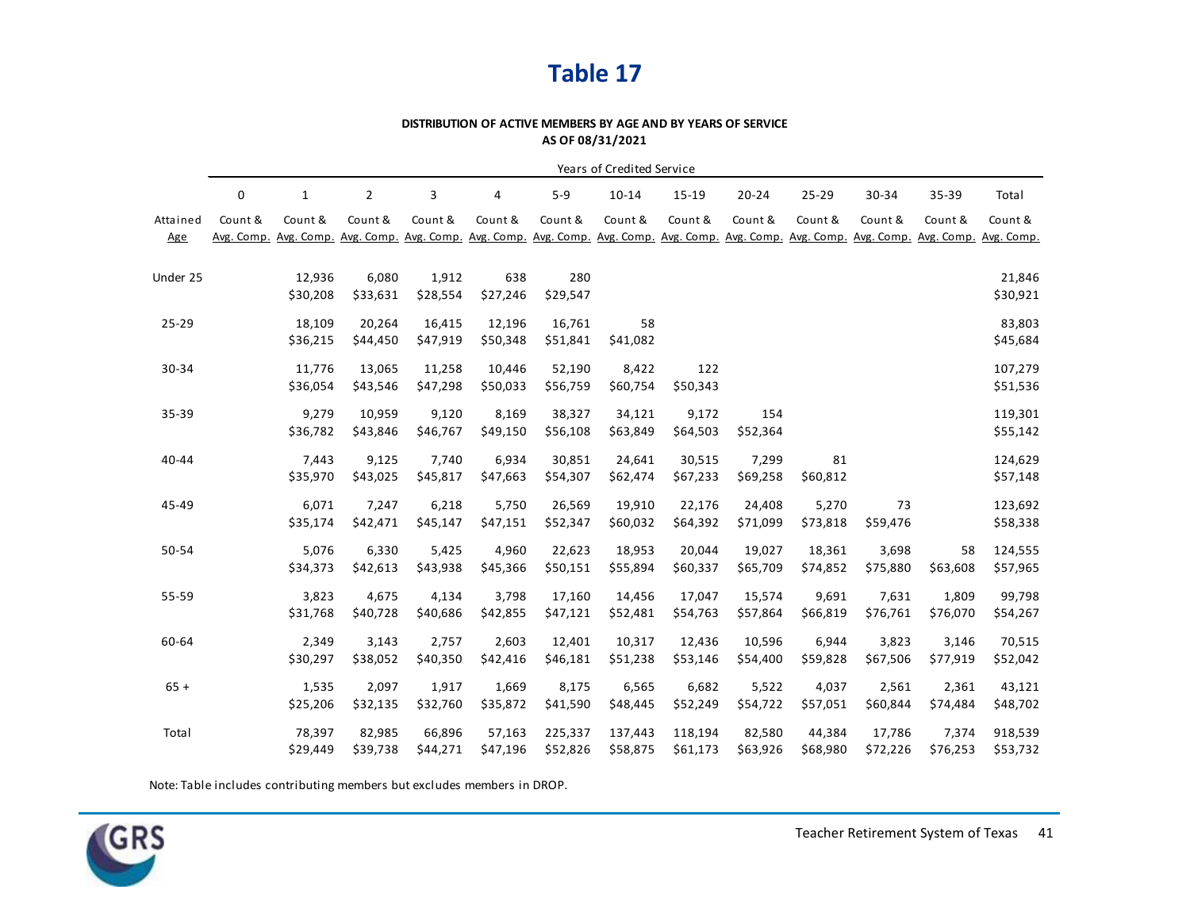# Table 17

**DISTRIBUTION OF ACTIVE MEMBERS BY AGE AND BY YEARS OF SERVICE**
**AS OF 08/31/2021**

| | Years of Credited Service | | | | | | | | | | | | |
|---|---|---|---|---|---|---|---|---|---|---|---|---|---|
| | 0 | 1 | 2 | 3 | 4 | 5-9 | 10-14 | 15-19 | 20-24 | 25-29 | 30-34 | 35-39 | Total |
| Attained Age | Count & Avg. Comp. | Count & Avg. Comp. | Count & Avg. Comp. | Count & Avg. Comp. | Count & Avg. Comp. | Count & Avg. Comp. | Count & Avg. Comp. | Count & Avg. Comp. | Count & Avg. Comp. | Count & Avg. Comp. | Count & Avg. Comp. | Count & Avg. Comp. | Count & Avg. Comp. |
| Under 25 | | 12,936 | 6,080 | 1,912 | 638 | 280 | | | | | | | 21,846 |
| | | $30,208 | $33,631 | $28,554 | $27,246 | $29,547 | | | | | | | $30,921 |
| 25-29 | | 18,109 | 20,264 | 16,415 | 12,196 | 16,761 | 58 | | | | | | 83,803 |
| | | $36,215 | $44,450 | $47,919 | $50,348 | $51,841 | $41,082 | | | | | | $45,684 |
| 30-34 | | 11,776 | 13,065 | 11,258 | 10,446 | 52,190 | 8,422 | 122 | | | | | 107,279 |
| | | $36,054 | $43,546 | $47,298 | $50,033 | $56,759 | $60,754 | $50,343 | | | | | $51,536 |
| 35-39 | | 9,279 | 10,959 | 9,120 | 8,169 | 38,327 | 34,121 | 9,172 | 154 | | | | 119,301 |
| | | $36,782 | $43,846 | $46,767 | $49,150 | $56,108 | $63,849 | $64,503 | $52,364 | | | | $55,142 |
| 40-44 | | 7,443 | 9,125 | 7,740 | 6,934 | 30,851 | 24,641 | 30,515 | 7,299 | 81 | | | 124,629 |
| | | $35,970 | $43,025 | $45,817 | $47,663 | $54,307 | $62,474 | $67,233 | $69,258 | $60,812 | | | $57,148 |
| 45-49 | | 6,071 | 7,247 | 6,218 | 5,750 | 26,569 | 19,910 | 22,176 | 24,408 | 5,270 | 73 | | 123,692 |
| | | $35,174 | $42,471 | $45,147 | $47,151 | $52,347 | $60,032 | $64,392 | $71,099 | $73,818 | $59,476 | | $58,338 |
| 50-54 | | 5,076 | 6,330 | 5,425 | 4,960 | 22,623 | 18,953 | 20,044 | 19,027 | 18,361 | 3,698 | 58 | 124,555 |
| | | $34,373 | $42,613 | $43,938 | $45,366 | $50,151 | $55,894 | $60,337 | $65,709 | $74,852 | $75,880 | $63,608 | $57,965 |
| 55-59 | | 3,823 | 4,675 | 4,134 | 3,798 | 17,160 | 14,456 | 17,047 | 15,574 | 9,691 | 7,631 | 1,809 | 99,798 |
| | | $31,768 | $40,728 | $40,686 | $42,855 | $47,121 | $52,481 | $54,763 | $57,864 | $66,819 | $76,761 | $76,070 | $54,267 |
| 60-64 | | 2,349 | 3,143 | 2,757 | 2,603 | 12,401 | 10,317 | 12,436 | 10,596 | 6,944 | 3,823 | 3,146 | 70,515 |
| | | $30,297 | $38,052 | $40,350 | $42,416 | $46,181 | $51,238 | $53,146 | $54,400 | $59,828 | $67,506 | $77,919 | $52,042 |
| 65 + | | 1,535 | 2,097 | 1,917 | 1,669 | 8,175 | 6,565 | 6,682 | 5,522 | 4,037 | 2,561 | 2,361 | 43,121 |
| | | $25,206 | $32,135 | $32,760 | $35,872 | $41,590 | $48,445 | $52,249 | $54,722 | $57,051 | $60,844 | $74,484 | $48,702 |
| Total | | 78,397 | 82,985 | 66,896 | 57,163 | 225,337 | 137,443 | 118,194 | 82,580 | 44,384 | 17,786 | 7,374 | 918,539 |
| | | $29,449 | $39,738 | $44,271 | $47,196 | $52,826 | $58,875 | $61,173 | $63,926 | $68,980 | $72,226 | $76,253 | $53,732 |

Note: Table includes contributing members but excludes members in DROP.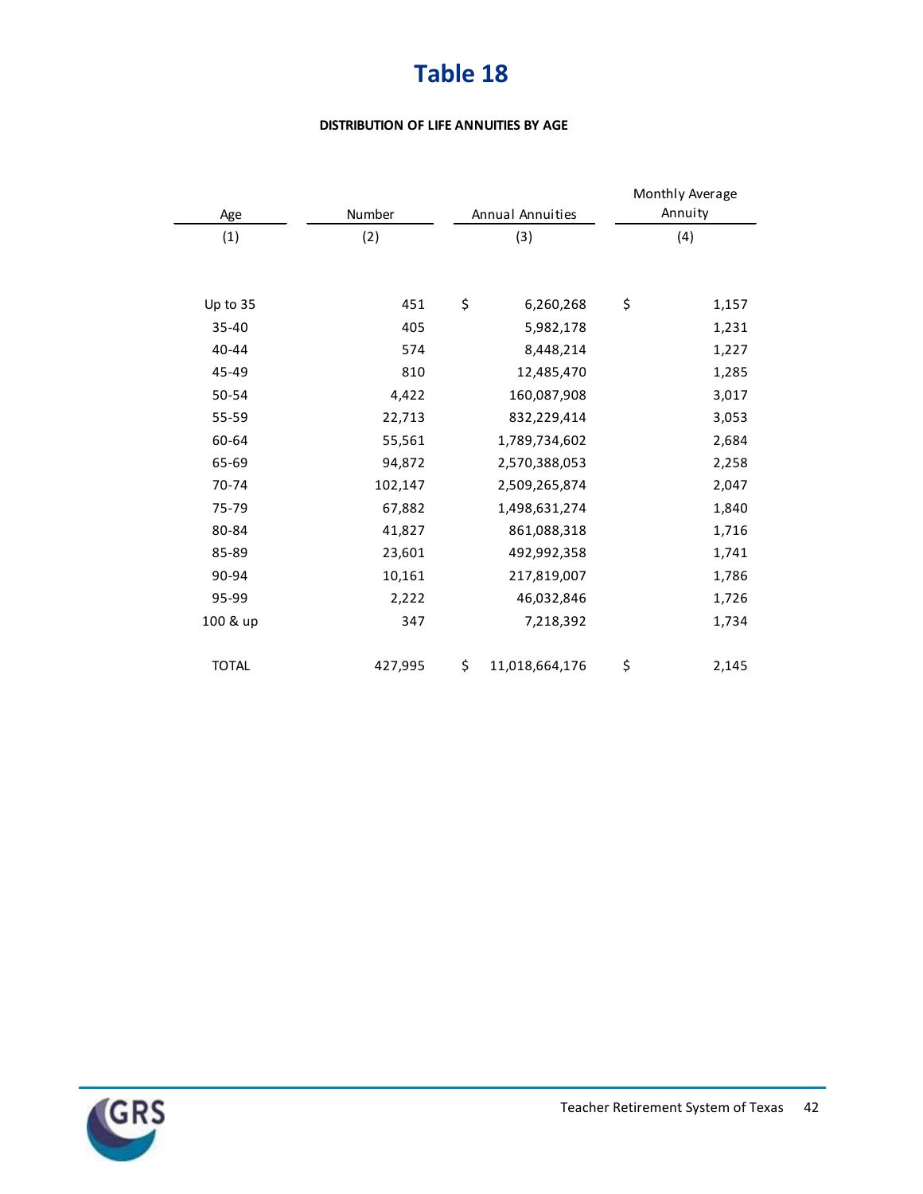# Table 18

**DISTRIBUTION OF LIFE ANNUITIES BY AGE**

| Age | Number | Annual Annuities | Monthly Average Annuity |
|---|---|---|---|
| (1) | (2) | (3) | (4) |
| Up to 35 | 451 | $ 6,260,268 | $ 1,157 |
| 35-40 | 405 | 5,982,178 | 1,231 |
| 40-44 | 574 | 8,448,214 | 1,227 |
| 45-49 | 810 | 12,485,470 | 1,285 |
| 50-54 | 4,422 | 160,087,908 | 3,017 |
| 55-59 | 22,713 | 832,229,414 | 3,053 |
| 60-64 | 55,561 | 1,789,734,602 | 2,684 |
| 65-69 | 94,872 | 2,570,388,053 | 2,258 |
| 70-74 | 102,147 | 2,509,265,874 | 2,047 |
| 75-79 | 67,882 | 1,498,631,274 | 1,840 |
| 80-84 | 41,827 | 861,088,318 | 1,716 |
| 85-89 | 23,601 | 492,992,358 | 1,741 |
| 90-94 | 10,161 | 217,819,007 | 1,786 |
| 95-99 | 2,222 | 46,032,846 | 1,726 |
| 100 & up | 347 | 7,218,392 | 1,734 |
| TOTAL | 427,995 | $ 11,018,664,176 | $ 2,145 |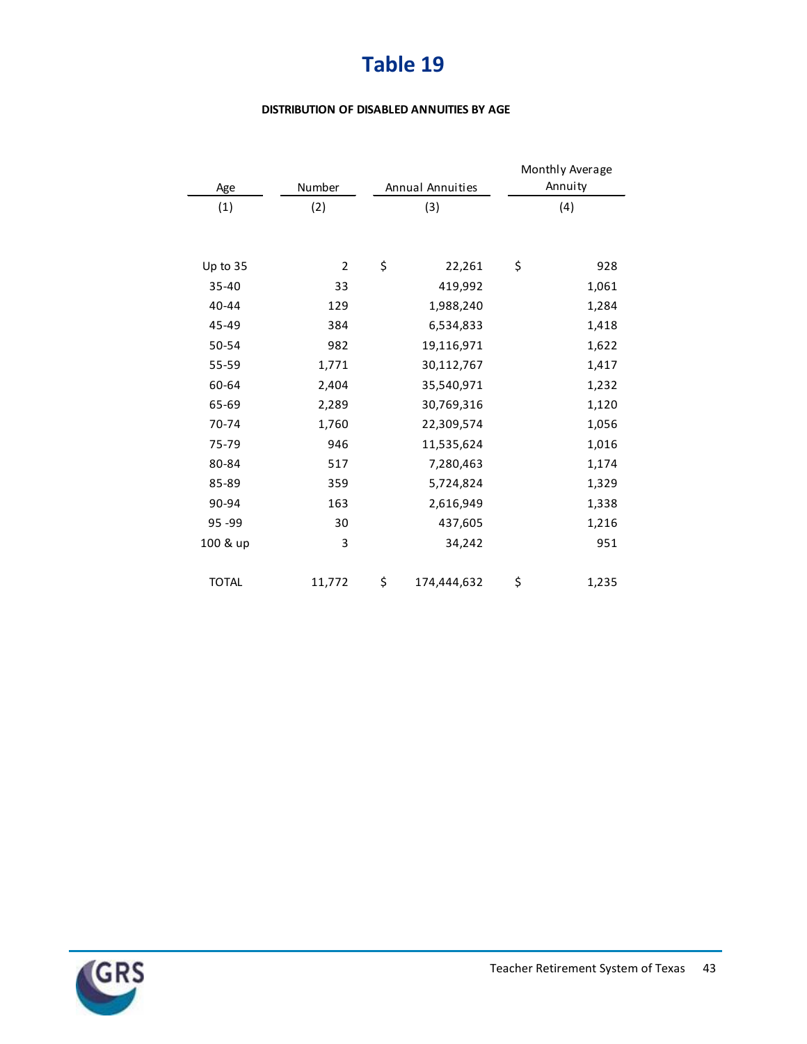# Table 19

**DISTRIBUTION OF DISABLED ANNUITIES BY AGE**

| Age | Number | Annual Annuities | Monthly Average Annuity |
|---|---|---|---|
| (1) | (2) | (3) | (4) |
| Up to 35 | 2 | $ 22,261 | $ 928 |
| 35-40 | 33 | 419,992 | 1,061 |
| 40-44 | 129 | 1,988,240 | 1,284 |
| 45-49 | 384 | 6,534,833 | 1,418 |
| 50-54 | 982 | 19,116,971 | 1,622 |
| 55-59 | 1,771 | 30,112,767 | 1,417 |
| 60-64 | 2,404 | 35,540,971 | 1,232 |
| 65-69 | 2,289 | 30,769,316 | 1,120 |
| 70-74 | 1,760 | 22,309,574 | 1,056 |
| 75-79 | 946 | 11,535,624 | 1,016 |
| 80-84 | 517 | 7,280,463 | 1,174 |
| 85-89 | 359 | 5,724,824 | 1,329 |
| 90-94 | 163 | 2,616,949 | 1,338 |
| 95 -99 | 30 | 437,605 | 1,216 |
| 100 & up | 3 | 34,242 | 951 |
| TOTAL | 11,772 | $ 174,444,632 | $ 1,235 |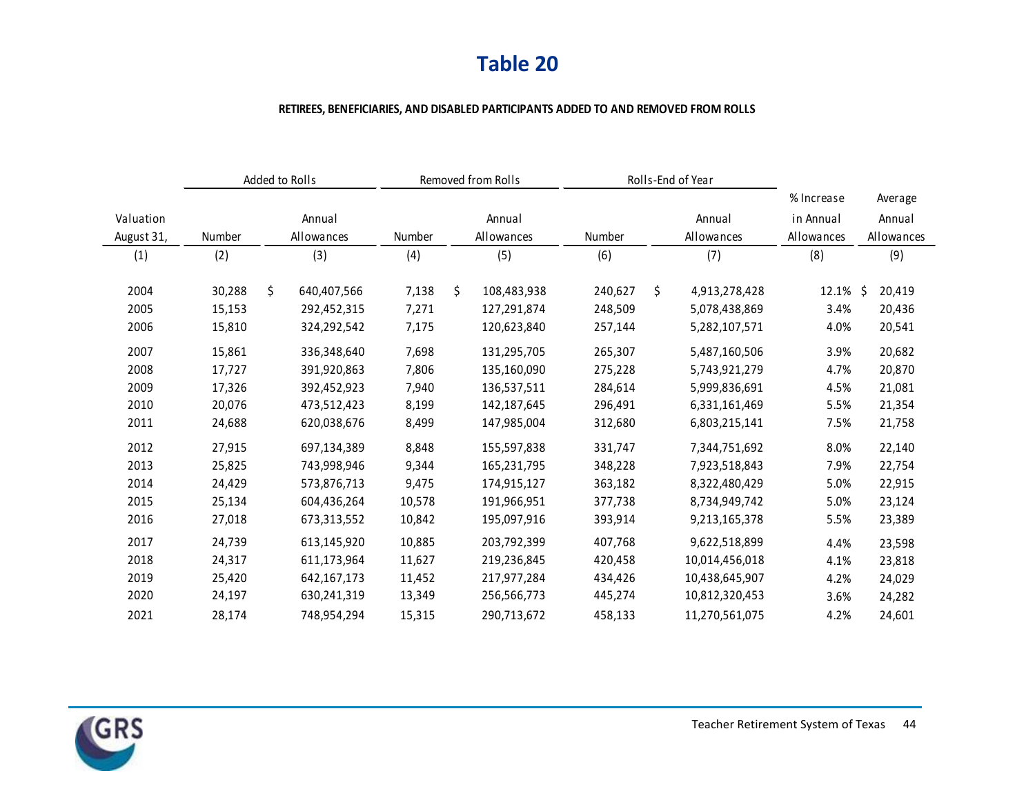# Table 20

**RETIREES, BENEFICIARIES, AND DISABLED PARTICIPANTS ADDED TO AND REMOVED FROM ROLLS**

| | Added to Rolls | | Removed from Rolls | | Rolls-End of Year | | | |
|---|---|---|---|---|---|---|---|---|
| Valuation August 31, | Number | Annual Allowances | Number | Annual Allowances | Number | Annual Allowances | % Increase in Annual Allowances | Average Annual Allowances |
| (1) | (2) | (3) | (4) | (5) | (6) | (7) | (8) | (9) |
| 2004 | 30,288 | $ 640,407,566 | 7,138 | $ 108,483,938 | 240,627 | $ 4,913,278,428 | 12.1% | $ 20,419 |
| 2005 | 15,153 | 292,452,315 | 7,271 | 127,291,874 | 248,509 | 5,078,438,869 | 3.4% | 20,436 |
| 2006 | 15,810 | 324,292,542 | 7,175 | 120,623,840 | 257,144 | 5,282,107,571 | 4.0% | 20,541 |
| 2007 | 15,861 | 336,348,640 | 7,698 | 131,295,705 | 265,307 | 5,487,160,506 | 3.9% | 20,682 |
| 2008 | 17,727 | 391,920,863 | 7,806 | 135,160,090 | 275,228 | 5,743,921,279 | 4.7% | 20,870 |
| 2009 | 17,326 | 392,452,923 | 7,940 | 136,537,511 | 284,614 | 5,999,836,691 | 4.5% | 21,081 |
| 2010 | 20,076 | 473,512,423 | 8,199 | 142,187,645 | 296,491 | 6,331,161,469 | 5.5% | 21,354 |
| 2011 | 24,688 | 620,038,676 | 8,499 | 147,985,004 | 312,680 | 6,803,215,141 | 7.5% | 21,758 |
| 2012 | 27,915 | 697,134,389 | 8,848 | 155,597,838 | 331,747 | 7,344,751,692 | 8.0% | 22,140 |
| 2013 | 25,825 | 743,998,946 | 9,344 | 165,231,795 | 348,228 | 7,923,518,843 | 7.9% | 22,754 |
| 2014 | 24,429 | 573,876,713 | 9,475 | 174,915,127 | 363,182 | 8,322,480,429 | 5.0% | 22,915 |
| 2015 | 25,134 | 604,436,264 | 10,578 | 191,966,951 | 377,738 | 8,734,949,742 | 5.0% | 23,124 |
| 2016 | 27,018 | 673,313,552 | 10,842 | 195,097,916 | 393,914 | 9,213,165,378 | 5.5% | 23,389 |
| 2017 | 24,739 | 613,145,920 | 10,885 | 203,792,399 | 407,768 | 9,622,518,899 | 4.4% | 23,598 |
| 2018 | 24,317 | 611,173,964 | 11,627 | 219,236,845 | 420,458 | 10,014,456,018 | 4.1% | 23,818 |
| 2019 | 25,420 | 642,167,173 | 11,452 | 217,977,284 | 434,426 | 10,438,645,907 | 4.2% | 24,029 |
| 2020 | 24,197 | 630,241,319 | 13,349 | 256,566,773 | 445,274 | 10,812,320,453 | 3.6% | 24,282 |
| 2021 | 28,174 | 748,954,294 | 15,315 | 290,713,672 | 458,133 | 11,270,561,075 | 4.2% | 24,601 |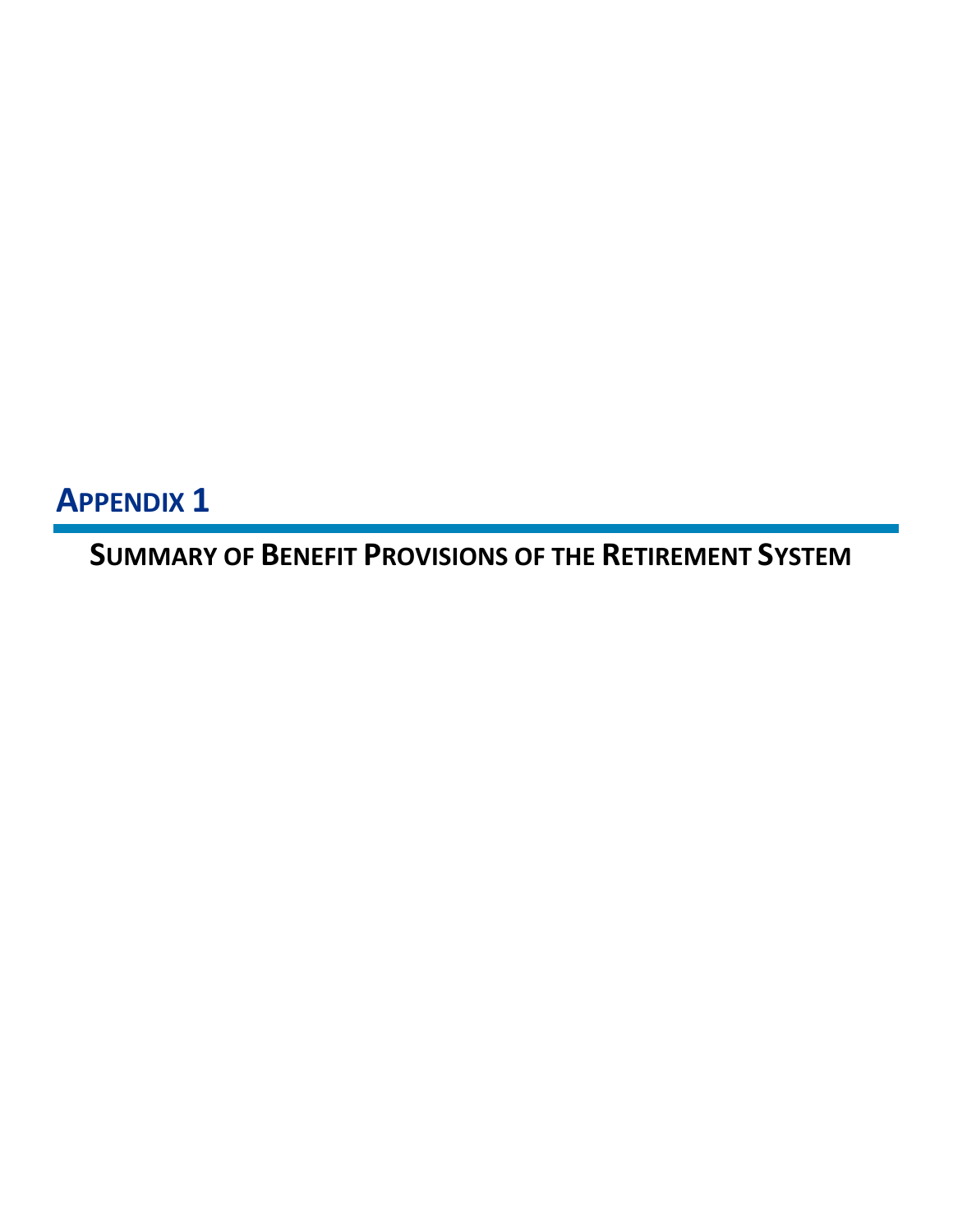# Appendix 1

## Summary of Benefit Provisions of the Retirement System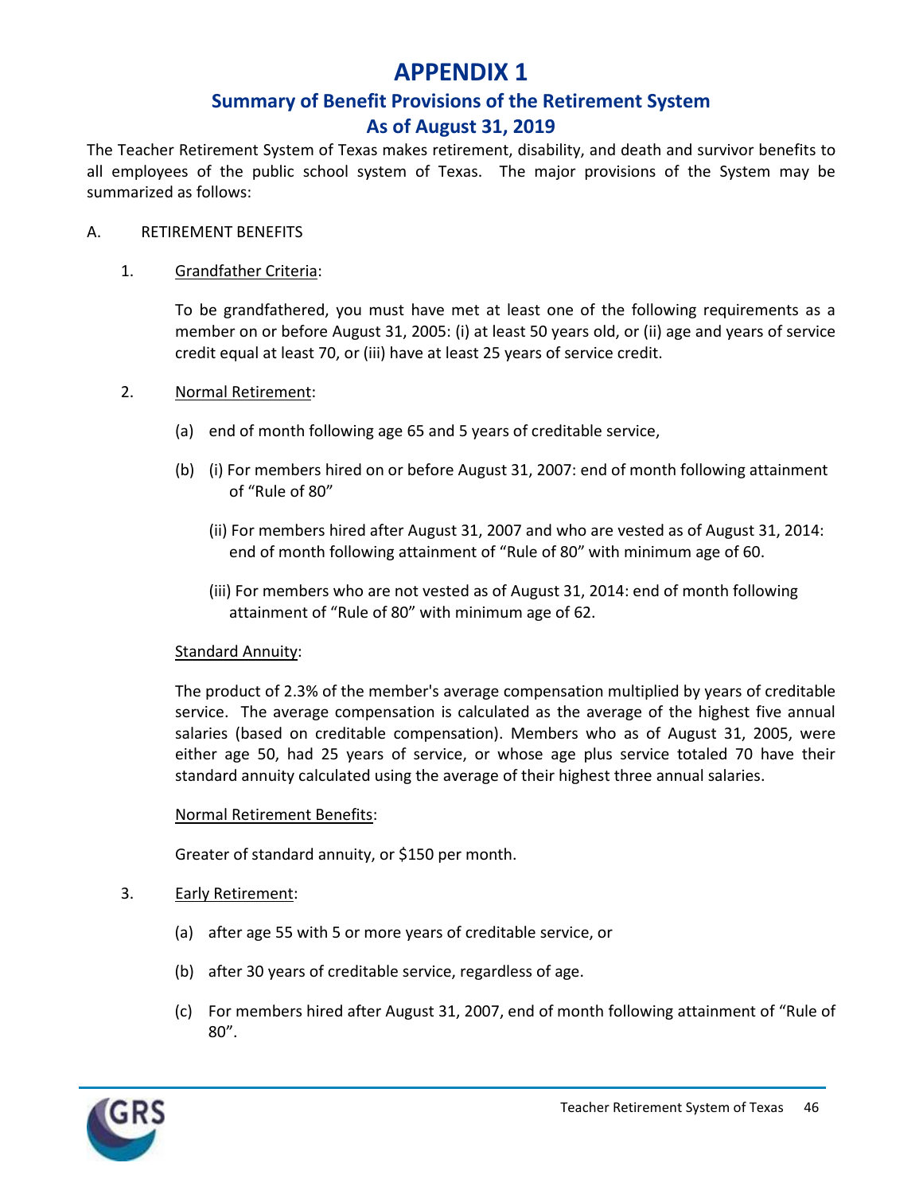# APPENDIX 1

## Summary of Benefit Provisions of the Retirement System
## As of August 31, 2019

The Teacher Retirement System of Texas makes retirement, disability, and death and survivor benefits to all employees of the public school system of Texas. The major provisions of the System may be summarized as follows:

A. RETIREMENT BENEFITS

1. Grandfather Criteria:

   To be grandfathered, you must have met at least one of the following requirements as a member on or before August 31, 2005: (i) at least 50 years old, or (ii) age and years of service credit equal at least 70, or (iii) have at least 25 years of service credit.

2. Normal Retirement:

   (a) end of month following age 65 and 5 years of creditable service,

   (b) (i) For members hired on or before August 31, 2007: end of month following attainment of "Rule of 80"

   (ii) For members hired after August 31, 2007 and who are vested as of August 31, 2014: end of month following attainment of "Rule of 80" with minimum age of 60.

   (iii) For members who are not vested as of August 31, 2014: end of month following attainment of "Rule of 80" with minimum age of 62.

   Standard Annuity:

   The product of 2.3% of the member's average compensation multiplied by years of creditable service. The average compensation is calculated as the average of the highest five annual salaries (based on creditable compensation). Members who as of August 31, 2005, were either age 50, had 25 years of service, or whose age plus service totaled 70 have their standard annuity calculated using the average of their highest three annual salaries.

   Normal Retirement Benefits:

   Greater of standard annuity, or $150 per month.

3. Early Retirement:

   (a) after age 55 with 5 or more years of creditable service, or

   (b) after 30 years of creditable service, regardless of age.

   (c) For members hired after August 31, 2007, end of month following attainment of "Rule of 80".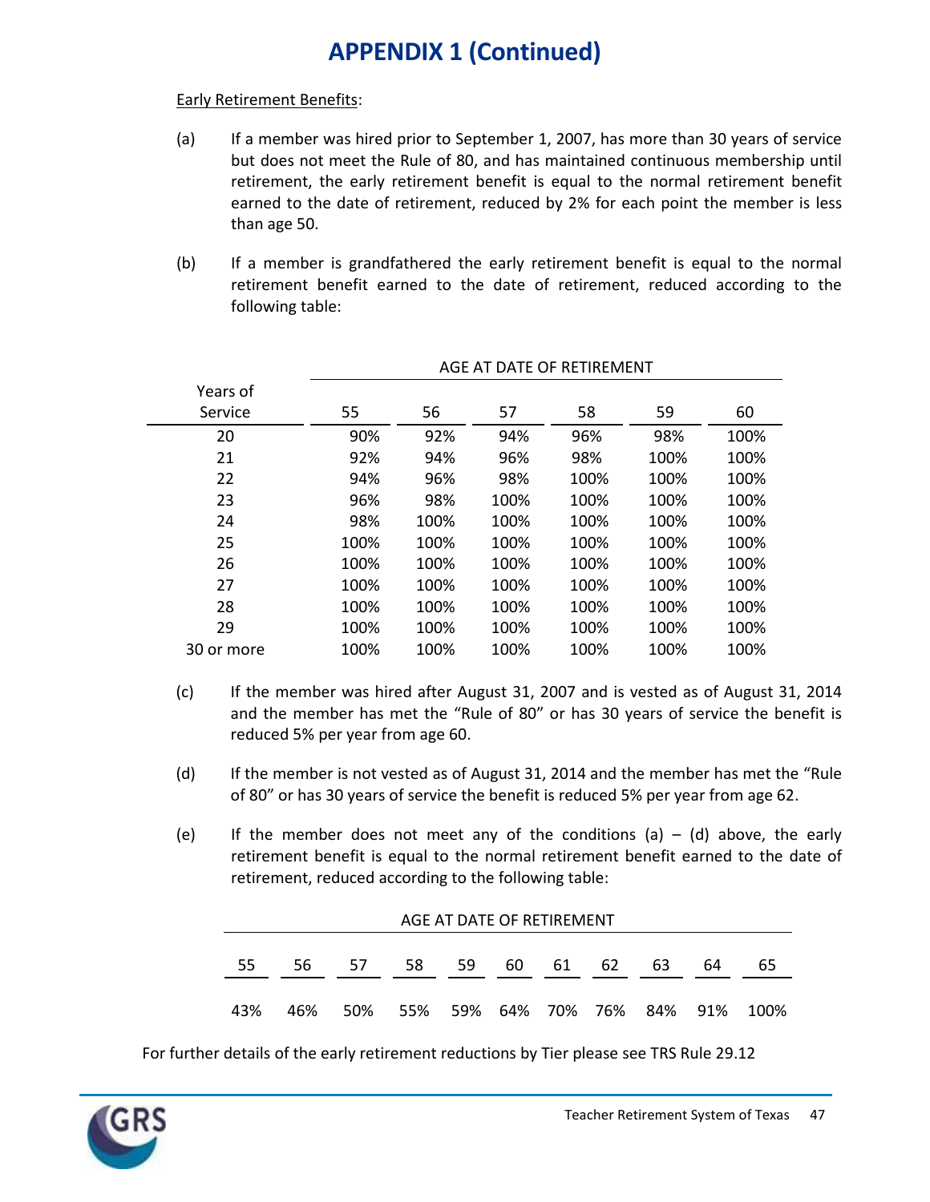# APPENDIX 1 (Continued)

Early Retirement Benefits:

(a) If a member was hired prior to September 1, 2007, has more than 30 years of service but does not meet the Rule of 80, and has maintained continuous membership until retirement, the early retirement benefit is equal to the normal retirement benefit earned to the date of retirement, reduced by 2% for each point the member is less than age 50.

(b) If a member is grandfathered the early retirement benefit is equal to the normal retirement benefit earned to the date of retirement, reduced according to the following table:

| | AGE AT DATE OF RETIREMENT | | | | | |
|---|---|---|---|---|---|---|
| Years of Service | 55 | 56 | 57 | 58 | 59 | 60 |
| 20 | 90% | 92% | 94% | 96% | 98% | 100% |
| 21 | 92% | 94% | 96% | 98% | 100% | 100% |
| 22 | 94% | 96% | 98% | 100% | 100% | 100% |
| 23 | 96% | 98% | 100% | 100% | 100% | 100% |
| 24 | 98% | 100% | 100% | 100% | 100% | 100% |
| 25 | 100% | 100% | 100% | 100% | 100% | 100% |
| 26 | 100% | 100% | 100% | 100% | 100% | 100% |
| 27 | 100% | 100% | 100% | 100% | 100% | 100% |
| 28 | 100% | 100% | 100% | 100% | 100% | 100% |
| 29 | 100% | 100% | 100% | 100% | 100% | 100% |
| 30 or more | 100% | 100% | 100% | 100% | 100% | 100% |

(c) If the member was hired after August 31, 2007 and is vested as of August 31, 2014 and the member has met the "Rule of 80" or has 30 years of service the benefit is reduced 5% per year from age 60.

(d) If the member is not vested as of August 31, 2014 and the member has met the "Rule of 80" or has 30 years of service the benefit is reduced 5% per year from age 62.

(e) If the member does not meet any of the conditions (a) – (d) above, the early retirement benefit is equal to the normal retirement benefit earned to the date of retirement, reduced according to the following table:

| AGE AT DATE OF RETIREMENT | | | | | | | | | | |
|---|---|---|---|---|---|---|---|---|---|---|
| 55 | 56 | 57 | 58 | 59 | 60 | 61 | 62 | 63 | 64 | 65 |
| 43% | 46% | 50% | 55% | 59% | 64% | 70% | 76% | 84% | 91% | 100% |

For further details of the early retirement reductions by Tier please see TRS Rule 29.12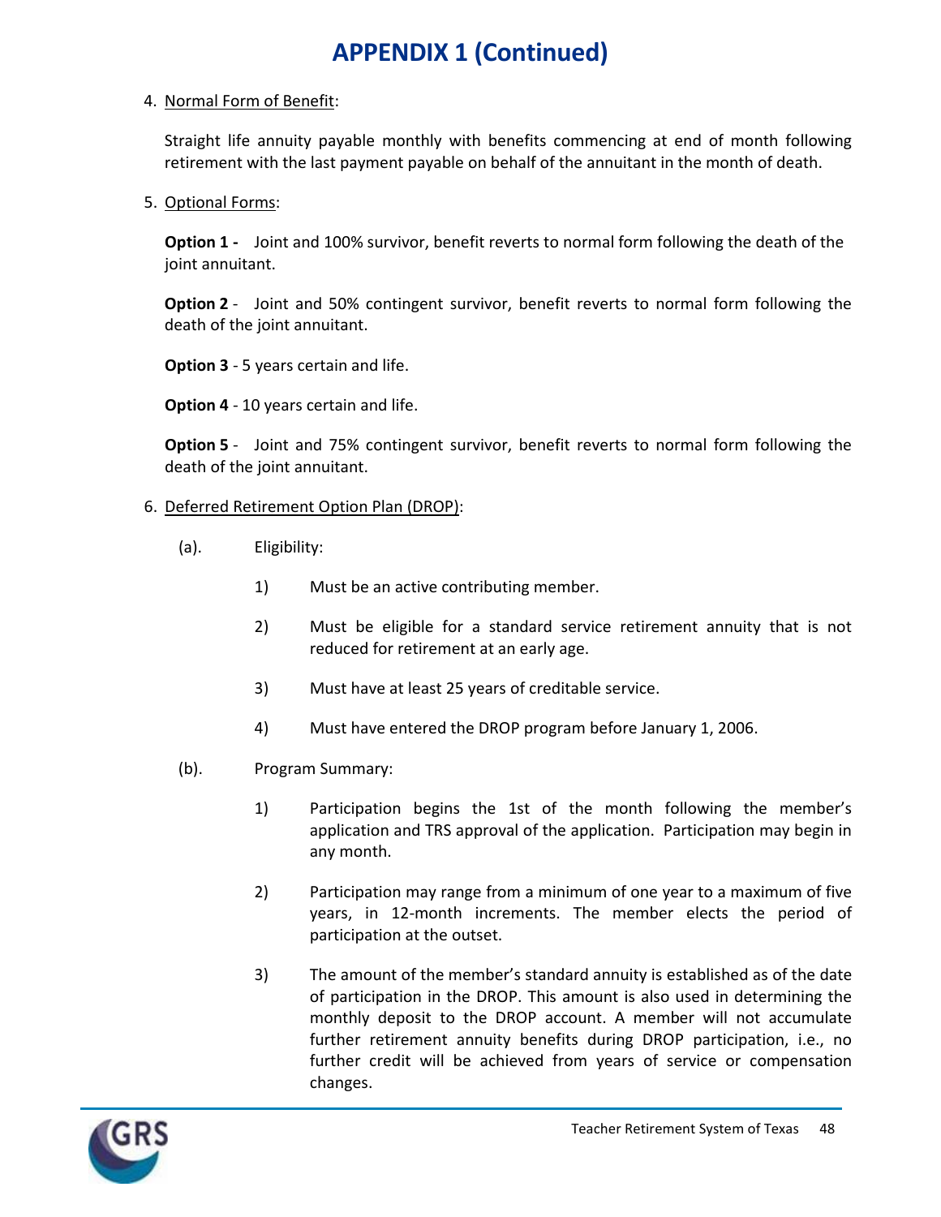# APPENDIX 1 (Continued)

4. Normal Form of Benefit:

   Straight life annuity payable monthly with benefits commencing at end of month following retirement with the last payment payable on behalf of the annuitant in the month of death.

5. Optional Forms:

   **Option 1 -** Joint and 100% survivor, benefit reverts to normal form following the death of the joint annuitant.

   **Option 2** - Joint and 50% contingent survivor, benefit reverts to normal form following the death of the joint annuitant.

   **Option 3** - 5 years certain and life.

   **Option 4** - 10 years certain and life.

   **Option 5** - Joint and 75% contingent survivor, benefit reverts to normal form following the death of the joint annuitant.

6. Deferred Retirement Option Plan (DROP):

   (a). Eligibility:

   1) Must be an active contributing member.

   2) Must be eligible for a standard service retirement annuity that is not reduced for retirement at an early age.

   3) Must have at least 25 years of creditable service.

   4) Must have entered the DROP program before January 1, 2006.

   (b). Program Summary:

   1) Participation begins the 1st of the month following the member's application and TRS approval of the application. Participation may begin in any month.

   2) Participation may range from a minimum of one year to a maximum of five years, in 12-month increments. The member elects the period of participation at the outset.

   3) The amount of the member's standard annuity is established as of the date of participation in the DROP. This amount is also used in determining the monthly deposit to the DROP account. A member will not accumulate further retirement annuity benefits during DROP participation, i.e., no further credit will be achieved from years of service or compensation changes.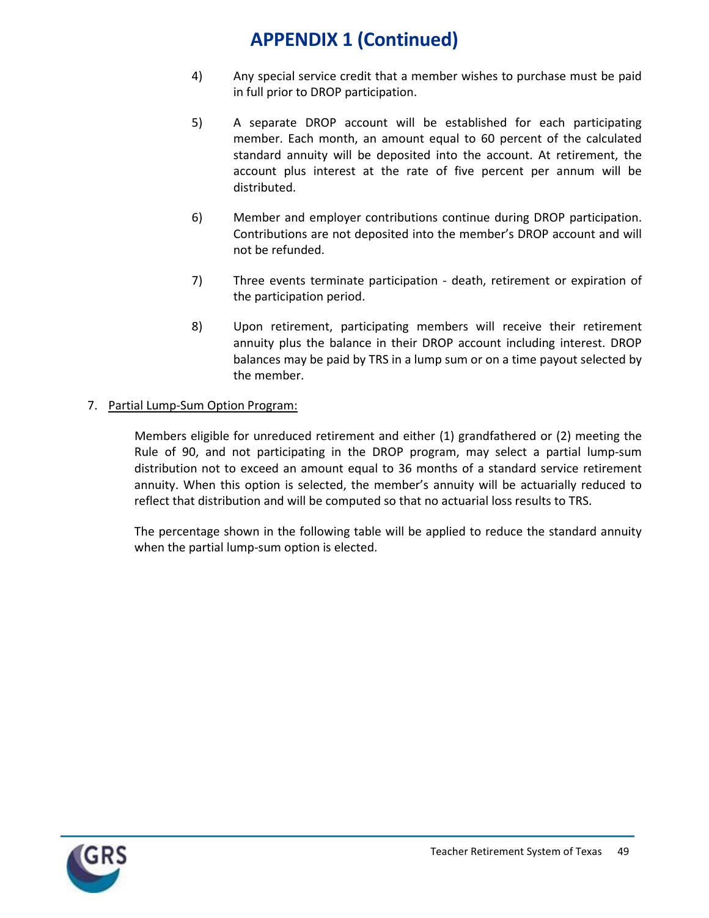# APPENDIX 1 (Continued)

4) Any special service credit that a member wishes to purchase must be paid in full prior to DROP participation.

5) A separate DROP account will be established for each participating member. Each month, an amount equal to 60 percent of the calculated standard annuity will be deposited into the account. At retirement, the account plus interest at the rate of five percent per annum will be distributed.

6) Member and employer contributions continue during DROP participation. Contributions are not deposited into the member's DROP account and will not be refunded.

7) Three events terminate participation - death, retirement or expiration of the participation period.

8) Upon retirement, participating members will receive their retirement annuity plus the balance in their DROP account including interest. DROP balances may be paid by TRS in a lump sum or on a time payout selected by the member.

7. Partial Lump-Sum Option Program:

Members eligible for unreduced retirement and either (1) grandfathered or (2) meeting the Rule of 90, and not participating in the DROP program, may select a partial lump-sum distribution not to exceed an amount equal to 36 months of a standard service retirement annuity. When this option is selected, the member's annuity will be actuarially reduced to reflect that distribution and will be computed so that no actuarial loss results to TRS.

The percentage shown in the following table will be applied to reduce the standard annuity when the partial lump-sum option is elected.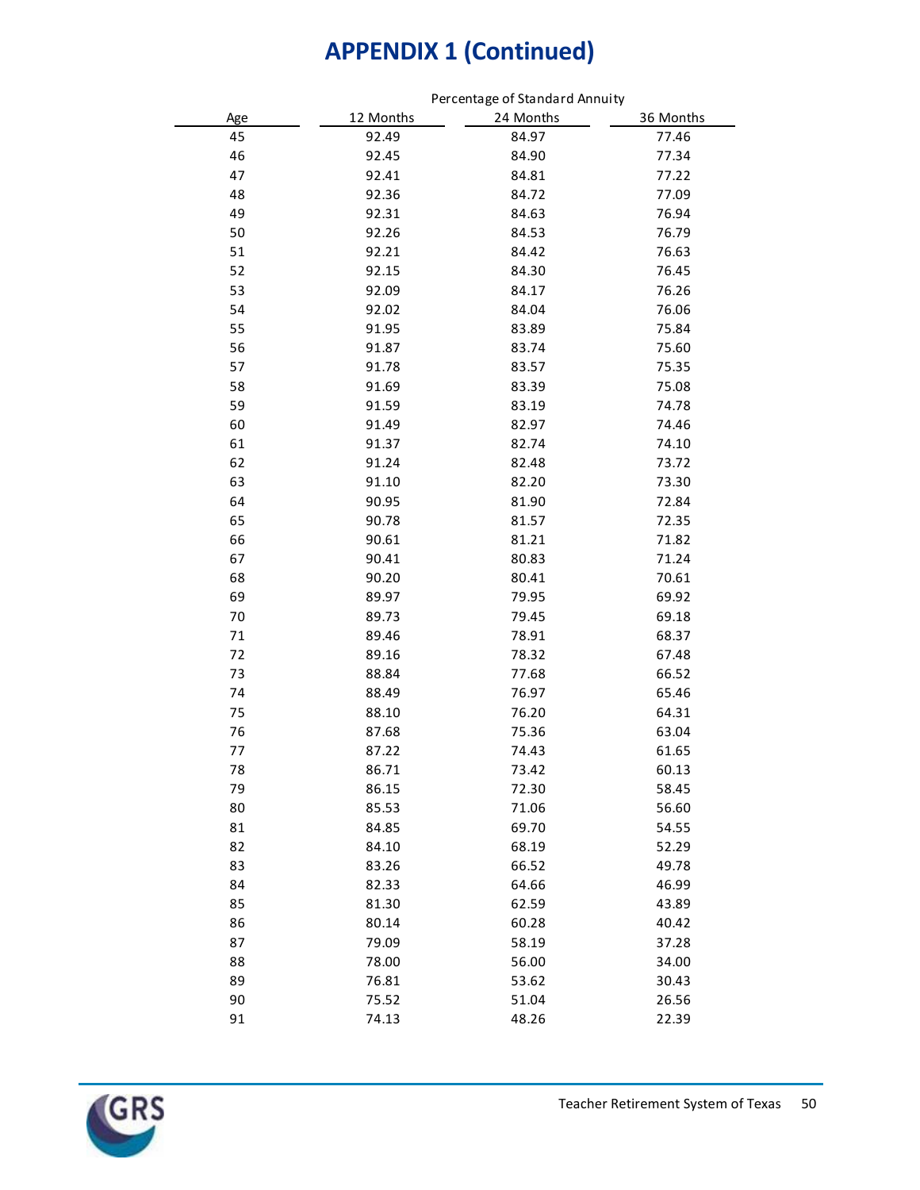# APPENDIX 1 (Continued)

| Age | Percentage of Standard Annuity | | |
| --- | --- | --- | --- |
| | 12 Months | 24 Months | 36 Months |
| 45 | 92.49 | 84.97 | 77.46 |
| 46 | 92.45 | 84.90 | 77.34 |
| 47 | 92.41 | 84.81 | 77.22 |
| 48 | 92.36 | 84.72 | 77.09 |
| 49 | 92.31 | 84.63 | 76.94 |
| 50 | 92.26 | 84.53 | 76.79 |
| 51 | 92.21 | 84.42 | 76.63 |
| 52 | 92.15 | 84.30 | 76.45 |
| 53 | 92.09 | 84.17 | 76.26 |
| 54 | 92.02 | 84.04 | 76.06 |
| 55 | 91.95 | 83.89 | 75.84 |
| 56 | 91.87 | 83.74 | 75.60 |
| 57 | 91.78 | 83.57 | 75.35 |
| 58 | 91.69 | 83.39 | 75.08 |
| 59 | 91.59 | 83.19 | 74.78 |
| 60 | 91.49 | 82.97 | 74.46 |
| 61 | 91.37 | 82.74 | 74.10 |
| 62 | 91.24 | 82.48 | 73.72 |
| 63 | 91.10 | 82.20 | 73.30 |
| 64 | 90.95 | 81.90 | 72.84 |
| 65 | 90.78 | 81.57 | 72.35 |
| 66 | 90.61 | 81.21 | 71.82 |
| 67 | 90.41 | 80.83 | 71.24 |
| 68 | 90.20 | 80.41 | 70.61 |
| 69 | 89.97 | 79.95 | 69.92 |
| 70 | 89.73 | 79.45 | 69.18 |
| 71 | 89.46 | 78.91 | 68.37 |
| 72 | 89.16 | 78.32 | 67.48 |
| 73 | 88.84 | 77.68 | 66.52 |
| 74 | 88.49 | 76.97 | 65.46 |
| 75 | 88.10 | 76.20 | 64.31 |
| 76 | 87.68 | 75.36 | 63.04 |
| 77 | 87.22 | 74.43 | 61.65 |
| 78 | 86.71 | 73.42 | 60.13 |
| 79 | 86.15 | 72.30 | 58.45 |
| 80 | 85.53 | 71.06 | 56.60 |
| 81 | 84.85 | 69.70 | 54.55 |
| 82 | 84.10 | 68.19 | 52.29 |
| 83 | 83.26 | 66.52 | 49.78 |
| 84 | 82.33 | 64.66 | 46.99 |
| 85 | 81.30 | 62.59 | 43.89 |
| 86 | 80.14 | 60.28 | 40.42 |
| 87 | 79.09 | 58.19 | 37.28 |
| 88 | 78.00 | 56.00 | 34.00 |
| 89 | 76.81 | 53.62 | 30.43 |
| 90 | 75.52 | 51.04 | 26.56 |
| 91 | 74.13 | 48.26 | 22.39 |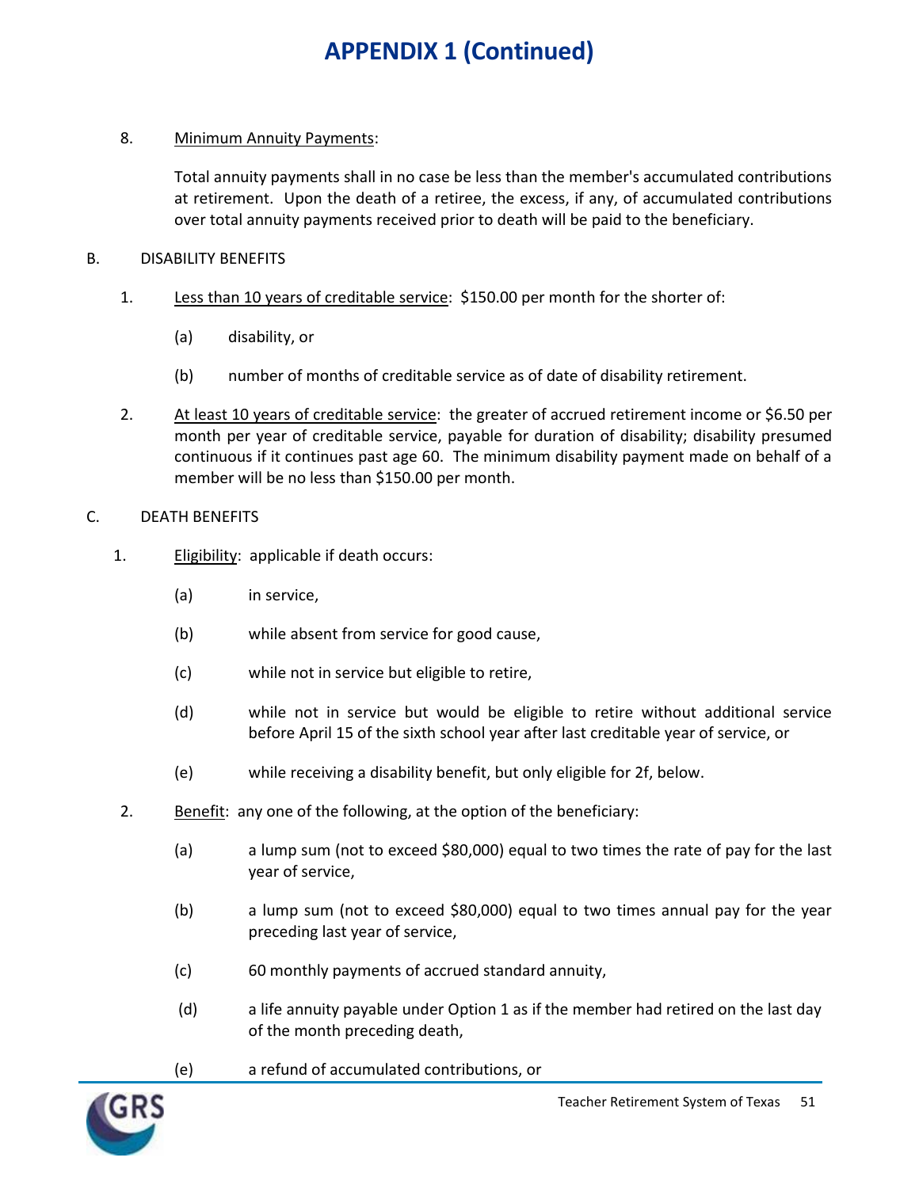# APPENDIX 1 (Continued)

8. Minimum Annuity Payments:

   Total annuity payments shall in no case be less than the member's accumulated contributions at retirement. Upon the death of a retiree, the excess, if any, of accumulated contributions over total annuity payments received prior to death will be paid to the beneficiary.

B. DISABILITY BENEFITS

1. Less than 10 years of creditable service: $150.00 per month for the shorter of:

   (a) disability, or

   (b) number of months of creditable service as of date of disability retirement.

2. At least 10 years of creditable service: the greater of accrued retirement income or $6.50 per month per year of creditable service, payable for duration of disability; disability presumed continuous if it continues past age 60. The minimum disability payment made on behalf of a member will be no less than $150.00 per month.

C. DEATH BENEFITS

1. Eligibility: applicable if death occurs:

   (a) in service,

   (b) while absent from service for good cause,

   (c) while not in service but eligible to retire,

   (d) while not in service but would be eligible to retire without additional service before April 15 of the sixth school year after last creditable year of service, or

   (e) while receiving a disability benefit, but only eligible for 2f, below.

2. Benefit: any one of the following, at the option of the beneficiary:

   (a) a lump sum (not to exceed $80,000) equal to two times the rate of pay for the last year of service,

   (b) a lump sum (not to exceed $80,000) equal to two times annual pay for the year preceding last year of service,

   (c) 60 monthly payments of accrued standard annuity,

   (d) a life annuity payable under Option 1 as if the member had retired on the last day of the month preceding death,

   (e) a refund of accumulated contributions, or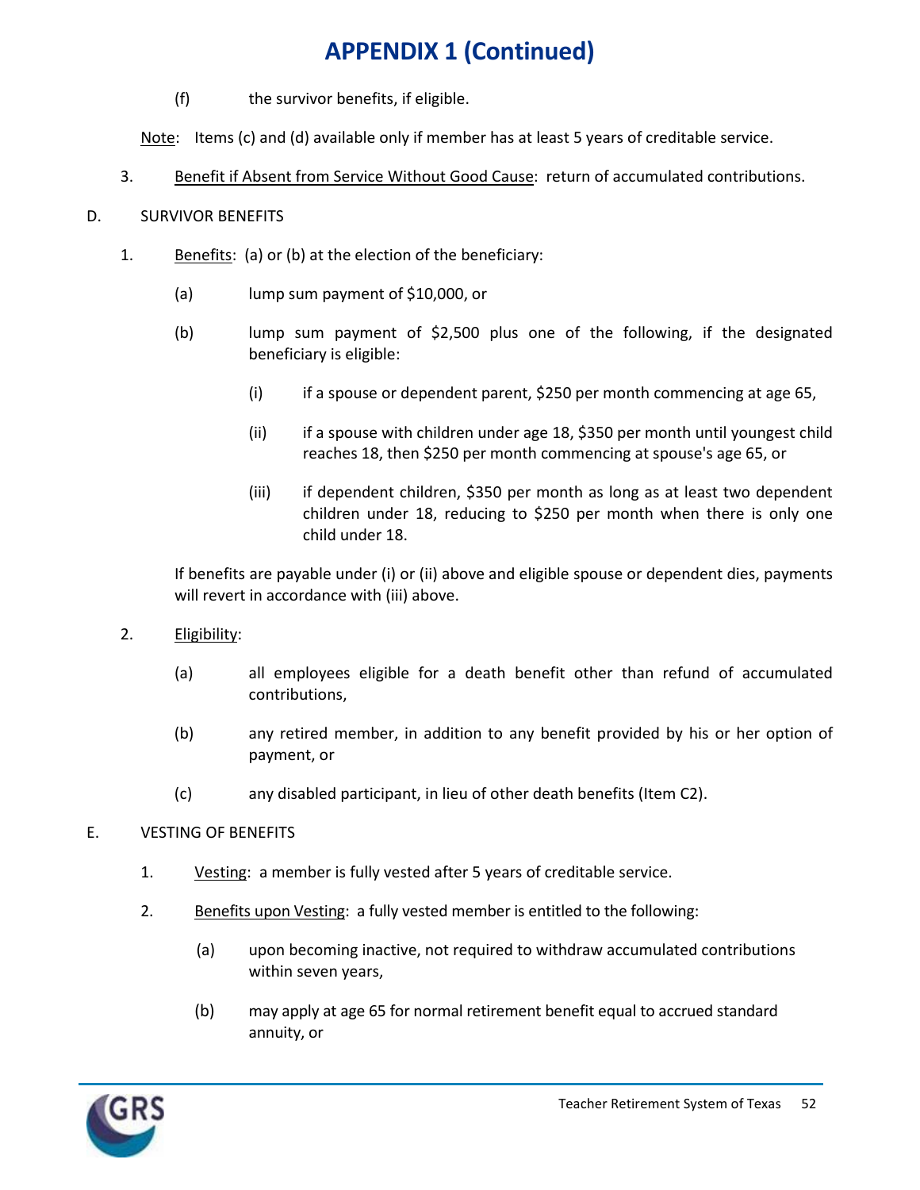# APPENDIX 1 (Continued)

(f) the survivor benefits, if eligible.

<u>Note</u>: Items (c) and (d) available only if member has at least 5 years of creditable service.

3. <u>Benefit if Absent from Service Without Good Cause</u>: return of accumulated contributions.

D. SURVIVOR BENEFITS

1. <u>Benefits</u>: (a) or (b) at the election of the beneficiary:

   (a) lump sum payment of $10,000, or

   (b) lump sum payment of $2,500 plus one of the following, if the designated beneficiary is eligible:

      (i) if a spouse or dependent parent, $250 per month commencing at age 65,

      (ii) if a spouse with children under age 18, $350 per month until youngest child reaches 18, then $250 per month commencing at spouse's age 65, or

      (iii) if dependent children, $350 per month as long as at least two dependent children under 18, reducing to $250 per month when there is only one child under 18.

   If benefits are payable under (i) or (ii) above and eligible spouse or dependent dies, payments will revert in accordance with (iii) above.

2. <u>Eligibility</u>:

   (a) all employees eligible for a death benefit other than refund of accumulated contributions,

   (b) any retired member, in addition to any benefit provided by his or her option of payment, or

   (c) any disabled participant, in lieu of other death benefits (Item C2).

E. VESTING OF BENEFITS

1. <u>Vesting</u>: a member is fully vested after 5 years of creditable service.

2. <u>Benefits upon Vesting</u>: a fully vested member is entitled to the following:

   (a) upon becoming inactive, not required to withdraw accumulated contributions within seven years,

   (b) may apply at age 65 for normal retirement benefit equal to accrued standard annuity, or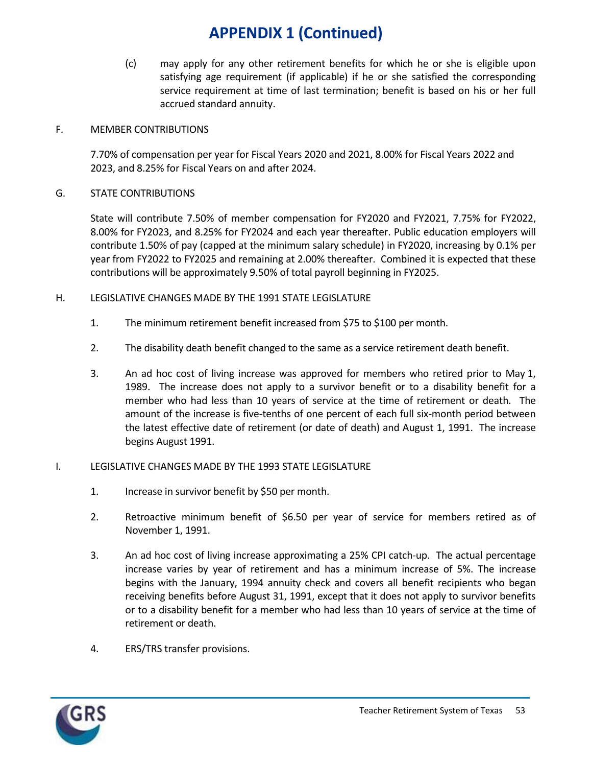# APPENDIX 1 (Continued)

(c) may apply for any other retirement benefits for which he or she is eligible upon satisfying age requirement (if applicable) if he or she satisfied the corresponding service requirement at time of last termination; benefit is based on his or her full accrued standard annuity.

F. MEMBER CONTRIBUTIONS

7.70% of compensation per year for Fiscal Years 2020 and 2021, 8.00% for Fiscal Years 2022 and 2023, and 8.25% for Fiscal Years on and after 2024.

G. STATE CONTRIBUTIONS

State will contribute 7.50% of member compensation for FY2020 and FY2021, 7.75% for FY2022, 8.00% for FY2023, and 8.25% for FY2024 and each year thereafter. Public education employers will contribute 1.50% of pay (capped at the minimum salary schedule) in FY2020, increasing by 0.1% per year from FY2022 to FY2025 and remaining at 2.00% thereafter. Combined it is expected that these contributions will be approximately 9.50% of total payroll beginning in FY2025.

H. LEGISLATIVE CHANGES MADE BY THE 1991 STATE LEGISLATURE

1. The minimum retirement benefit increased from $75 to $100 per month.
2. The disability death benefit changed to the same as a service retirement death benefit.
3. An ad hoc cost of living increase was approved for members who retired prior to May 1, 1989. The increase does not apply to a survivor benefit or to a disability benefit for a member who had less than 10 years of service at the time of retirement or death. The amount of the increase is five-tenths of one percent of each full six-month period between the latest effective date of retirement (or date of death) and August 1, 1991. The increase begins August 1991.

I. LEGISLATIVE CHANGES MADE BY THE 1993 STATE LEGISLATURE

1. Increase in survivor benefit by $50 per month.
2. Retroactive minimum benefit of $6.50 per year of service for members retired as of November 1, 1991.
3. An ad hoc cost of living increase approximating a 25% CPI catch-up. The actual percentage increase varies by year of retirement and has a minimum increase of 5%. The increase begins with the January, 1994 annuity check and covers all benefit recipients who began receiving benefits before August 31, 1991, except that it does not apply to survivor benefits or to a disability benefit for a member who had less than 10 years of service at the time of retirement or death.
4. ERS/TRS transfer provisions.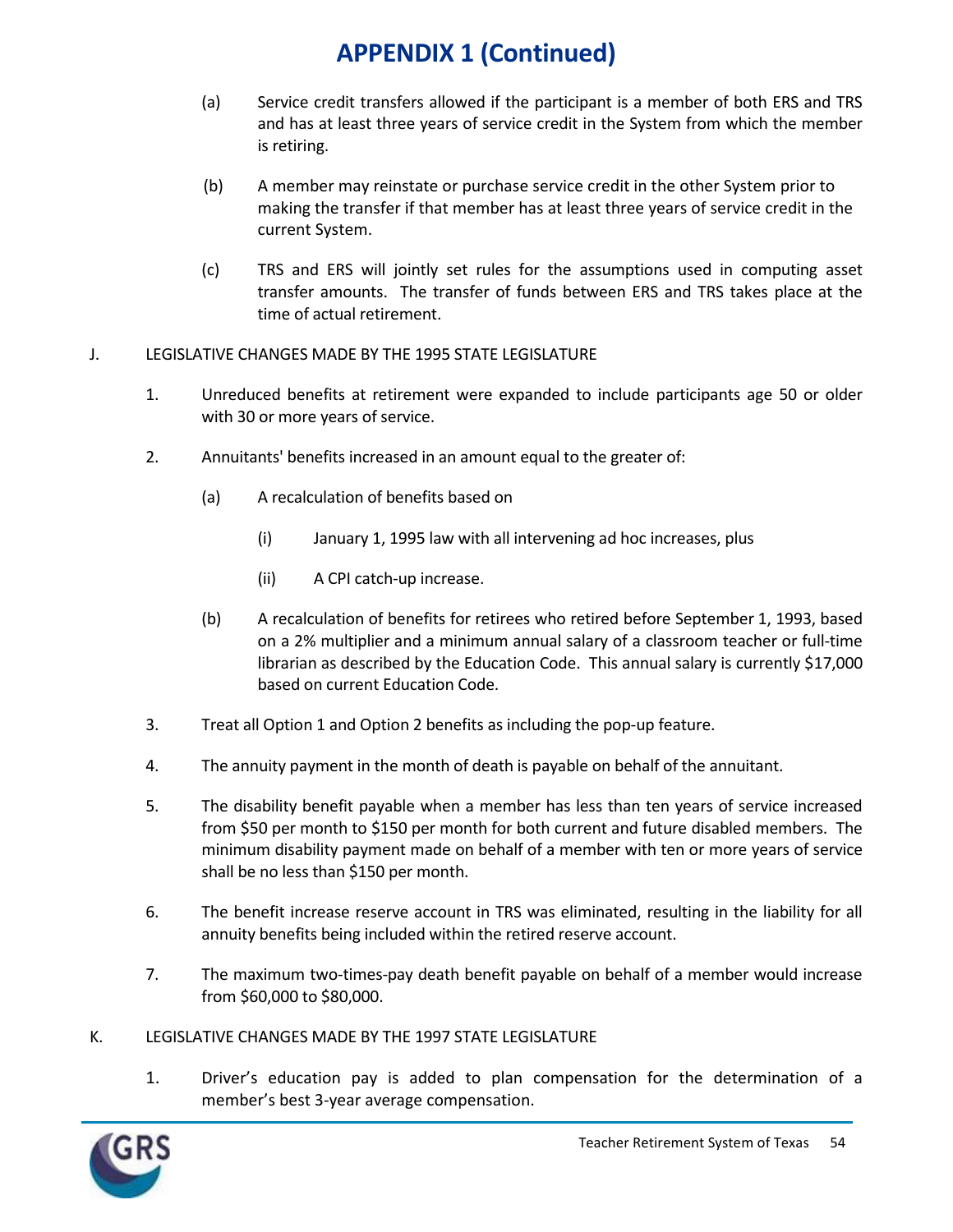# APPENDIX 1 (Continued)

(a) Service credit transfers allowed if the participant is a member of both ERS and TRS and has at least three years of service credit in the System from which the member is retiring.

(b) A member may reinstate or purchase service credit in the other System prior to making the transfer if that member has at least three years of service credit in the current System.

(c) TRS and ERS will jointly set rules for the assumptions used in computing asset transfer amounts. The transfer of funds between ERS and TRS takes place at the time of actual retirement.

J. LEGISLATIVE CHANGES MADE BY THE 1995 STATE LEGISLATURE

1. Unreduced benefits at retirement were expanded to include participants age 50 or older with 30 or more years of service.

2. Annuitants' benefits increased in an amount equal to the greater of:

   (a) A recalculation of benefits based on

      (i) January 1, 1995 law with all intervening ad hoc increases, plus

      (ii) A CPI catch-up increase.

   (b) A recalculation of benefits for retirees who retired before September 1, 1993, based on a 2% multiplier and a minimum annual salary of a classroom teacher or full-time librarian as described by the Education Code. This annual salary is currently $17,000 based on current Education Code.

3. Treat all Option 1 and Option 2 benefits as including the pop-up feature.

4. The annuity payment in the month of death is payable on behalf of the annuitant.

5. The disability benefit payable when a member has less than ten years of service increased from $50 per month to $150 per month for both current and future disabled members. The minimum disability payment made on behalf of a member with ten or more years of service shall be no less than $150 per month.

6. The benefit increase reserve account in TRS was eliminated, resulting in the liability for all annuity benefits being included within the retired reserve account.

7. The maximum two-times-pay death benefit payable on behalf of a member would increase from $60,000 to $80,000.

K. LEGISLATIVE CHANGES MADE BY THE 1997 STATE LEGISLATURE

1. Driver's education pay is added to plan compensation for the determination of a member's best 3-year average compensation.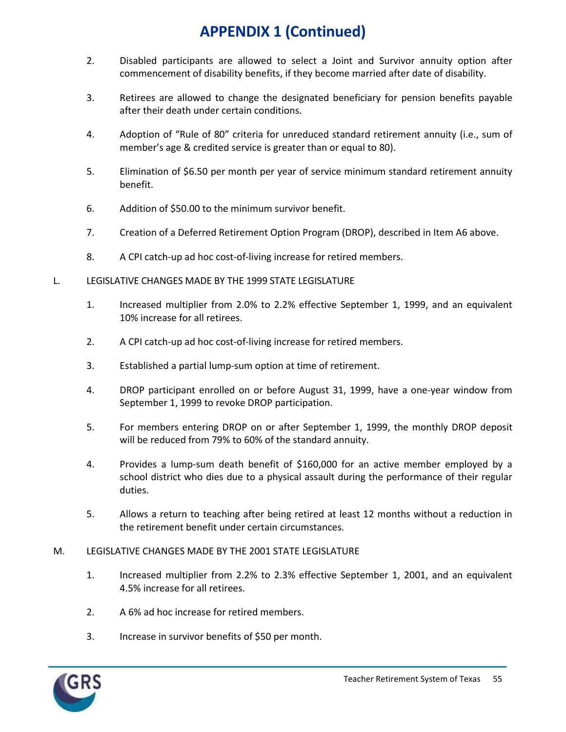# APPENDIX 1 (Continued)

2. Disabled participants are allowed to select a Joint and Survivor annuity option after commencement of disability benefits, if they become married after date of disability.

3. Retirees are allowed to change the designated beneficiary for pension benefits payable after their death under certain conditions.

4. Adoption of "Rule of 80" criteria for unreduced standard retirement annuity (i.e., sum of member's age & credited service is greater than or equal to 80).

5. Elimination of $6.50 per month per year of service minimum standard retirement annuity benefit.

6. Addition of $50.00 to the minimum survivor benefit.

7. Creation of a Deferred Retirement Option Program (DROP), described in Item A6 above.

8. A CPI catch-up ad hoc cost-of-living increase for retired members.

L. LEGISLATIVE CHANGES MADE BY THE 1999 STATE LEGISLATURE

1. Increased multiplier from 2.0% to 2.2% effective September 1, 1999, and an equivalent 10% increase for all retirees.

2. A CPI catch-up ad hoc cost-of-living increase for retired members.

3. Established a partial lump-sum option at time of retirement.

4. DROP participant enrolled on or before August 31, 1999, have a one-year window from September 1, 1999 to revoke DROP participation.

5. For members entering DROP on or after September 1, 1999, the monthly DROP deposit will be reduced from 79% to 60% of the standard annuity.

4. Provides a lump-sum death benefit of $160,000 for an active member employed by a school district who dies due to a physical assault during the performance of their regular duties.

5. Allows a return to teaching after being retired at least 12 months without a reduction in the retirement benefit under certain circumstances.

M. LEGISLATIVE CHANGES MADE BY THE 2001 STATE LEGISLATURE

1. Increased multiplier from 2.2% to 2.3% effective September 1, 2001, and an equivalent 4.5% increase for all retirees.

2. A 6% ad hoc increase for retired members.

3. Increase in survivor benefits of $50 per month.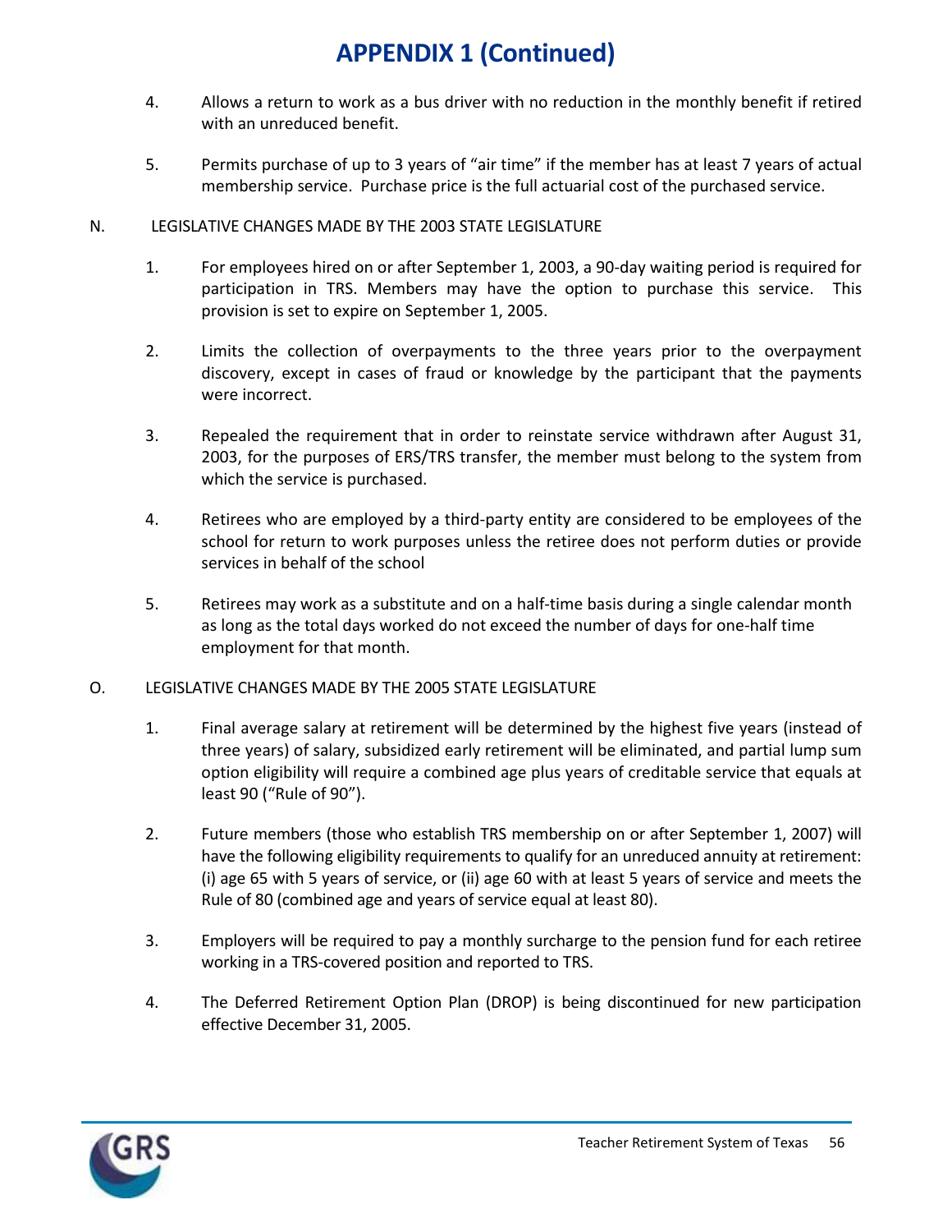# APPENDIX 1 (Continued)

4. Allows a return to work as a bus driver with no reduction in the monthly benefit if retired with an unreduced benefit.

5. Permits purchase of up to 3 years of "air time" if the member has at least 7 years of actual membership service. Purchase price is the full actuarial cost of the purchased service.

N. LEGISLATIVE CHANGES MADE BY THE 2003 STATE LEGISLATURE

1. For employees hired on or after September 1, 2003, a 90-day waiting period is required for participation in TRS. Members may have the option to purchase this service. This provision is set to expire on September 1, 2005.

2. Limits the collection of overpayments to the three years prior to the overpayment discovery, except in cases of fraud or knowledge by the participant that the payments were incorrect.

3. Repealed the requirement that in order to reinstate service withdrawn after August 31, 2003, for the purposes of ERS/TRS transfer, the member must belong to the system from which the service is purchased.

4. Retirees who are employed by a third-party entity are considered to be employees of the school for return to work purposes unless the retiree does not perform duties or provide services in behalf of the school

5. Retirees may work as a substitute and on a half-time basis during a single calendar month as long as the total days worked do not exceed the number of days for one-half time employment for that month.

O. LEGISLATIVE CHANGES MADE BY THE 2005 STATE LEGISLATURE

1. Final average salary at retirement will be determined by the highest five years (instead of three years) of salary, subsidized early retirement will be eliminated, and partial lump sum option eligibility will require a combined age plus years of creditable service that equals at least 90 ("Rule of 90").

2. Future members (those who establish TRS membership on or after September 1, 2007) will have the following eligibility requirements to qualify for an unreduced annuity at retirement: (i) age 65 with 5 years of service, or (ii) age 60 with at least 5 years of service and meets the Rule of 80 (combined age and years of service equal at least 80).

3. Employers will be required to pay a monthly surcharge to the pension fund for each retiree working in a TRS-covered position and reported to TRS.

4. The Deferred Retirement Option Plan (DROP) is being discontinued for new participation effective December 31, 2005.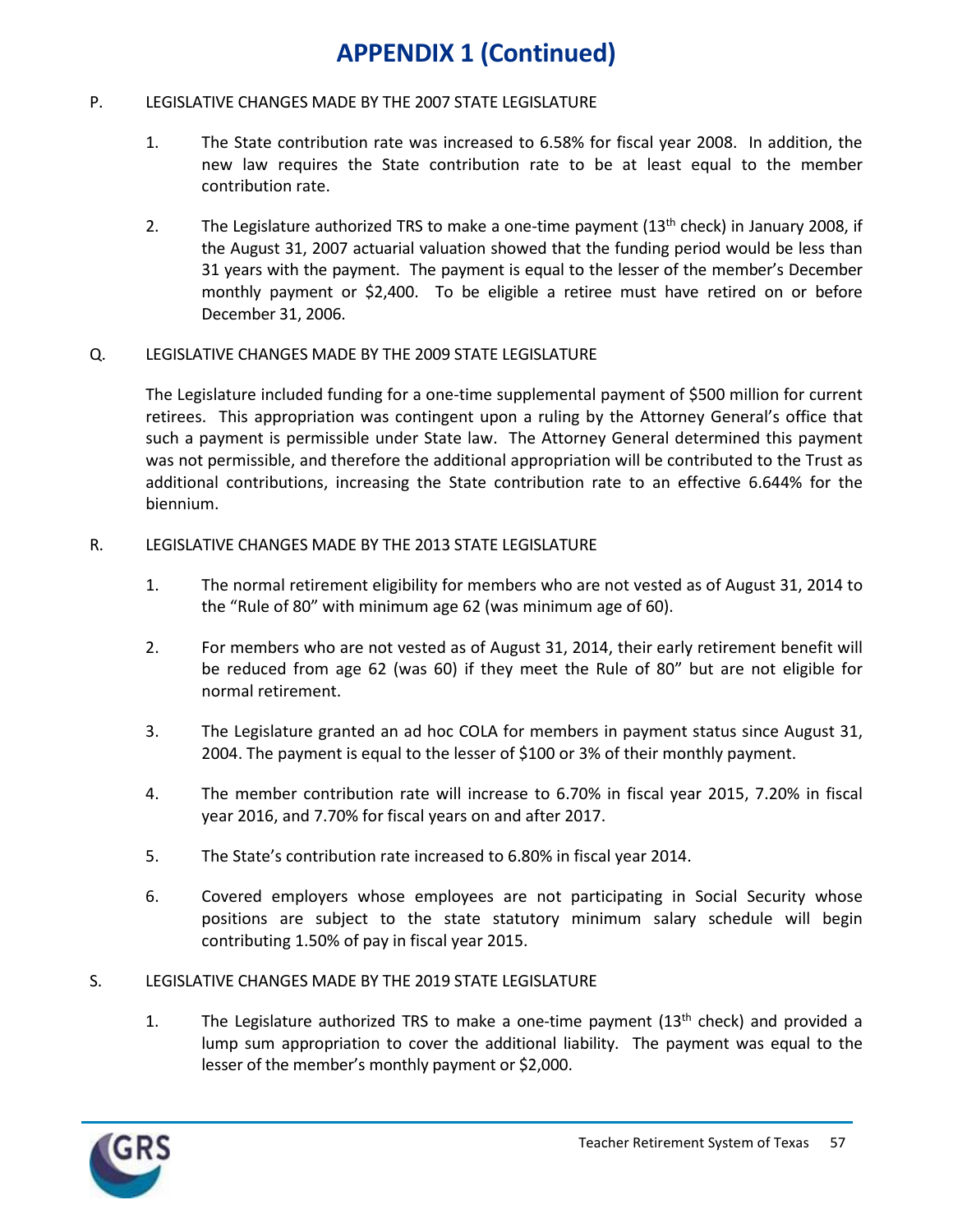# APPENDIX 1 (Continued)

P. LEGISLATIVE CHANGES MADE BY THE 2007 STATE LEGISLATURE

1. The State contribution rate was increased to 6.58% for fiscal year 2008. In addition, the new law requires the State contribution rate to be at least equal to the member contribution rate.

2. The Legislature authorized TRS to make a one-time payment (13th check) in January 2008, if the August 31, 2007 actuarial valuation showed that the funding period would be less than 31 years with the payment. The payment is equal to the lesser of the member's December monthly payment or $2,400. To be eligible a retiree must have retired on or before December 31, 2006.

Q. LEGISLATIVE CHANGES MADE BY THE 2009 STATE LEGISLATURE

The Legislature included funding for a one-time supplemental payment of $500 million for current retirees. This appropriation was contingent upon a ruling by the Attorney General's office that such a payment is permissible under State law. The Attorney General determined this payment was not permissible, and therefore the additional appropriation will be contributed to the Trust as additional contributions, increasing the State contribution rate to an effective 6.644% for the biennium.

R. LEGISLATIVE CHANGES MADE BY THE 2013 STATE LEGISLATURE

1. The normal retirement eligibility for members who are not vested as of August 31, 2014 to the "Rule of 80" with minimum age 62 (was minimum age of 60).

2. For members who are not vested as of August 31, 2014, their early retirement benefit will be reduced from age 62 (was 60) if they meet the Rule of 80" but are not eligible for normal retirement.

3. The Legislature granted an ad hoc COLA for members in payment status since August 31, 2004. The payment is equal to the lesser of $100 or 3% of their monthly payment.

4. The member contribution rate will increase to 6.70% in fiscal year 2015, 7.20% in fiscal year 2016, and 7.70% for fiscal years on and after 2017.

5. The State's contribution rate increased to 6.80% in fiscal year 2014.

6. Covered employers whose employees are not participating in Social Security whose positions are subject to the state statutory minimum salary schedule will begin contributing 1.50% of pay in fiscal year 2015.

S. LEGISLATIVE CHANGES MADE BY THE 2019 STATE LEGISLATURE

1. The Legislature authorized TRS to make a one-time payment (13th check) and provided a lump sum appropriation to cover the additional liability. The payment was equal to the lesser of the member's monthly payment or $2,000.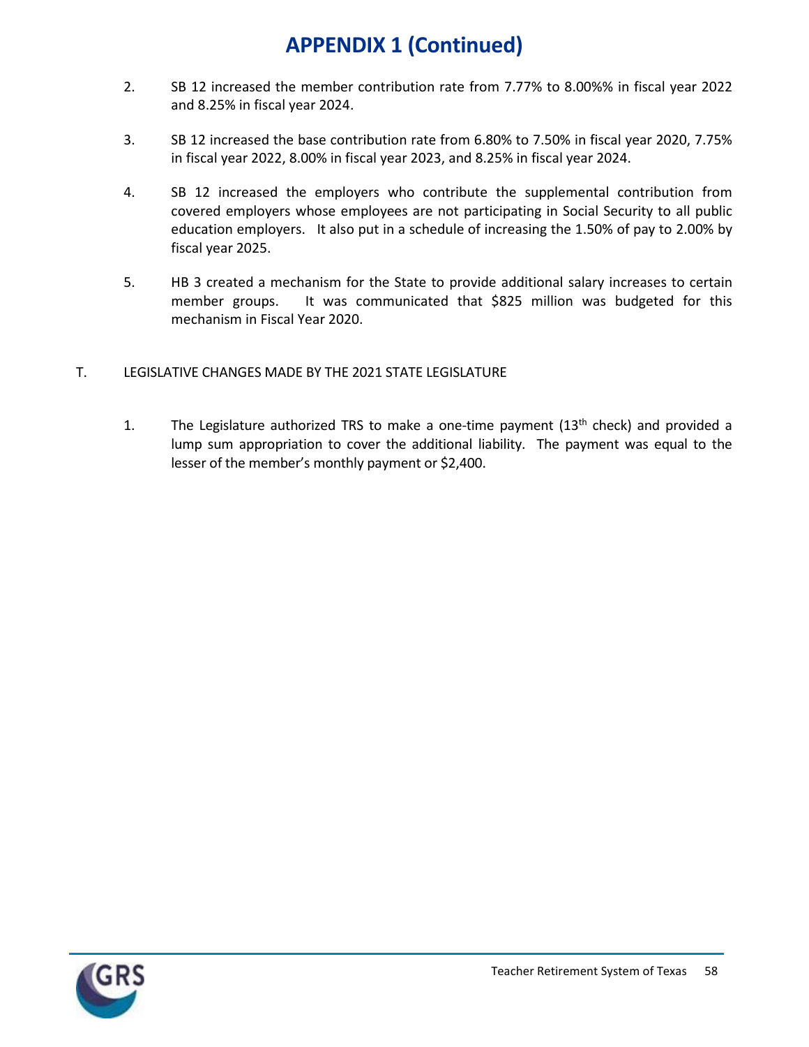# APPENDIX 1 (Continued)

2. SB 12 increased the member contribution rate from 7.77% to 8.00%% in fiscal year 2022 and 8.25% in fiscal year 2024.

3. SB 12 increased the base contribution rate from 6.80% to 7.50% in fiscal year 2020, 7.75% in fiscal year 2022, 8.00% in fiscal year 2023, and 8.25% in fiscal year 2024.

4. SB 12 increased the employers who contribute the supplemental contribution from covered employers whose employees are not participating in Social Security to all public education employers. It also put in a schedule of increasing the 1.50% of pay to 2.00% by fiscal year 2025.

5. HB 3 created a mechanism for the State to provide additional salary increases to certain member groups. It was communicated that $825 million was budgeted for this mechanism in Fiscal Year 2020.

T. LEGISLATIVE CHANGES MADE BY THE 2021 STATE LEGISLATURE

1. The Legislature authorized TRS to make a one-time payment (13th check) and provided a lump sum appropriation to cover the additional liability. The payment was equal to the lesser of the member's monthly payment or $2,400.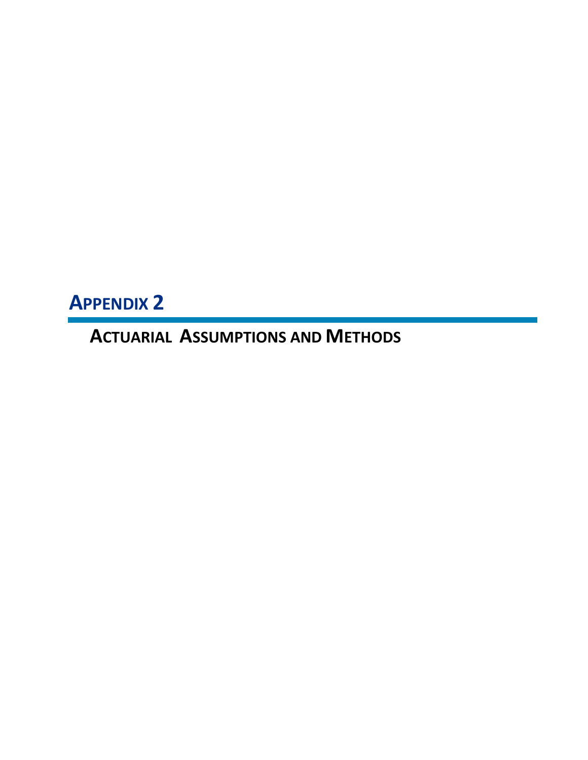# APPENDIX 2

## ACTUARIAL ASSUMPTIONS AND METHODS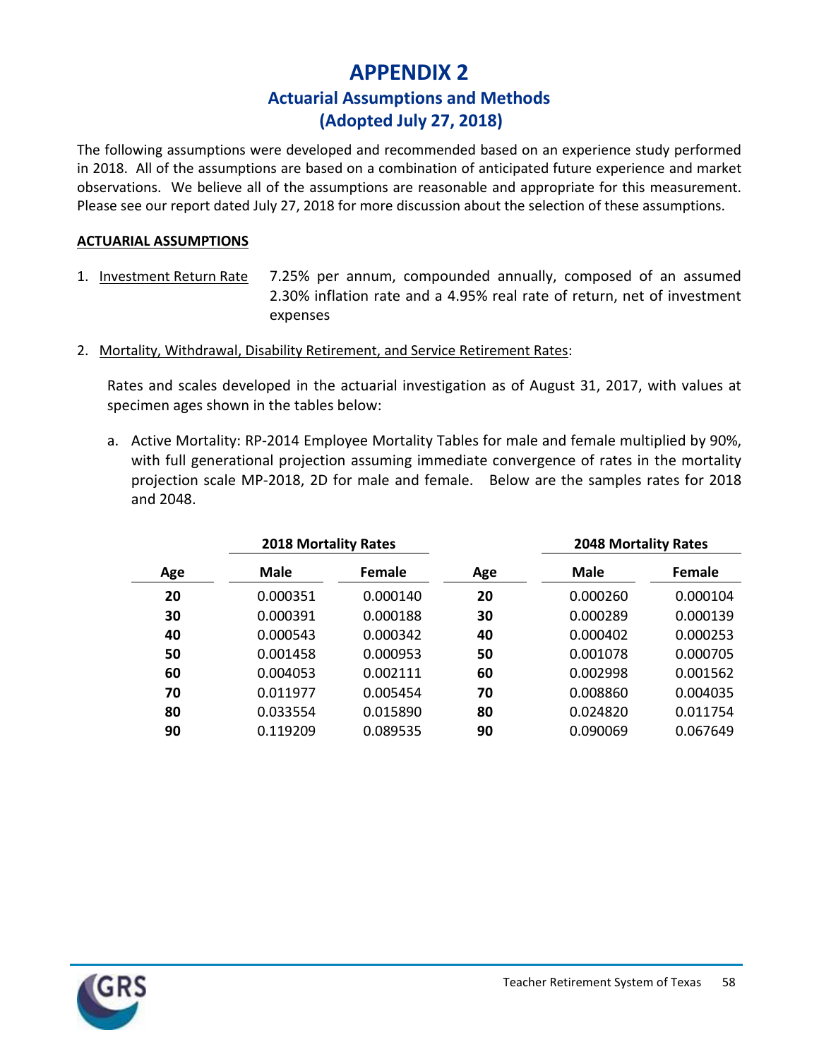# APPENDIX 2

## Actuarial Assumptions and Methods

## (Adopted July 27, 2018)

The following assumptions were developed and recommended based on an experience study performed in 2018. All of the assumptions are based on a combination of anticipated future experience and market observations. We believe all of the assumptions are reasonable and appropriate for this measurement. Please see our report dated July 27, 2018 for more discussion about the selection of these assumptions.

**ACTUARIAL ASSUMPTIONS**

1. Investment Return Rate — 7.25% per annum, compounded annually, composed of an assumed 2.30% inflation rate and a 4.95% real rate of return, net of investment expenses

2. Mortality, Withdrawal, Disability Retirement, and Service Retirement Rates:

   Rates and scales developed in the actuarial investigation as of August 31, 2017, with values at specimen ages shown in the tables below:

   a. Active Mortality: RP-2014 Employee Mortality Tables for male and female multiplied by 90%, with full generational projection assuming immediate convergence of rates in the mortality projection scale MP-2018, 2D for male and female. Below are the samples rates for 2018 and 2048.

| | 2018 Mortality Rates | | | 2048 Mortality Rates | |
|---|---|---|---|---|---|
| **Age** | **Male** | **Female** | **Age** | **Male** | **Female** |
| **20** | 0.000351 | 0.000140 | **20** | 0.000260 | 0.000104 |
| **30** | 0.000391 | 0.000188 | **30** | 0.000289 | 0.000139 |
| **40** | 0.000543 | 0.000342 | **40** | 0.000402 | 0.000253 |
| **50** | 0.001458 | 0.000953 | **50** | 0.001078 | 0.000705 |
| **60** | 0.004053 | 0.002111 | **60** | 0.002998 | 0.001562 |
| **70** | 0.011977 | 0.005454 | **70** | 0.008860 | 0.004035 |
| **80** | 0.033554 | 0.015890 | **80** | 0.024820 | 0.011754 |
| **90** | 0.119209 | 0.089535 | **90** | 0.090069 | 0.067649 |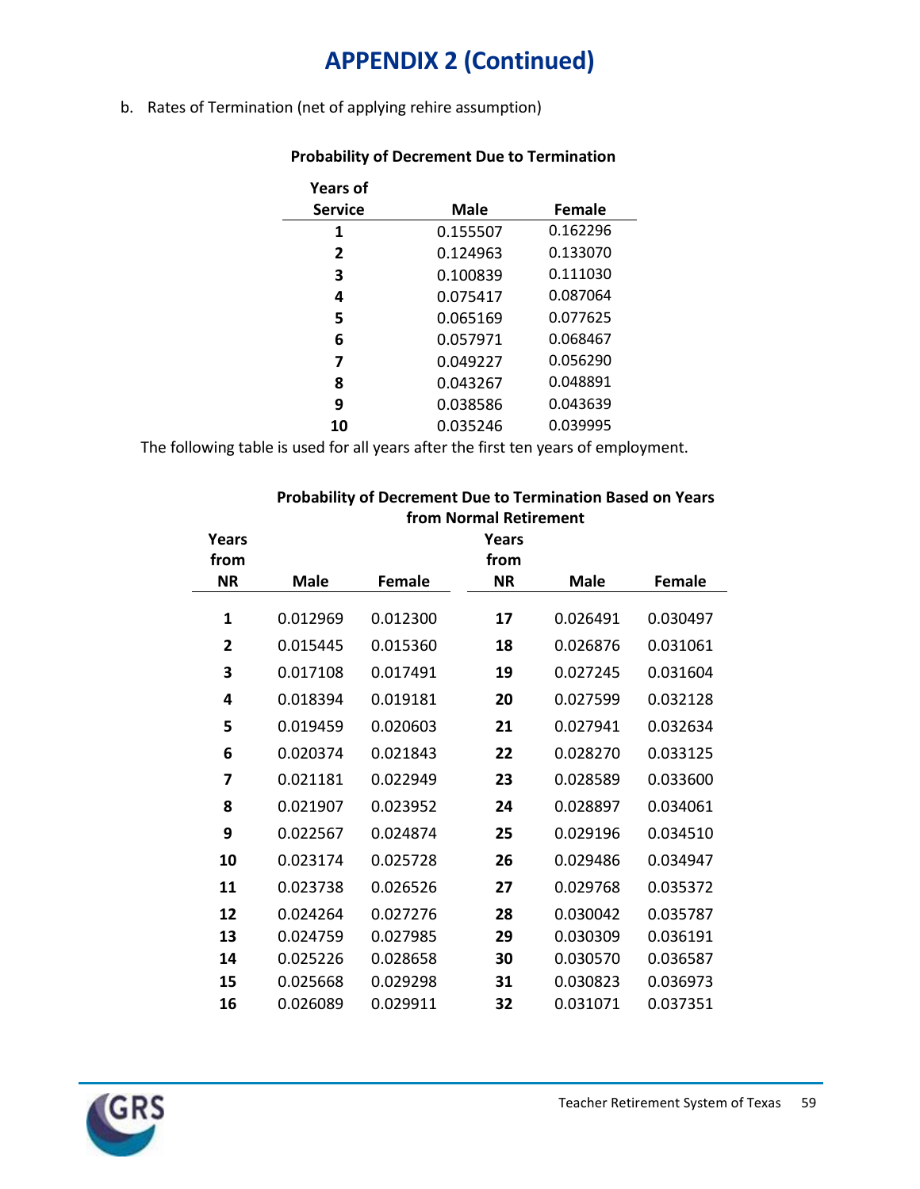# APPENDIX 2 (Continued)

b. Rates of Termination (net of applying rehire assumption)

**Probability of Decrement Due to Termination**

| Years of Service | Male | Female |
|---|---|---|
| 1 | 0.155507 | 0.162296 |
| 2 | 0.124963 | 0.133070 |
| 3 | 0.100839 | 0.111030 |
| 4 | 0.075417 | 0.087064 |
| 5 | 0.065169 | 0.077625 |
| 6 | 0.057971 | 0.068467 |
| 7 | 0.049227 | 0.056290 |
| 8 | 0.043267 | 0.048891 |
| 9 | 0.038586 | 0.043639 |
| 10 | 0.035246 | 0.039995 |

The following table is used for all years after the first ten years of employment.

**Probability of Decrement Due to Termination Based on Years from Normal Retirement**

| Years from NR | Male | Female | Years from NR | Male | Female |
|---|---|---|---|---|---|
| 1 | 0.012969 | 0.012300 | 17 | 0.026491 | 0.030497 |
| 2 | 0.015445 | 0.015360 | 18 | 0.026876 | 0.031061 |
| 3 | 0.017108 | 0.017491 | 19 | 0.027245 | 0.031604 |
| 4 | 0.018394 | 0.019181 | 20 | 0.027599 | 0.032128 |
| 5 | 0.019459 | 0.020603 | 21 | 0.027941 | 0.032634 |
| 6 | 0.020374 | 0.021843 | 22 | 0.028270 | 0.033125 |
| 7 | 0.021181 | 0.022949 | 23 | 0.028589 | 0.033600 |
| 8 | 0.021907 | 0.023952 | 24 | 0.028897 | 0.034061 |
| 9 | 0.022567 | 0.024874 | 25 | 0.029196 | 0.034510 |
| 10 | 0.023174 | 0.025728 | 26 | 0.029486 | 0.034947 |
| 11 | 0.023738 | 0.026526 | 27 | 0.029768 | 0.035372 |
| 12 | 0.024264 | 0.027276 | 28 | 0.030042 | 0.035787 |
| 13 | 0.024759 | 0.027985 | 29 | 0.030309 | 0.036191 |
| 14 | 0.025226 | 0.028658 | 30 | 0.030570 | 0.036587 |
| 15 | 0.025668 | 0.029298 | 31 | 0.030823 | 0.036973 |
| 16 | 0.026089 | 0.029911 | 32 | 0.031071 | 0.037351 |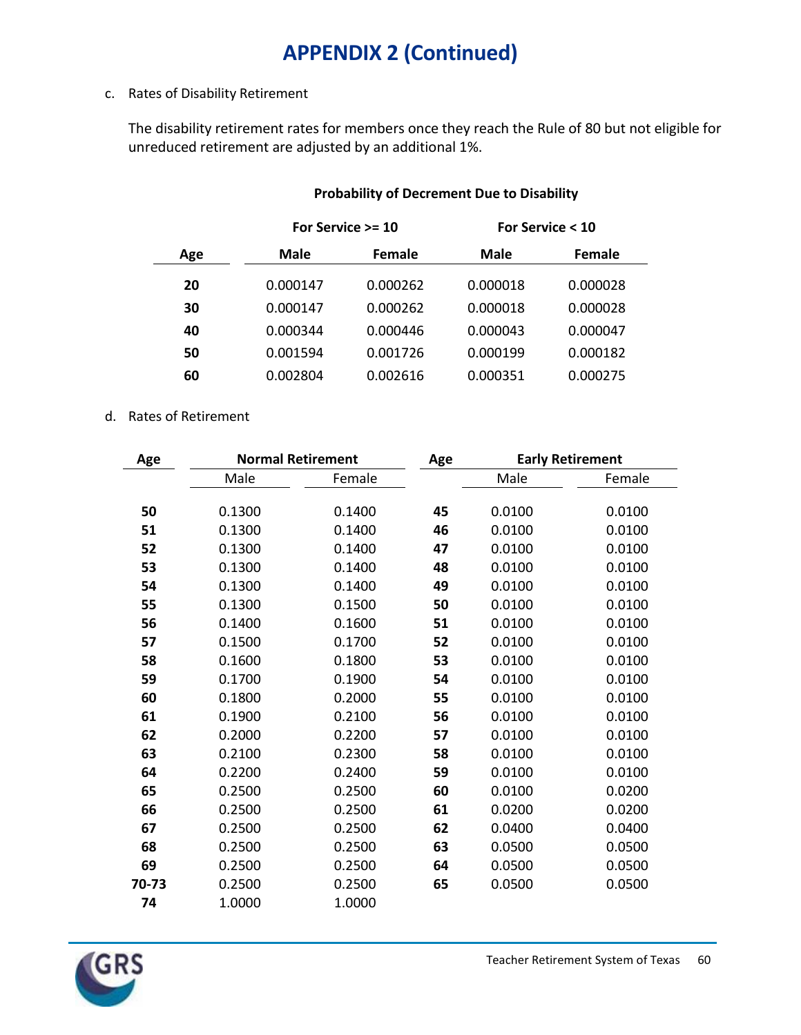# APPENDIX 2 (Continued)

c. Rates of Disability Retirement

The disability retirement rates for members once they reach the Rule of 80 but not eligible for unreduced retirement are adjusted by an additional 1%.

**Probability of Decrement Due to Disability**

| | For Service >= 10 | | For Service < 10 | |
|---|---|---|---|---|
| **Age** | **Male** | **Female** | **Male** | **Female** |
| **20** | 0.000147 | 0.000262 | 0.000018 | 0.000028 |
| **30** | 0.000147 | 0.000262 | 0.000018 | 0.000028 |
| **40** | 0.000344 | 0.000446 | 0.000043 | 0.000047 |
| **50** | 0.001594 | 0.001726 | 0.000199 | 0.000182 |
| **60** | 0.002804 | 0.002616 | 0.000351 | 0.000275 |

d. Rates of Retirement

| **Age** | **Normal Retirement** | | **Age** | **Early Retirement** | |
|---|---|---|---|---|---|
| | Male | Female | | Male | Female |
| **50** | 0.1300 | 0.1400 | **45** | 0.0100 | 0.0100 |
| **51** | 0.1300 | 0.1400 | **46** | 0.0100 | 0.0100 |
| **52** | 0.1300 | 0.1400 | **47** | 0.0100 | 0.0100 |
| **53** | 0.1300 | 0.1400 | **48** | 0.0100 | 0.0100 |
| **54** | 0.1300 | 0.1400 | **49** | 0.0100 | 0.0100 |
| **55** | 0.1300 | 0.1500 | **50** | 0.0100 | 0.0100 |
| **56** | 0.1400 | 0.1600 | **51** | 0.0100 | 0.0100 |
| **57** | 0.1500 | 0.1700 | **52** | 0.0100 | 0.0100 |
| **58** | 0.1600 | 0.1800 | **53** | 0.0100 | 0.0100 |
| **59** | 0.1700 | 0.1900 | **54** | 0.0100 | 0.0100 |
| **60** | 0.1800 | 0.2000 | **55** | 0.0100 | 0.0100 |
| **61** | 0.1900 | 0.2100 | **56** | 0.0100 | 0.0100 |
| **62** | 0.2000 | 0.2200 | **57** | 0.0100 | 0.0100 |
| **63** | 0.2100 | 0.2300 | **58** | 0.0100 | 0.0100 |
| **64** | 0.2200 | 0.2400 | **59** | 0.0100 | 0.0100 |
| **65** | 0.2500 | 0.2500 | **60** | 0.0100 | 0.0200 |
| **66** | 0.2500 | 0.2500 | **61** | 0.0200 | 0.0200 |
| **67** | 0.2500 | 0.2500 | **62** | 0.0400 | 0.0400 |
| **68** | 0.2500 | 0.2500 | **63** | 0.0500 | 0.0500 |
| **69** | 0.2500 | 0.2500 | **64** | 0.0500 | 0.0500 |
| **70-73** | 0.2500 | 0.2500 | **65** | 0.0500 | 0.0500 |
| **74** | 1.0000 | 1.0000 | | | |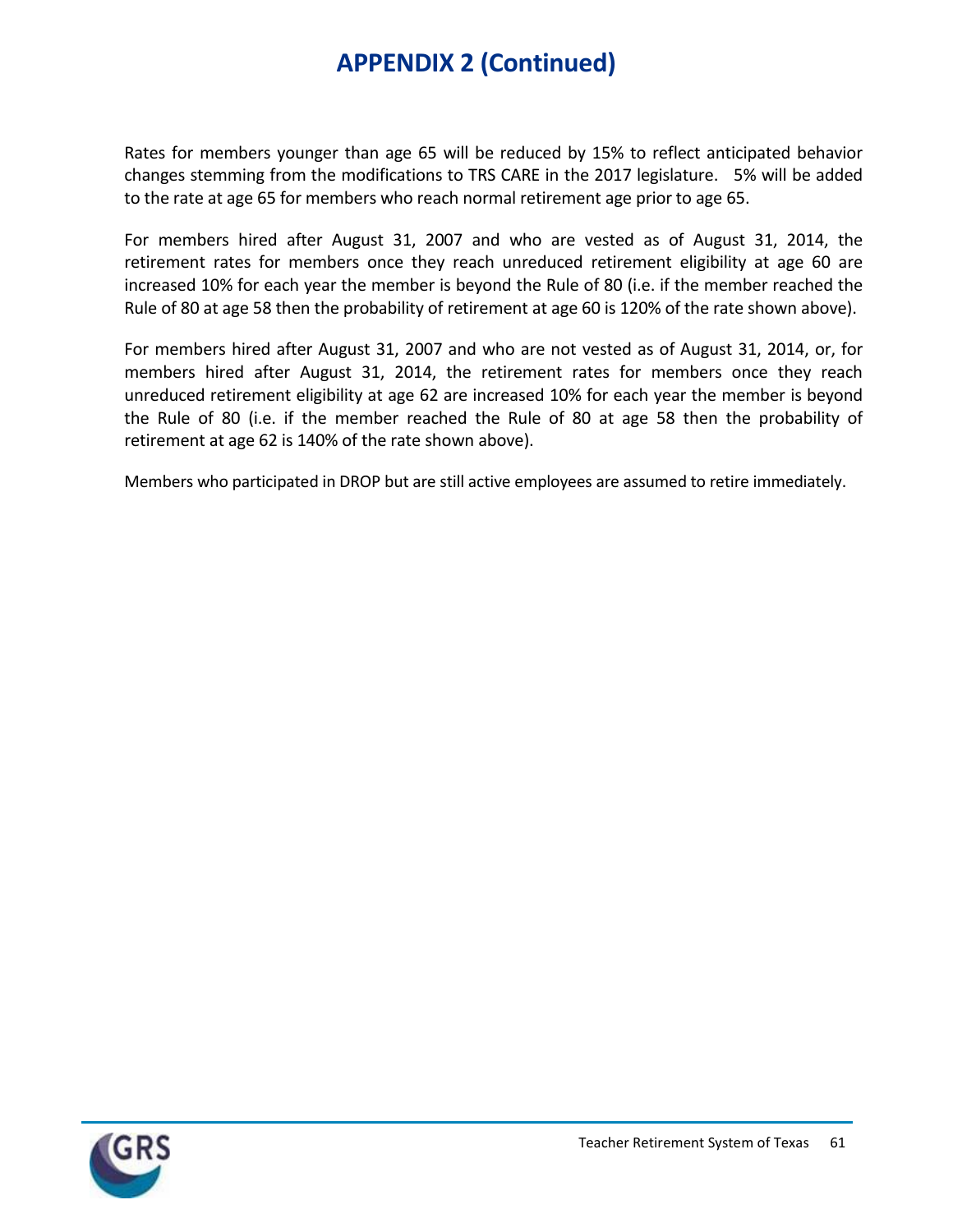# APPENDIX 2 (Continued)

Rates for members younger than age 65 will be reduced by 15% to reflect anticipated behavior changes stemming from the modifications to TRS CARE in the 2017 legislature. 5% will be added to the rate at age 65 for members who reach normal retirement age prior to age 65.

For members hired after August 31, 2007 and who are vested as of August 31, 2014, the retirement rates for members once they reach unreduced retirement eligibility at age 60 are increased 10% for each year the member is beyond the Rule of 80 (i.e. if the member reached the Rule of 80 at age 58 then the probability of retirement at age 60 is 120% of the rate shown above).

For members hired after August 31, 2007 and who are not vested as of August 31, 2014, or, for members hired after August 31, 2014, the retirement rates for members once they reach unreduced retirement eligibility at age 62 are increased 10% for each year the member is beyond the Rule of 80 (i.e. if the member reached the Rule of 80 at age 58 then the probability of retirement at age 62 is 140% of the rate shown above).

Members who participated in DROP but are still active employees are assumed to retire immediately.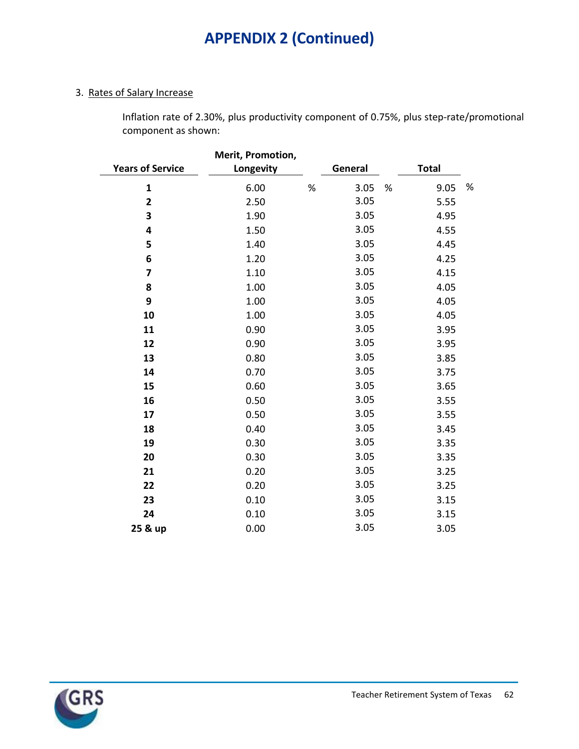# APPENDIX 2 (Continued)

3. Rates of Salary Increase

   Inflation rate of 2.30%, plus productivity component of 0.75%, plus step-rate/promotional component as shown:

| Years of Service | Merit, Promotion, Longevity | General | Total |
|---|---|---|---|
| **1** | 6.00 % | 3.05 % | 9.05 % |
| **2** | 2.50 | 3.05 | 5.55 |
| **3** | 1.90 | 3.05 | 4.95 |
| **4** | 1.50 | 3.05 | 4.55 |
| **5** | 1.40 | 3.05 | 4.45 |
| **6** | 1.20 | 3.05 | 4.25 |
| **7** | 1.10 | 3.05 | 4.15 |
| **8** | 1.00 | 3.05 | 4.05 |
| **9** | 1.00 | 3.05 | 4.05 |
| **10** | 1.00 | 3.05 | 4.05 |
| **11** | 0.90 | 3.05 | 3.95 |
| **12** | 0.90 | 3.05 | 3.95 |
| **13** | 0.80 | 3.05 | 3.85 |
| **14** | 0.70 | 3.05 | 3.75 |
| **15** | 0.60 | 3.05 | 3.65 |
| **16** | 0.50 | 3.05 | 3.55 |
| **17** | 0.50 | 3.05 | 3.55 |
| **18** | 0.40 | 3.05 | 3.45 |
| **19** | 0.30 | 3.05 | 3.35 |
| **20** | 0.30 | 3.05 | 3.35 |
| **21** | 0.20 | 3.05 | 3.25 |
| **22** | 0.20 | 3.05 | 3.25 |
| **23** | 0.10 | 3.05 | 3.15 |
| **24** | 0.10 | 3.05 | 3.15 |
| **25 & up** | 0.00 | 3.05 | 3.05 |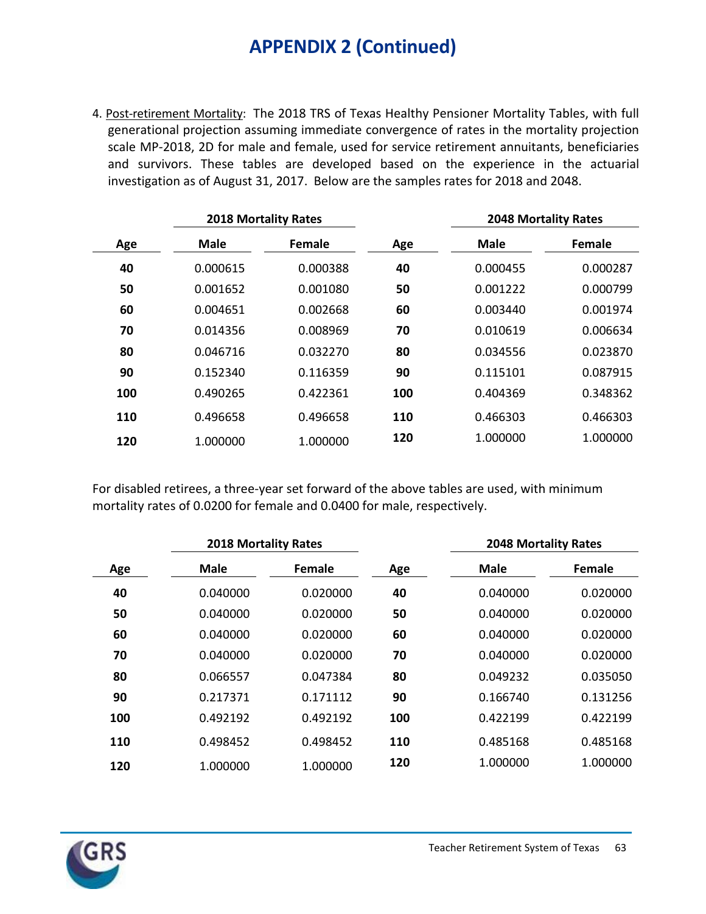# APPENDIX 2 (Continued)

4. Post-retirement Mortality: The 2018 TRS of Texas Healthy Pensioner Mortality Tables, with full generational projection assuming immediate convergence of rates in the mortality projection scale MP-2018, 2D for male and female, used for service retirement annuitants, beneficiaries and survivors. These tables are developed based on the experience in the actuarial investigation as of August 31, 2017. Below are the samples rates for 2018 and 2048.

| | 2018 Mortality Rates | | | 2048 Mortality Rates | |
|---|---|---|---|---|---|
| **Age** | **Male** | **Female** | **Age** | **Male** | **Female** |
| **40** | 0.000615 | 0.000388 | **40** | 0.000455 | 0.000287 |
| **50** | 0.001652 | 0.001080 | **50** | 0.001222 | 0.000799 |
| **60** | 0.004651 | 0.002668 | **60** | 0.003440 | 0.001974 |
| **70** | 0.014356 | 0.008969 | **70** | 0.010619 | 0.006634 |
| **80** | 0.046716 | 0.032270 | **80** | 0.034556 | 0.023870 |
| **90** | 0.152340 | 0.116359 | **90** | 0.115101 | 0.087915 |
| **100** | 0.490265 | 0.422361 | **100** | 0.404369 | 0.348362 |
| **110** | 0.496658 | 0.496658 | **110** | 0.466303 | 0.466303 |
| **120** | 1.000000 | 1.000000 | **120** | 1.000000 | 1.000000 |

For disabled retirees, a three-year set forward of the above tables are used, with minimum mortality rates of 0.0200 for female and 0.0400 for male, respectively.

| | 2018 Mortality Rates | | | 2048 Mortality Rates | |
|---|---|---|---|---|---|
| **Age** | **Male** | **Female** | **Age** | **Male** | **Female** |
| **40** | 0.040000 | 0.020000 | **40** | 0.040000 | 0.020000 |
| **50** | 0.040000 | 0.020000 | **50** | 0.040000 | 0.020000 |
| **60** | 0.040000 | 0.020000 | **60** | 0.040000 | 0.020000 |
| **70** | 0.040000 | 0.020000 | **70** | 0.040000 | 0.020000 |
| **80** | 0.066557 | 0.047384 | **80** | 0.049232 | 0.035050 |
| **90** | 0.217371 | 0.171112 | **90** | 0.166740 | 0.131256 |
| **100** | 0.492192 | 0.492192 | **100** | 0.422199 | 0.422199 |
| **110** | 0.498452 | 0.498452 | **110** | 0.485168 | 0.485168 |
| **120** | 1.000000 | 1.000000 | **120** | 1.000000 | 1.000000 |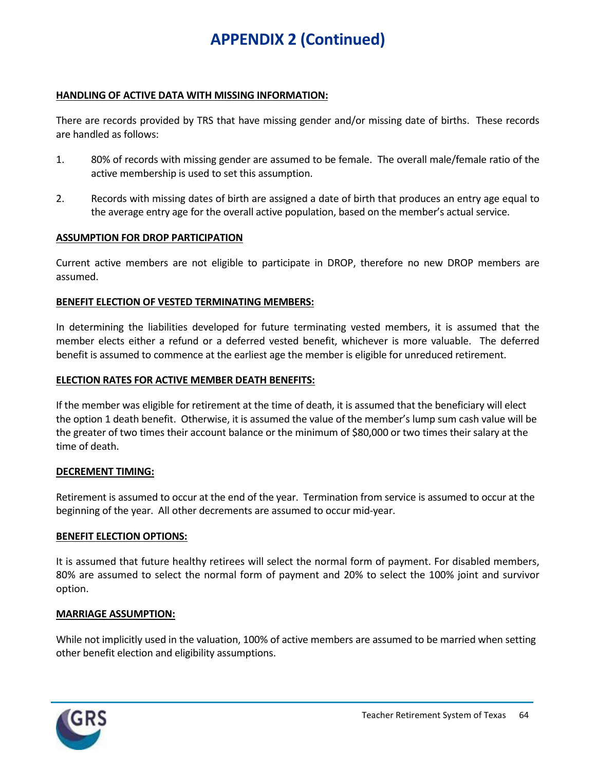# APPENDIX 2 (Continued)

**HANDLING OF ACTIVE DATA WITH MISSING INFORMATION:**

There are records provided by TRS that have missing gender and/or missing date of births. These records are handled as follows:

1. 80% of records with missing gender are assumed to be female. The overall male/female ratio of the active membership is used to set this assumption.

2. Records with missing dates of birth are assigned a date of birth that produces an entry age equal to the average entry age for the overall active population, based on the member's actual service.

**ASSUMPTION FOR DROP PARTICIPATION**

Current active members are not eligible to participate in DROP, therefore no new DROP members are assumed.

**BENEFIT ELECTION OF VESTED TERMINATING MEMBERS:**

In determining the liabilities developed for future terminating vested members, it is assumed that the member elects either a refund or a deferred vested benefit, whichever is more valuable. The deferred benefit is assumed to commence at the earliest age the member is eligible for unreduced retirement.

**ELECTION RATES FOR ACTIVE MEMBER DEATH BENEFITS:**

If the member was eligible for retirement at the time of death, it is assumed that the beneficiary will elect the option 1 death benefit. Otherwise, it is assumed the value of the member's lump sum cash value will be the greater of two times their account balance or the minimum of $80,000 or two times their salary at the time of death.

**DECREMENT TIMING:**

Retirement is assumed to occur at the end of the year. Termination from service is assumed to occur at the beginning of the year. All other decrements are assumed to occur mid-year.

**BENEFIT ELECTION OPTIONS:**

It is assumed that future healthy retirees will select the normal form of payment. For disabled members, 80% are assumed to select the normal form of payment and 20% to select the 100% joint and survivor option.

**MARRIAGE ASSUMPTION:**

While not implicitly used in the valuation, 100% of active members are assumed to be married when setting other benefit election and eligibility assumptions.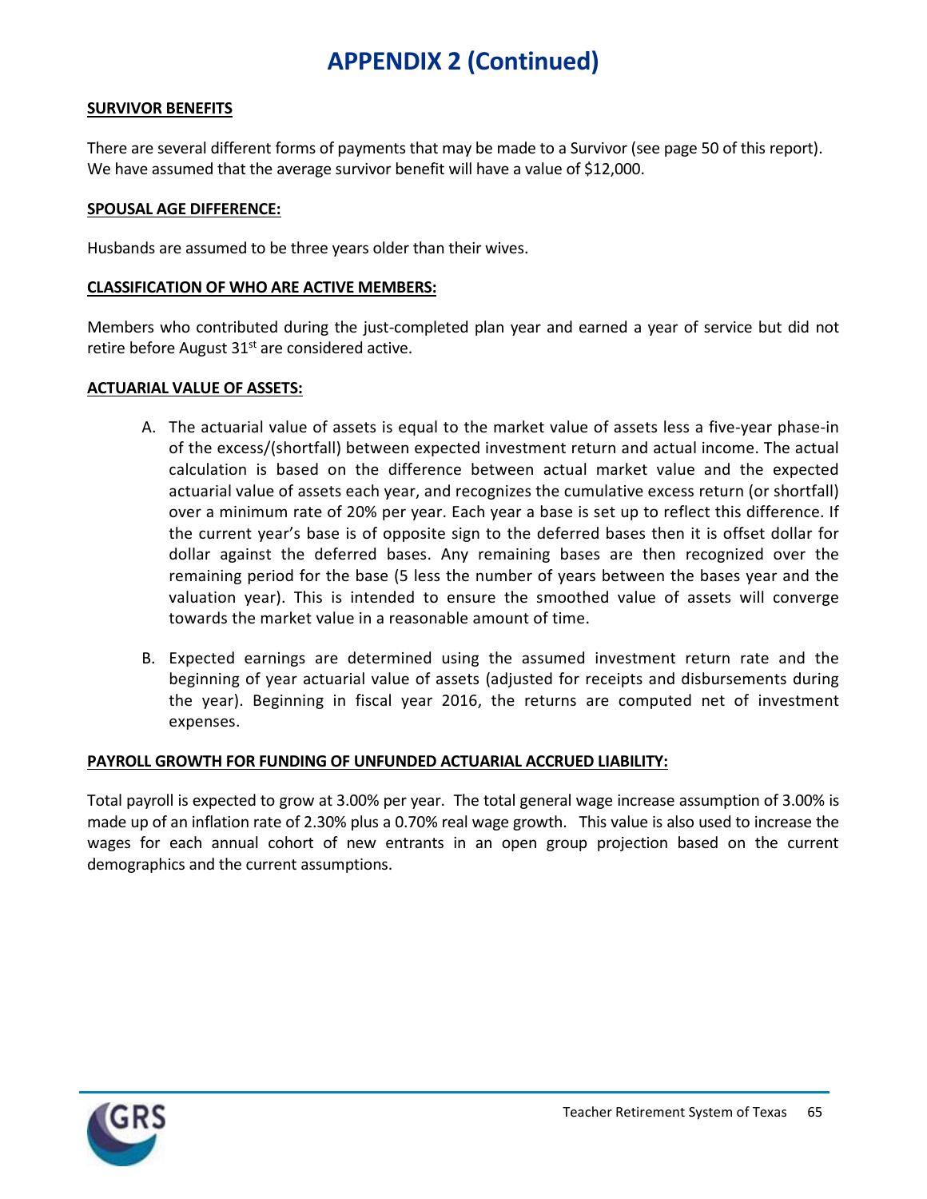# APPENDIX 2 (Continued)

**SURVIVOR BENEFITS**

There are several different forms of payments that may be made to a Survivor (see page 50 of this report). We have assumed that the average survivor benefit will have a value of $12,000.

**SPOUSAL AGE DIFFERENCE:**

Husbands are assumed to be three years older than their wives.

**CLASSIFICATION OF WHO ARE ACTIVE MEMBERS:**

Members who contributed during the just-completed plan year and earned a year of service but did not retire before August 31st are considered active.

**ACTUARIAL VALUE OF ASSETS:**

A. The actuarial value of assets is equal to the market value of assets less a five-year phase-in of the excess/(shortfall) between expected investment return and actual income. The actual calculation is based on the difference between actual market value and the expected actuarial value of assets each year, and recognizes the cumulative excess return (or shortfall) over a minimum rate of 20% per year. Each year a base is set up to reflect this difference. If the current year's base is of opposite sign to the deferred bases then it is offset dollar for dollar against the deferred bases. Any remaining bases are then recognized over the remaining period for the base (5 less the number of years between the bases year and the valuation year). This is intended to ensure the smoothed value of assets will converge towards the market value in a reasonable amount of time.

B. Expected earnings are determined using the assumed investment return rate and the beginning of year actuarial value of assets (adjusted for receipts and disbursements during the year). Beginning in fiscal year 2016, the returns are computed net of investment expenses.

**PAYROLL GROWTH FOR FUNDING OF UNFUNDED ACTUARIAL ACCRUED LIABILITY:**

Total payroll is expected to grow at 3.00% per year. The total general wage increase assumption of 3.00% is made up of an inflation rate of 2.30% plus a 0.70% real wage growth. This value is also used to increase the wages for each annual cohort of new entrants in an open group projection based on the current demographics and the current assumptions.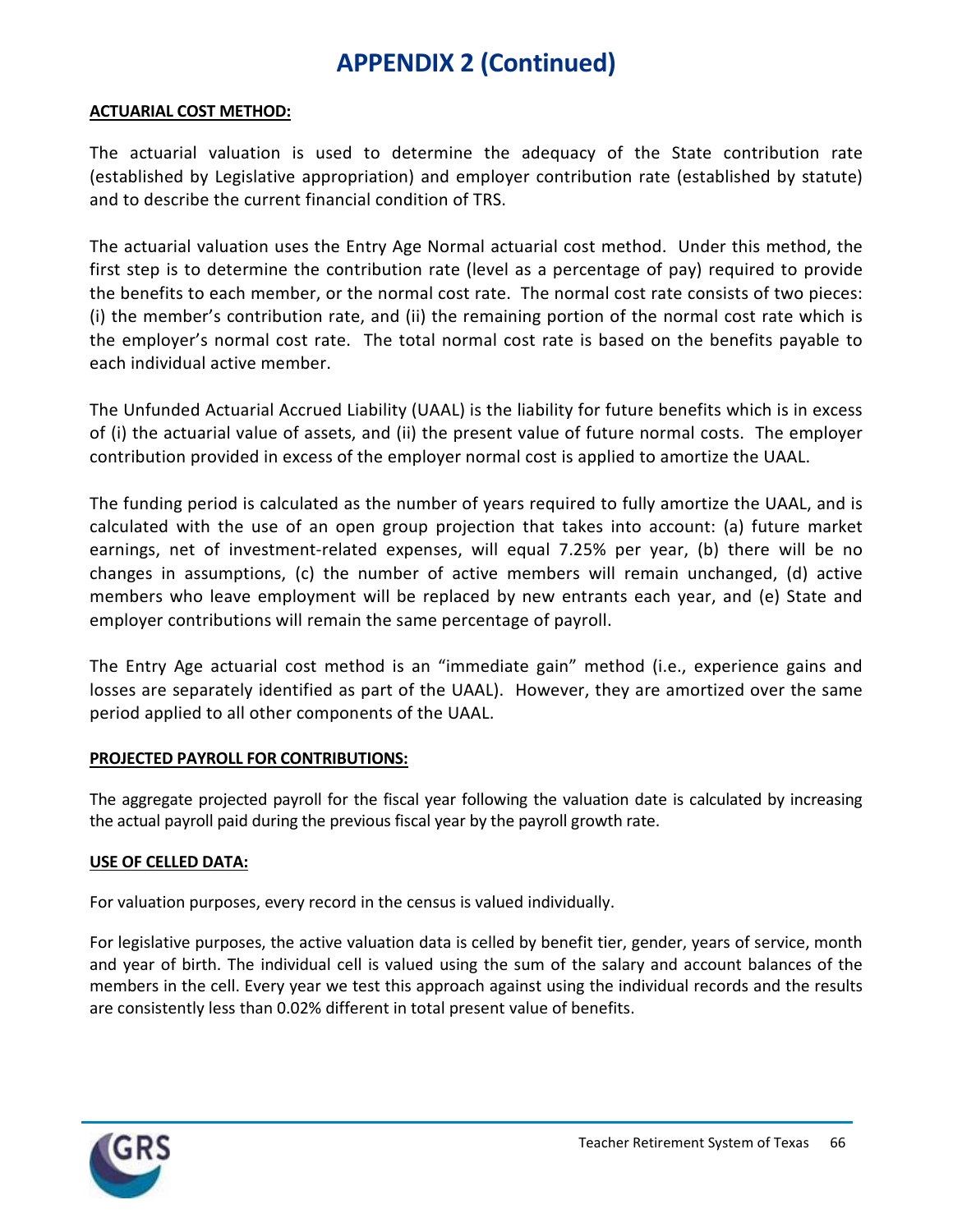# APPENDIX 2 (Continued)

**ACTUARIAL COST METHOD:**

The actuarial valuation is used to determine the adequacy of the State contribution rate (established by Legislative appropriation) and employer contribution rate (established by statute) and to describe the current financial condition of TRS.

The actuarial valuation uses the Entry Age Normal actuarial cost method. Under this method, the first step is to determine the contribution rate (level as a percentage of pay) required to provide the benefits to each member, or the normal cost rate. The normal cost rate consists of two pieces: (i) the member's contribution rate, and (ii) the remaining portion of the normal cost rate which is the employer's normal cost rate. The total normal cost rate is based on the benefits payable to each individual active member.

The Unfunded Actuarial Accrued Liability (UAAL) is the liability for future benefits which is in excess of (i) the actuarial value of assets, and (ii) the present value of future normal costs. The employer contribution provided in excess of the employer normal cost is applied to amortize the UAAL.

The funding period is calculated as the number of years required to fully amortize the UAAL, and is calculated with the use of an open group projection that takes into account: (a) future market earnings, net of investment-related expenses, will equal 7.25% per year, (b) there will be no changes in assumptions, (c) the number of active members will remain unchanged, (d) active members who leave employment will be replaced by new entrants each year, and (e) State and employer contributions will remain the same percentage of payroll.

The Entry Age actuarial cost method is an "immediate gain" method (i.e., experience gains and losses are separately identified as part of the UAAL). However, they are amortized over the same period applied to all other components of the UAAL.

**PROJECTED PAYROLL FOR CONTRIBUTIONS:**

The aggregate projected payroll for the fiscal year following the valuation date is calculated by increasing the actual payroll paid during the previous fiscal year by the payroll growth rate.

**USE OF CELLED DATA:**

For valuation purposes, every record in the census is valued individually.

For legislative purposes, the active valuation data is celled by benefit tier, gender, years of service, month and year of birth. The individual cell is valued using the sum of the salary and account balances of the members in the cell. Every year we test this approach against using the individual records and the results are consistently less than 0.02% different in total present value of benefits.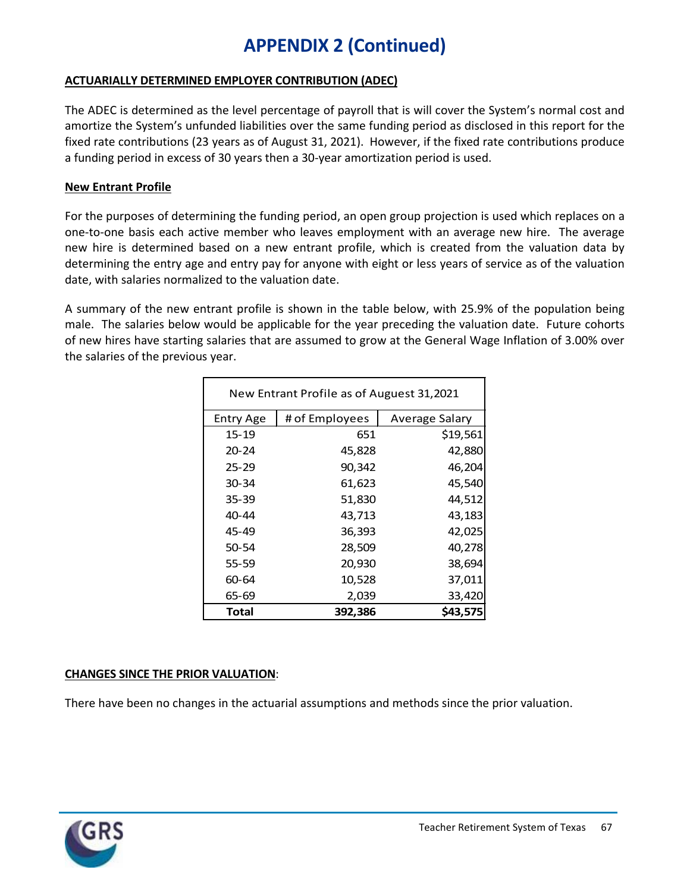# APPENDIX 2 (Continued)

**ACTUARIALLY DETERMINED EMPLOYER CONTRIBUTION (ADEC)**

The ADEC is determined as the level percentage of payroll that is will cover the System's normal cost and amortize the System's unfunded liabilities over the same funding period as disclosed in this report for the fixed rate contributions (23 years as of August 31, 2021). However, if the fixed rate contributions produce a funding period in excess of 30 years then a 30-year amortization period is used.

**New Entrant Profile**

For the purposes of determining the funding period, an open group projection is used which replaces on a one-to-one basis each active member who leaves employment with an average new hire. The average new hire is determined based on a new entrant profile, which is created from the valuation data by determining the entry age and entry pay for anyone with eight or less years of service as of the valuation date, with salaries normalized to the valuation date.

A summary of the new entrant profile is shown in the table below, with 25.9% of the population being male. The salaries below would be applicable for the year preceding the valuation date. Future cohorts of new hires have starting salaries that are assumed to grow at the General Wage Inflation of 3.00% over the salaries of the previous year.

| New Entrant Profile as of Auguest 31,2021 | | |
|---|---|---|
| Entry Age | # of Employees | Average Salary |
| 15-19 | 651 | $19,561 |
| 20-24 | 45,828 | 42,880 |
| 25-29 | 90,342 | 46,204 |
| 30-34 | 61,623 | 45,540 |
| 35-39 | 51,830 | 44,512 |
| 40-44 | 43,713 | 43,183 |
| 45-49 | 36,393 | 42,025 |
| 50-54 | 28,509 | 40,278 |
| 55-59 | 20,930 | 38,694 |
| 60-64 | 10,528 | 37,011 |
| 65-69 | 2,039 | 33,420 |
| **Total** | **392,386** | **$43,575** |

**CHANGES SINCE THE PRIOR VALUATION**:

There have been no changes in the actuarial assumptions and methods since the prior valuation.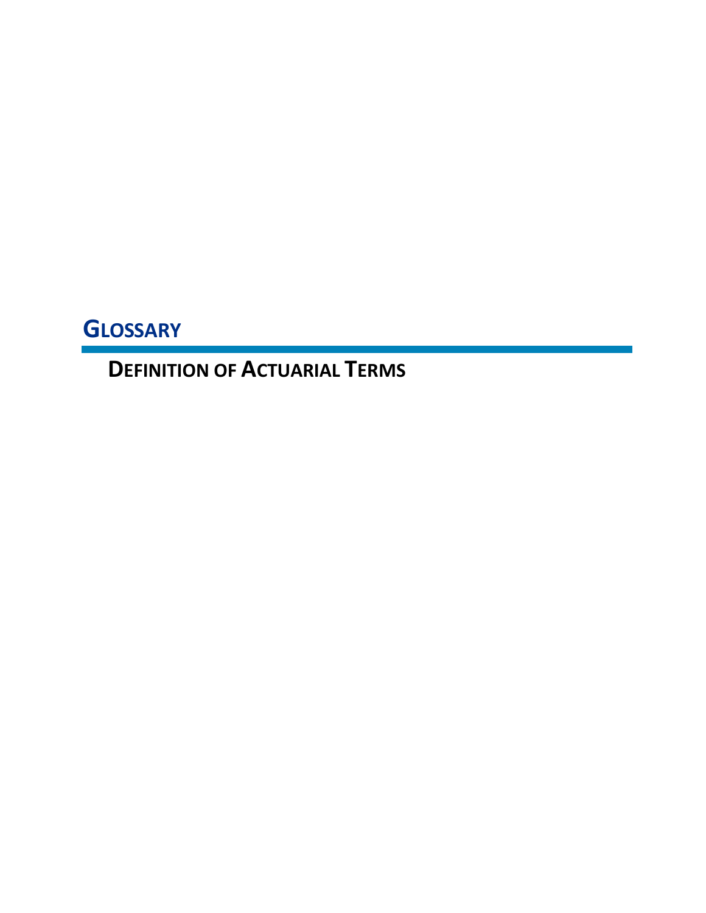# GLOSSARY

## DEFINITION OF ACTUARIAL TERMS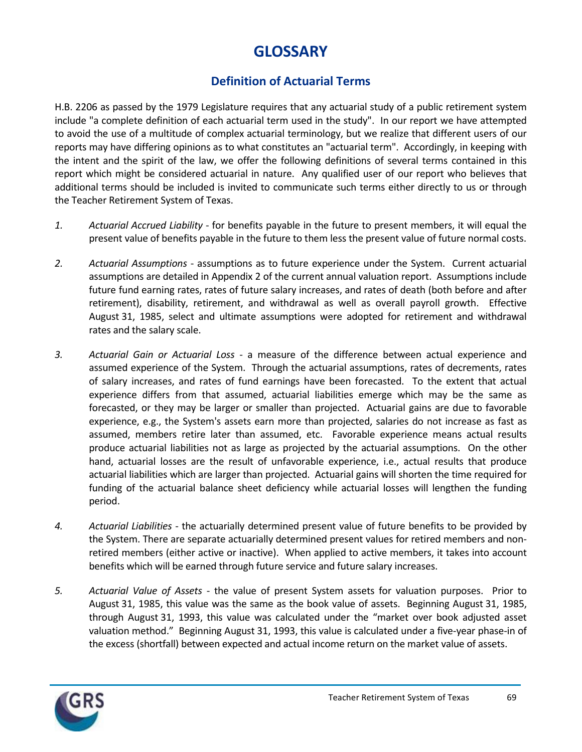# GLOSSARY

## Definition of Actuarial Terms

H.B. 2206 as passed by the 1979 Legislature requires that any actuarial study of a public retirement system include "a complete definition of each actuarial term used in the study". In our report we have attempted to avoid the use of a multitude of complex actuarial terminology, but we realize that different users of our reports may have differing opinions as to what constitutes an "actuarial term". Accordingly, in keeping with the intent and the spirit of the law, we offer the following definitions of several terms contained in this report which might be considered actuarial in nature. Any qualified user of our report who believes that additional terms should be included is invited to communicate such terms either directly to us or through the Teacher Retirement System of Texas.

1. *Actuarial Accrued Liability* - for benefits payable in the future to present members, it will equal the present value of benefits payable in the future to them less the present value of future normal costs.

2. *Actuarial Assumptions* - assumptions as to future experience under the System. Current actuarial assumptions are detailed in Appendix 2 of the current annual valuation report. Assumptions include future fund earning rates, rates of future salary increases, and rates of death (both before and after retirement), disability, retirement, and withdrawal as well as overall payroll growth. Effective August 31, 1985, select and ultimate assumptions were adopted for retirement and withdrawal rates and the salary scale.

3. *Actuarial Gain or Actuarial Loss* - a measure of the difference between actual experience and assumed experience of the System. Through the actuarial assumptions, rates of decrements, rates of salary increases, and rates of fund earnings have been forecasted. To the extent that actual experience differs from that assumed, actuarial liabilities emerge which may be the same as forecasted, or they may be larger or smaller than projected. Actuarial gains are due to favorable experience, e.g., the System's assets earn more than projected, salaries do not increase as fast as assumed, members retire later than assumed, etc. Favorable experience means actual results produce actuarial liabilities not as large as projected by the actuarial assumptions. On the other hand, actuarial losses are the result of unfavorable experience, i.e., actual results that produce actuarial liabilities which are larger than projected. Actuarial gains will shorten the time required for funding of the actuarial balance sheet deficiency while actuarial losses will lengthen the funding period.

4. *Actuarial Liabilities* - the actuarially determined present value of future benefits to be provided by the System. There are separate actuarially determined present values for retired members and non-retired members (either active or inactive). When applied to active members, it takes into account benefits which will be earned through future service and future salary increases.

5. *Actuarial Value of Assets* - the value of present System assets for valuation purposes. Prior to August 31, 1985, this value was the same as the book value of assets. Beginning August 31, 1985, through August 31, 1993, this value was calculated under the "market over book adjusted asset valuation method." Beginning August 31, 1993, this value is calculated under a five-year phase-in of the excess (shortfall) between expected and actual income return on the market value of assets.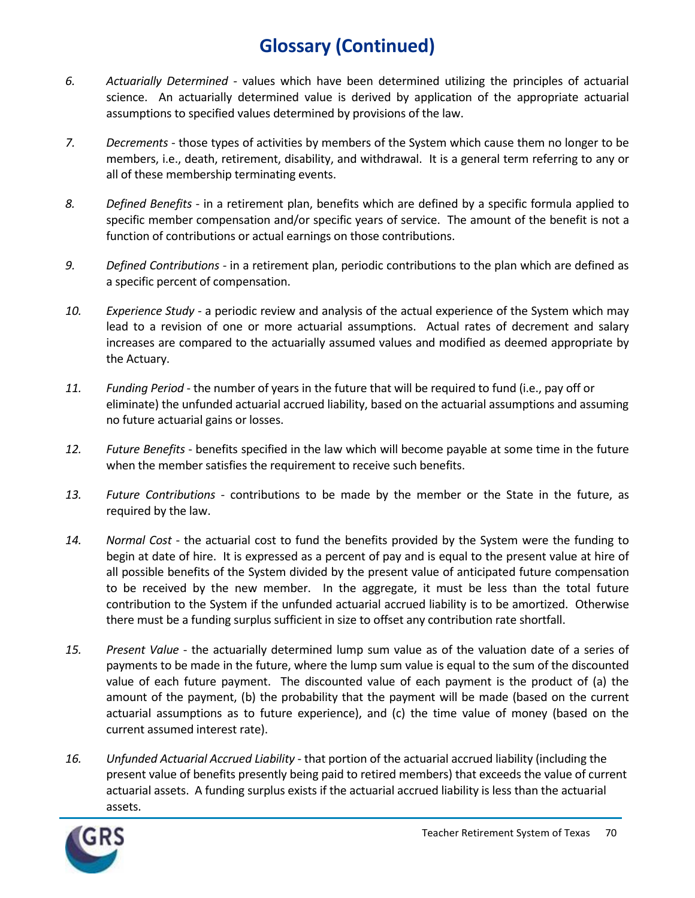# Glossary (Continued)

6. *Actuarially Determined* - values which have been determined utilizing the principles of actuarial science. An actuarially determined value is derived by application of the appropriate actuarial assumptions to specified values determined by provisions of the law.

7. *Decrements* - those types of activities by members of the System which cause them no longer to be members, i.e., death, retirement, disability, and withdrawal. It is a general term referring to any or all of these membership terminating events.

8. *Defined Benefits* - in a retirement plan, benefits which are defined by a specific formula applied to specific member compensation and/or specific years of service. The amount of the benefit is not a function of contributions or actual earnings on those contributions.

9. *Defined Contributions* - in a retirement plan, periodic contributions to the plan which are defined as a specific percent of compensation.

10. *Experience Study* - a periodic review and analysis of the actual experience of the System which may lead to a revision of one or more actuarial assumptions. Actual rates of decrement and salary increases are compared to the actuarially assumed values and modified as deemed appropriate by the Actuary.

11. *Funding Period* - the number of years in the future that will be required to fund (i.e., pay off or eliminate) the unfunded actuarial accrued liability, based on the actuarial assumptions and assuming no future actuarial gains or losses.

12. *Future Benefits* - benefits specified in the law which will become payable at some time in the future when the member satisfies the requirement to receive such benefits.

13. *Future Contributions* - contributions to be made by the member or the State in the future, as required by the law.

14. *Normal Cost* - the actuarial cost to fund the benefits provided by the System were the funding to begin at date of hire. It is expressed as a percent of pay and is equal to the present value at hire of all possible benefits of the System divided by the present value of anticipated future compensation to be received by the new member. In the aggregate, it must be less than the total future contribution to the System if the unfunded actuarial accrued liability is to be amortized. Otherwise there must be a funding surplus sufficient in size to offset any contribution rate shortfall.

15. *Present Value* - the actuarially determined lump sum value as of the valuation date of a series of payments to be made in the future, where the lump sum value is equal to the sum of the discounted value of each future payment. The discounted value of each payment is the product of (a) the amount of the payment, (b) the probability that the payment will be made (based on the current actuarial assumptions as to future experience), and (c) the time value of money (based on the current assumed interest rate).

16. *Unfunded Actuarial Accrued Liability* - that portion of the actuarial accrued liability (including the present value of benefits presently being paid to retired members) that exceeds the value of current actuarial assets. A funding surplus exists if the actuarial accrued liability is less than the actuarial assets.